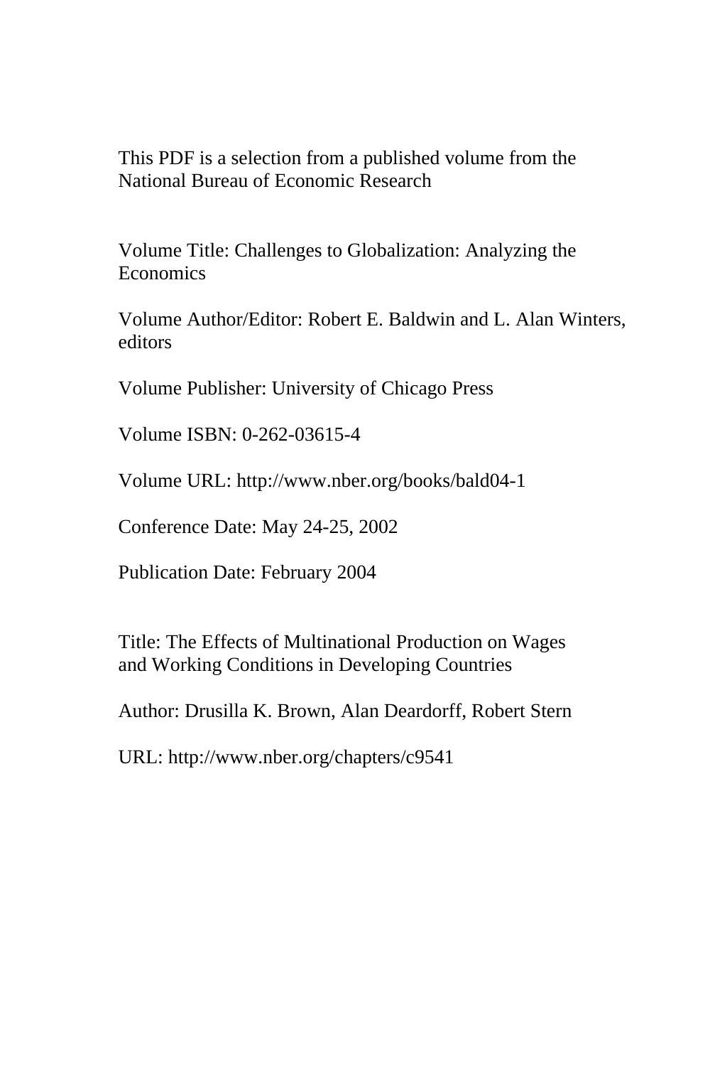This PDF is a selection from a published volume from the National Bureau of Economic Research

Volume Title: Challenges to Globalization: Analyzing the Economics

Volume Author/Editor: Robert E. Baldwin and L. Alan Winters, editors

Volume Publisher: University of Chicago Press

Volume ISBN: 0-262-03615-4

Volume URL: http://www.nber.org/books/bald04-1

Conference Date: May 24-25, 2002

Publication Date: February 2004

Title: The Effects of Multinational Production on Wages and Working Conditions in Developing Countries

Author: Drusilla K. Brown, Alan Deardorff, Robert Stern

URL: http://www.nber.org/chapters/c9541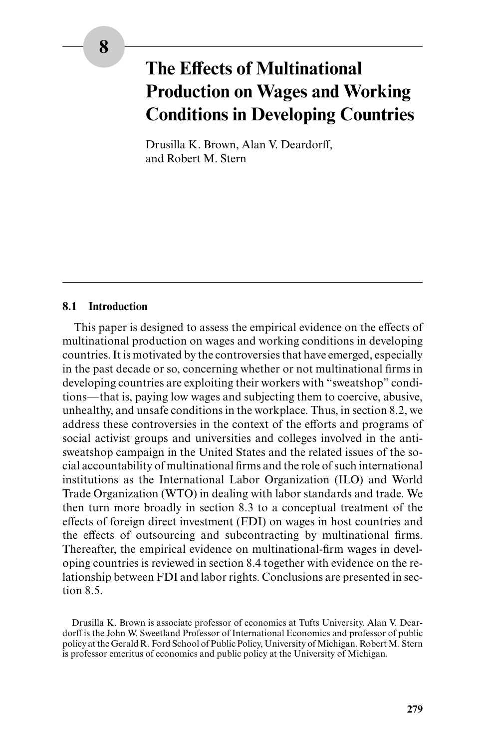# 8 The Effects of Multinational Production on Wages and Working Conditions in Developing Countries

Drusilla K. Brown, Alan V. Deardorff, and Robert M. Stern

## 8.1 Introduction

This paper is designed to assess the empirical evidence on the effects of multinational production on wages and working conditions in developing countries. It is motivated by the controversies that have emerged, especially in the past decade or so, concerning whether or not multinational firms in developing countries are exploiting their workers with "sweatshop" conditions—that is, paying low wages and subjecting them to coercive, abusive, unhealthy, and unsafe conditions in the workplace. Thus, in section 8.2, we address these controversies in the context of the efforts and programs of social activist groups and universities and colleges involved in the anti-sweatshop campaign in the United States and the related issues of the social accountability of multinational firms and the role of such international institutions as the International Labor Organization (ILO) and World Trade Organization (WTO) in dealing with labor standards and trade. We then turn more broadly in section 8.3 to a conceptual treatment of the effects of foreign direct investment (FDI) on wages in host countries and the effects of outsourcing and subcontracting by multinational firms. Thereafter, the empirical evidence on multinational-firm wages in developing countries is reviewed in section 8.4 together with evidence on the relationship between FDI and labor rights. Conclusions are presented in section 8.5.

Drusilla K. Brown is associate professor of economics at Tufts University. Alan V. Deardorff is the John W. Sweetland Professor of International Economics and professor of public policy at the Gerald R. Ford School of Public Policy, University of Michigan. Robert M. Stern is professor emeritus of economics and public policy at the University of Michigan.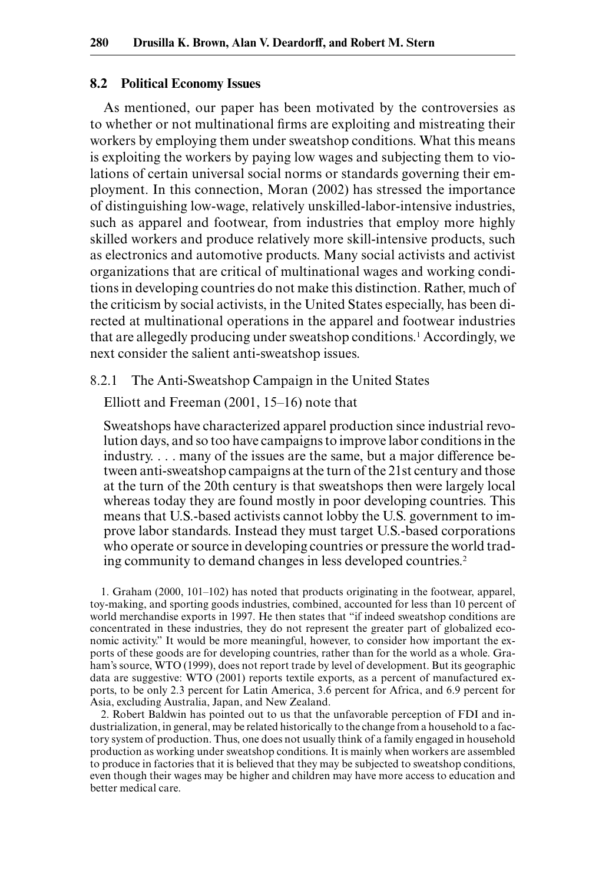## 8.2 Political Economy Issues

As mentioned, our paper has been motivated by the controversies as to whether or not multinational firms are exploiting and mistreating their workers by employing them under sweatshop conditions. What this means is exploiting the workers by paying low wages and subjecting them to violations of certain universal social norms or standards governing their employment. In this connection, Moran (2002) has stressed the importance of distinguishing low-wage, relatively unskilled-labor-intensive industries, such as apparel and footwear, from industries that employ more highly skilled workers and produce relatively more skill-intensive products, such as electronics and automotive products. Many social activists and activist organizations that are critical of multinational wages and working conditions in developing countries do not make this distinction. Rather, much of the criticism by social activists, in the United States especially, has been directed at multinational operations in the apparel and footwear industries that are allegedly producing under sweatshop conditions.[1] Accordingly, we next consider the salient anti-sweatshop issues.

### 8.2.1 The Anti-Sweatshop Campaign in the United States

Elliott and Freeman (2001, 15–16) note that

> Sweatshops have characterized apparel production since industrial revolution days, and so too have campaigns to improve labor conditions in the industry. . . . many of the issues are the same, but a major difference between anti-sweatshop campaigns at the turn of the 21st century and those at the turn of the 20th century is that sweatshops then were largely local whereas today they are found mostly in poor developing countries. This means that U.S.-based activists cannot lobby the U.S. government to improve labor standards. Instead they must target U.S.-based corporations who operate or source in developing countries or pressure the world trading community to demand changes in less developed countries.[2]

1. Graham (2000, 101–102) has noted that products originating in the footwear, apparel, toy-making, and sporting goods industries, combined, accounted for less than 10 percent of world merchandise exports in 1997. He then states that "if indeed sweatshop conditions are concentrated in these industries, they do not represent the greater part of globalized economic activity." It would be more meaningful, however, to consider how important the exports of these goods are for developing countries, rather than for the world as a whole. Graham's source, WTO (1999), does not report trade by level of development. But its geographic data are suggestive: WTO (2001) reports textile exports, as a percent of manufactured exports, to be only 2.3 percent for Latin America, 3.6 percent for Africa, and 6.9 percent for Asia, excluding Australia, Japan, and New Zealand.

2. Robert Baldwin has pointed out to us that the unfavorable perception of FDI and industrialization, in general, may be related historically to the change from a household to a factory system of production. Thus, one does not usually think of a family engaged in household production as working under sweatshop conditions. It is mainly when workers are assembled to produce in factories that it is believed that they may be subjected to sweatshop conditions, even though their wages may be higher and children may have more access to education and better medical care.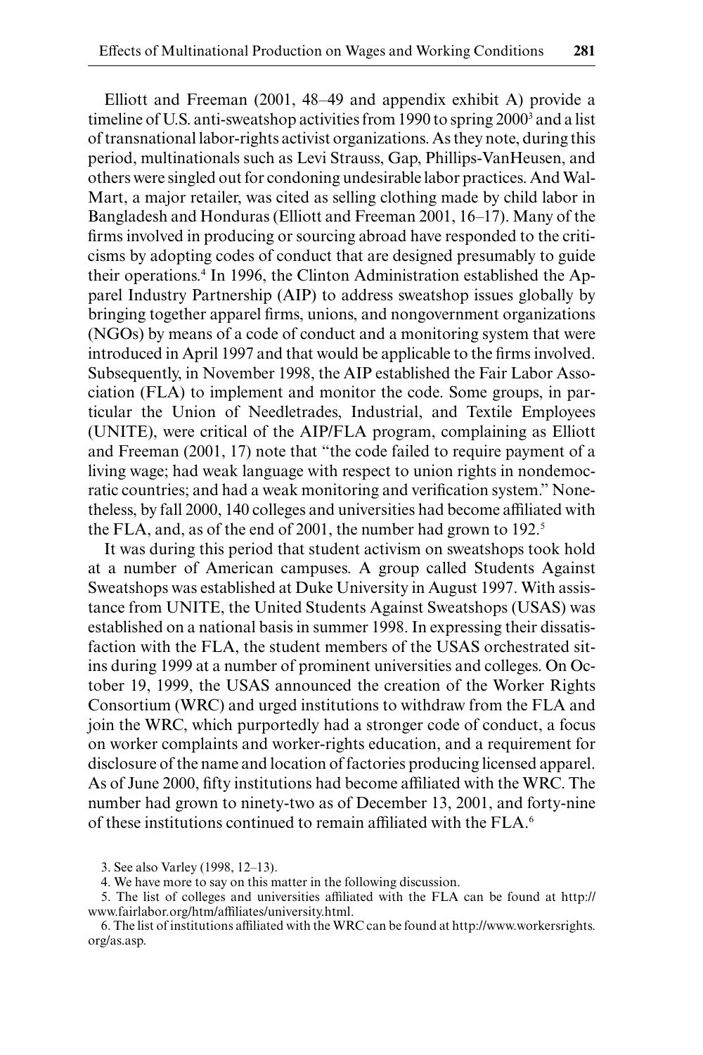Elliott and Freeman (2001, 48–49 and appendix exhibit A) provide a timeline of U.S. anti-sweatshop activities from 1990 to spring 2000[3] and a list of transnational labor-rights activist organizations. As they note, during this period, multinationals such as Levi Strauss, Gap, Phillips-VanHeusen, and others were singled out for condoning undesirable labor practices. And Wal-Mart, a major retailer, was cited as selling clothing made by child labor in Bangladesh and Honduras (Elliott and Freeman 2001, 16–17). Many of the firms involved in producing or sourcing abroad have responded to the criticisms by adopting codes of conduct that are designed presumably to guide their operations.[4] In 1996, the Clinton Administration established the Apparel Industry Partnership (AIP) to address sweatshop issues globally by bringing together apparel firms, unions, and nongovernment organizations (NGOs) by means of a code of conduct and a monitoring system that were introduced in April 1997 and that would be applicable to the firms involved. Subsequently, in November 1998, the AIP established the Fair Labor Association (FLA) to implement and monitor the code. Some groups, in particular the Union of Needletrades, Industrial, and Textile Employees (UNITE), were critical of the AIP/FLA program, complaining as Elliott and Freeman (2001, 17) note that "the code failed to require payment of a living wage; had weak language with respect to union rights in nondemocratic countries; and had a weak monitoring and verification system." Nonetheless, by fall 2000, 140 colleges and universities had become affiliated with the FLA, and, as of the end of 2001, the number had grown to 192.[5]

It was during this period that student activism on sweatshops took hold at a number of American campuses. A group called Students Against Sweatshops was established at Duke University in August 1997. With assistance from UNITE, the United Students Against Sweatshops (USAS) was established on a national basis in summer 1998. In expressing their dissatisfaction with the FLA, the student members of the USAS orchestrated sit-ins during 1999 at a number of prominent universities and colleges. On October 19, 1999, the USAS announced the creation of the Worker Rights Consortium (WRC) and urged institutions to withdraw from the FLA and join the WRC, which purportedly had a stronger code of conduct, a focus on worker complaints and worker-rights education, and a requirement for disclosure of the name and location of factories producing licensed apparel. As of June 2000, fifty institutions had become affiliated with the WRC. The number had grown to ninety-two as of December 13, 2001, and forty-nine of these institutions continued to remain affiliated with the FLA.[6]

3. See also Varley (1998, 12–13).

4. We have more to say on this matter in the following discussion.

5. The list of colleges and universities affiliated with the FLA can be found at http://www.fairlabor.org/htm/affiliates/university.html.

6. The list of institutions affiliated with the WRC can be found at http://www.workersrights.org/as.asp.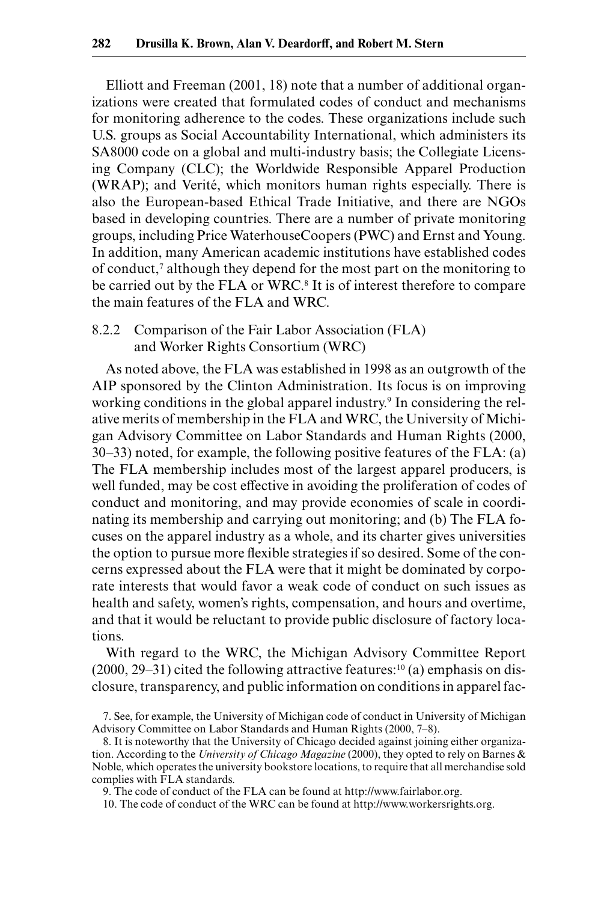Elliott and Freeman (2001, 18) note that a number of additional organizations were created that formulated codes of conduct and mechanisms for monitoring adherence to the codes. These organizations include such U.S. groups as Social Accountability International, which administers its SA8000 code on a global and multi-industry basis; the Collegiate Licensing Company (CLC); the Worldwide Responsible Apparel Production (WRAP); and Verité, which monitors human rights especially. There is also the European-based Ethical Trade Initiative, and there are NGOs based in developing countries. There are a number of private monitoring groups, including Price WaterhouseCoopers (PWC) and Ernst and Young. In addition, many American academic institutions have established codes of conduct,[7] although they depend for the most part on the monitoring to be carried out by the FLA or WRC.[8] It is of interest therefore to compare the main features of the FLA and WRC.

### 8.2.2 Comparison of the Fair Labor Association (FLA) and Worker Rights Consortium (WRC)

As noted above, the FLA was established in 1998 as an outgrowth of the AIP sponsored by the Clinton Administration. Its focus is on improving working conditions in the global apparel industry.[9] In considering the relative merits of membership in the FLA and WRC, the University of Michigan Advisory Committee on Labor Standards and Human Rights (2000, 30–33) noted, for example, the following positive features of the FLA: (a) The FLA membership includes most of the largest apparel producers, is well funded, may be cost effective in avoiding the proliferation of codes of conduct and monitoring, and may provide economies of scale in coordinating its membership and carrying out monitoring; and (b) The FLA focuses on the apparel industry as a whole, and its charter gives universities the option to pursue more flexible strategies if so desired. Some of the concerns expressed about the FLA were that it might be dominated by corporate interests that would favor a weak code of conduct on such issues as health and safety, women's rights, compensation, and hours and overtime, and that it would be reluctant to provide public disclosure of factory locations.

With regard to the WRC, the Michigan Advisory Committee Report (2000, 29–31) cited the following attractive features:[10] (a) emphasis on disclosure, transparency, and public information on conditions in apparel fac-

7. See, for example, the University of Michigan code of conduct in University of Michigan Advisory Committee on Labor Standards and Human Rights (2000, 7–8).

8. It is noteworthy that the University of Chicago decided against joining either organization. According to the *University of Chicago Magazine* (2000), they opted to rely on Barnes & Noble, which operates the university bookstore locations, to require that all merchandise sold complies with FLA standards.

9. The code of conduct of the FLA can be found at http://www.fairlabor.org.

10. The code of conduct of the WRC can be found at http://www.workersrights.org.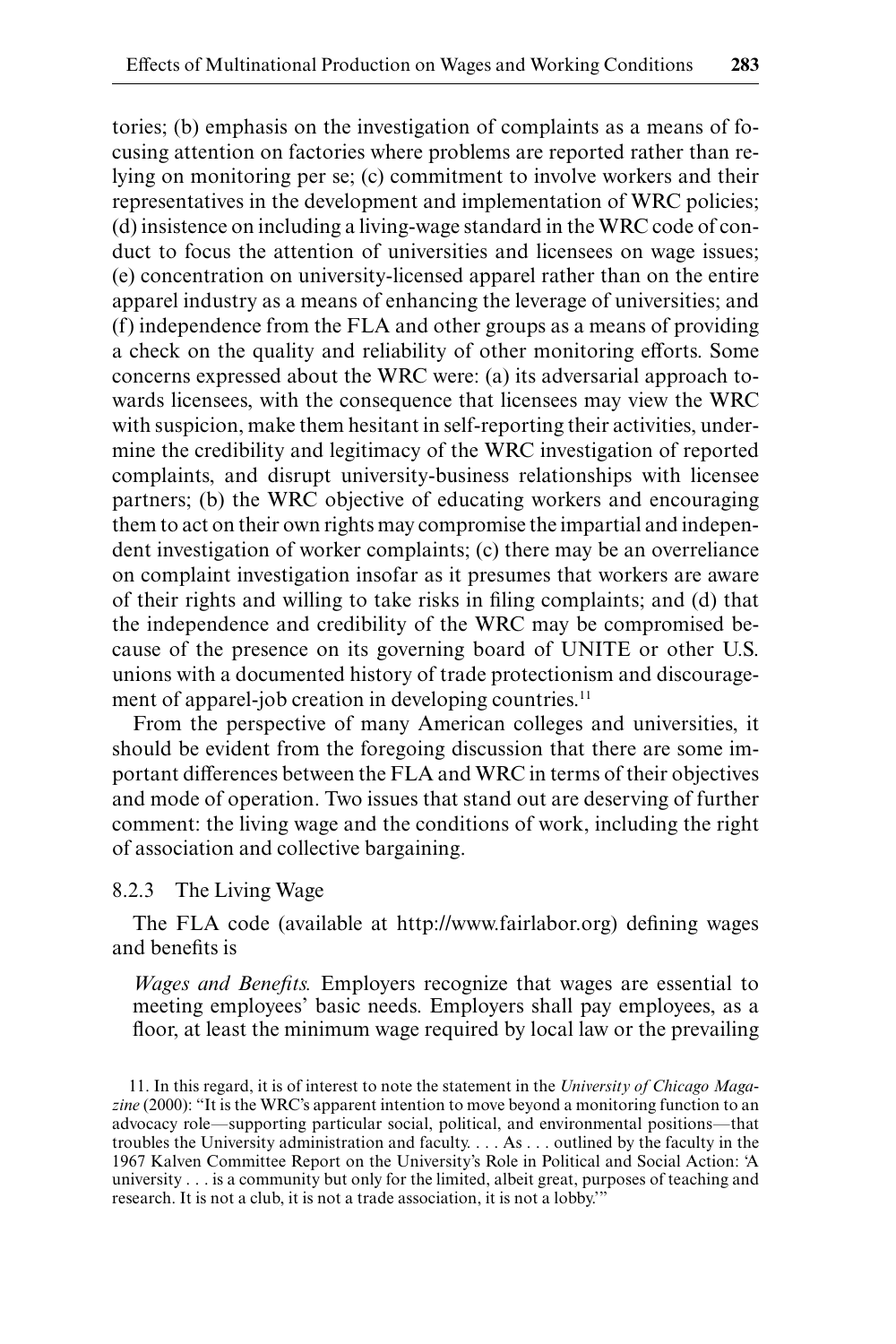tories; (b) emphasis on the investigation of complaints as a means of focusing attention on factories where problems are reported rather than relying on monitoring per se; (c) commitment to involve workers and their representatives in the development and implementation of WRC policies; (d) insistence on including a living-wage standard in the WRC code of conduct to focus the attention of universities and licensees on wage issues; (e) concentration on university-licensed apparel rather than on the entire apparel industry as a means of enhancing the leverage of universities; and (f) independence from the FLA and other groups as a means of providing a check on the quality and reliability of other monitoring efforts. Some concerns expressed about the WRC were: (a) its adversarial approach towards licensees, with the consequence that licensees may view the WRC with suspicion, make them hesitant in self-reporting their activities, undermine the credibility and legitimacy of the WRC investigation of reported complaints, and disrupt university-business relationships with licensee partners; (b) the WRC objective of educating workers and encouraging them to act on their own rights may compromise the impartial and independent investigation of worker complaints; (c) there may be an overreliance on complaint investigation insofar as it presumes that workers are aware of their rights and willing to take risks in filing complaints; and (d) that the independence and credibility of the WRC may be compromised because of the presence on its governing board of UNITE or other U.S. unions with a documented history of trade protectionism and discouragement of apparel-job creation in developing countries.[11]

From the perspective of many American colleges and universities, it should be evident from the foregoing discussion that there are some important differences between the FLA and WRC in terms of their objectives and mode of operation. Two issues that stand out are deserving of further comment: the living wage and the conditions of work, including the right of association and collective bargaining.

### 8.2.3 The Living Wage

The FLA code (available at http://www.fairlabor.org) defining wages and benefits is

> *Wages and Benefits.* Employers recognize that wages are essential to meeting employees' basic needs. Employers shall pay employees, as a floor, at least the minimum wage required by local law or the prevailing

11. In this regard, it is of interest to note the statement in the *University of Chicago Magazine* (2000): "It is the WRC's apparent intention to move beyond a monitoring function to an advocacy role—supporting particular social, political, and environmental positions—that troubles the University administration and faculty. . . . As . . . outlined by the faculty in the 1967 Kalven Committee Report on the University's Role in Political and Social Action: 'A university . . . is a community but only for the limited, albeit great, purposes of teaching and research. It is not a club, it is not a trade association, it is not a lobby.'"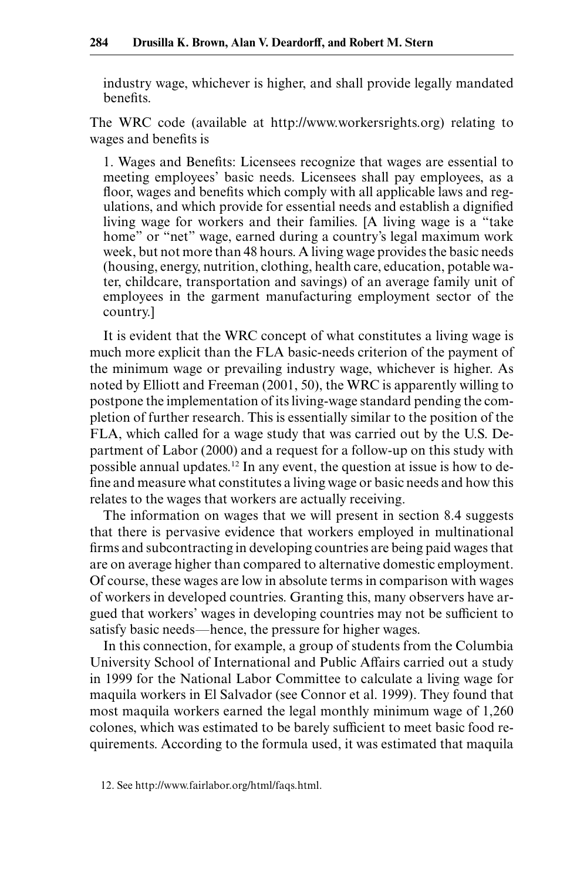industry wage, whichever is higher, and shall provide legally mandated benefits.

The WRC code (available at http://www.workersrights.org) relating to wages and benefits is

> 1. Wages and Benefits: Licensees recognize that wages are essential to meeting employees' basic needs. Licensees shall pay employees, as a floor, wages and benefits which comply with all applicable laws and regulations, and which provide for essential needs and establish a dignified living wage for workers and their families. [A living wage is a "take home" or "net" wage, earned during a country's legal maximum work week, but not more than 48 hours. A living wage provides the basic needs (housing, energy, nutrition, clothing, health care, education, potable water, childcare, transportation and savings) of an average family unit of employees in the garment manufacturing employment sector of the country.]

It is evident that the WRC concept of what constitutes a living wage is much more explicit than the FLA basic-needs criterion of the payment of the minimum wage or prevailing industry wage, whichever is higher. As noted by Elliott and Freeman (2001, 50), the WRC is apparently willing to postpone the implementation of its living-wage standard pending the completion of further research. This is essentially similar to the position of the FLA, which called for a wage study that was carried out by the U.S. Department of Labor (2000) and a request for a follow-up on this study with possible annual updates.[12] In any event, the question at issue is how to define and measure what constitutes a living wage or basic needs and how this relates to the wages that workers are actually receiving.

The information on wages that we will present in section 8.4 suggests that there is pervasive evidence that workers employed in multinational firms and subcontracting in developing countries are being paid wages that are on average higher than compared to alternative domestic employment. Of course, these wages are low in absolute terms in comparison with wages of workers in developed countries. Granting this, many observers have argued that workers' wages in developing countries may not be sufficient to satisfy basic needs—hence, the pressure for higher wages.

In this connection, for example, a group of students from the Columbia University School of International and Public Affairs carried out a study in 1999 for the National Labor Committee to calculate a living wage for maquila workers in El Salvador (see Connor et al. 1999). They found that most maquila workers earned the legal monthly minimum wage of 1,260 colones, which was estimated to be barely sufficient to meet basic food requirements. According to the formula used, it was estimated that maquila

12. See http://www.fairlabor.org/html/faqs.html.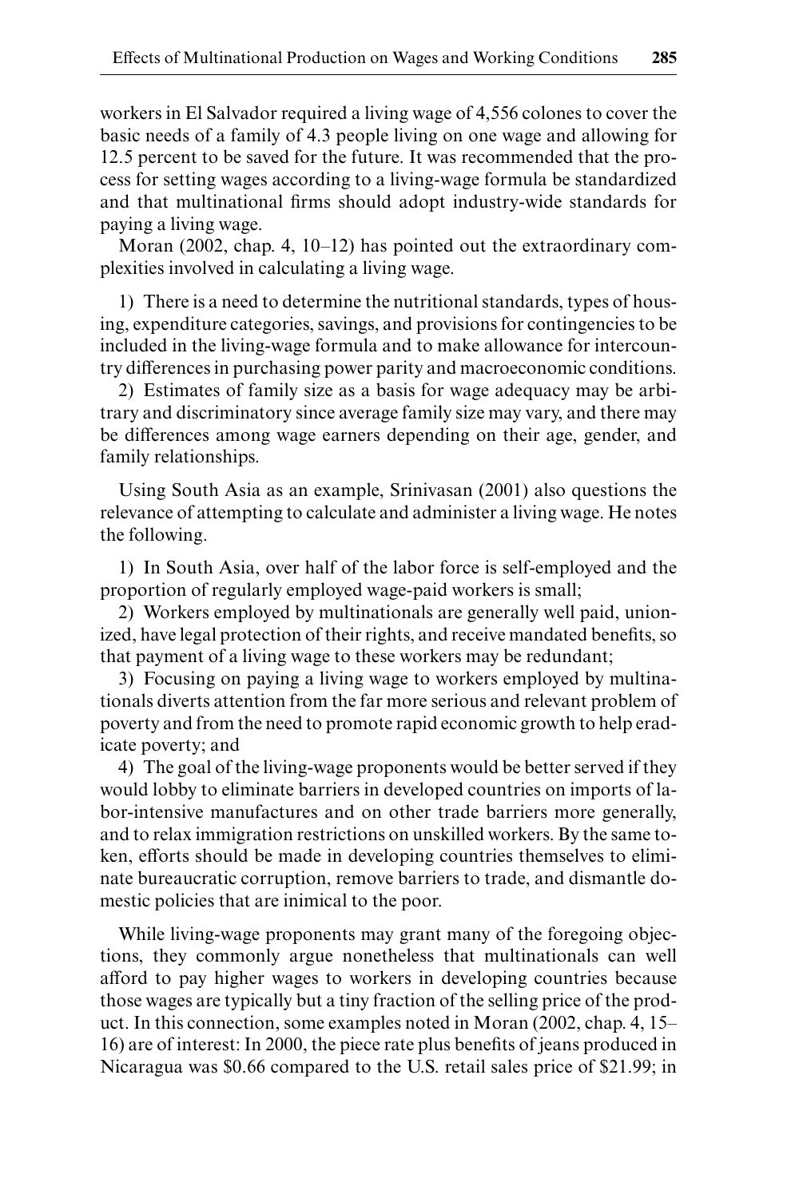workers in El Salvador required a living wage of 4,556 colones to cover the basic needs of a family of 4.3 people living on one wage and allowing for 12.5 percent to be saved for the future. It was recommended that the process for setting wages according to a living-wage formula be standardized and that multinational firms should adopt industry-wide standards for paying a living wage.

Moran (2002, chap. 4, 10–12) has pointed out the extraordinary complexities involved in calculating a living wage.

1) There is a need to determine the nutritional standards, types of housing, expenditure categories, savings, and provisions for contingencies to be included in the living-wage formula and to make allowance for intercountry differences in purchasing power parity and macroeconomic conditions.

2) Estimates of family size as a basis for wage adequacy may be arbitrary and discriminatory since average family size may vary, and there may be differences among wage earners depending on their age, gender, and family relationships.

Using South Asia as an example, Srinivasan (2001) also questions the relevance of attempting to calculate and administer a living wage. He notes the following.

1) In South Asia, over half of the labor force is self-employed and the proportion of regularly employed wage-paid workers is small;

2) Workers employed by multinationals are generally well paid, unionized, have legal protection of their rights, and receive mandated benefits, so that payment of a living wage to these workers may be redundant;

3) Focusing on paying a living wage to workers employed by multinationals diverts attention from the far more serious and relevant problem of poverty and from the need to promote rapid economic growth to help eradicate poverty; and

4) The goal of the living-wage proponents would be better served if they would lobby to eliminate barriers in developed countries on imports of labor-intensive manufactures and on other trade barriers more generally, and to relax immigration restrictions on unskilled workers. By the same token, efforts should be made in developing countries themselves to eliminate bureaucratic corruption, remove barriers to trade, and dismantle domestic policies that are inimical to the poor.

While living-wage proponents may grant many of the foregoing objections, they commonly argue nonetheless that multinationals can well afford to pay higher wages to workers in developing countries because those wages are typically but a tiny fraction of the selling price of the product. In this connection, some examples noted in Moran (2002, chap. 4, 15–16) are of interest: In 2000, the piece rate plus benefits of jeans produced in Nicaragua was $0.66 compared to the U.S. retail sales price of $21.99; in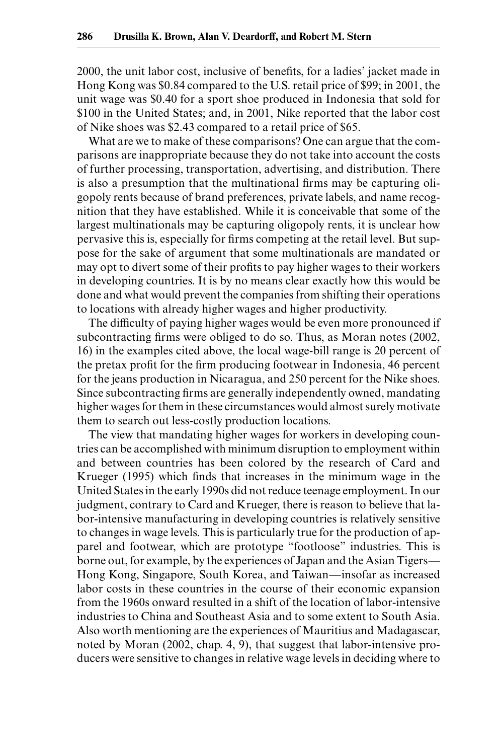2000, the unit labor cost, inclusive of benefits, for a ladies' jacket made in Hong Kong was $0.84 compared to the U.S. retail price of $99; in 2001, the unit wage was $0.40 for a sport shoe produced in Indonesia that sold for $100 in the United States; and, in 2001, Nike reported that the labor cost of Nike shoes was $2.43 compared to a retail price of $65.

What are we to make of these comparisons? One can argue that the comparisons are inappropriate because they do not take into account the costs of further processing, transportation, advertising, and distribution. There is also a presumption that the multinational firms may be capturing oligopoly rents because of brand preferences, private labels, and name recognition that they have established. While it is conceivable that some of the largest multinationals may be capturing oligopoly rents, it is unclear how pervasive this is, especially for firms competing at the retail level. But suppose for the sake of argument that some multinationals are mandated or may opt to divert some of their profits to pay higher wages to their workers in developing countries. It is by no means clear exactly how this would be done and what would prevent the companies from shifting their operations to locations with already higher wages and higher productivity.

The difficulty of paying higher wages would be even more pronounced if subcontracting firms were obliged to do so. Thus, as Moran notes (2002, 16) in the examples cited above, the local wage-bill range is 20 percent of the pretax profit for the firm producing footwear in Indonesia, 46 percent for the jeans production in Nicaragua, and 250 percent for the Nike shoes. Since subcontracting firms are generally independently owned, mandating higher wages for them in these circumstances would almost surely motivate them to search out less-costly production locations.

The view that mandating higher wages for workers in developing countries can be accomplished with minimum disruption to employment within and between countries has been colored by the research of Card and Krueger (1995) which finds that increases in the minimum wage in the United States in the early 1990s did not reduce teenage employment. In our judgment, contrary to Card and Krueger, there is reason to believe that labor-intensive manufacturing in developing countries is relatively sensitive to changes in wage levels. This is particularly true for the production of apparel and footwear, which are prototype "footloose" industries. This is borne out, for example, by the experiences of Japan and the Asian Tigers—Hong Kong, Singapore, South Korea, and Taiwan—insofar as increased labor costs in these countries in the course of their economic expansion from the 1960s onward resulted in a shift of the location of labor-intensive industries to China and Southeast Asia and to some extent to South Asia. Also worth mentioning are the experiences of Mauritius and Madagascar, noted by Moran (2002, chap. 4, 9), that suggest that labor-intensive producers were sensitive to changes in relative wage levels in deciding where to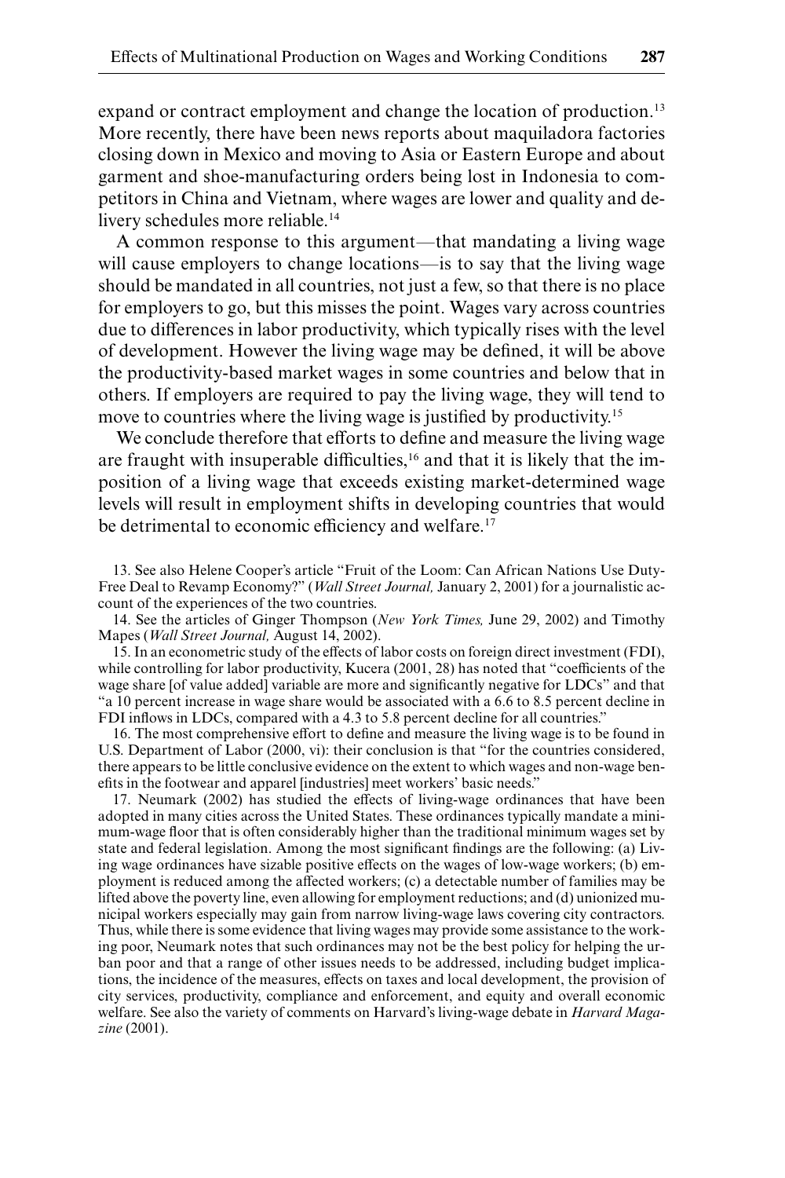expand or contract employment and change the location of production.[13] More recently, there have been news reports about maquiladora factories closing down in Mexico and moving to Asia or Eastern Europe and about garment and shoe-manufacturing orders being lost in Indonesia to competitors in China and Vietnam, where wages are lower and quality and delivery schedules more reliable.[14]

A common response to this argument—that mandating a living wage will cause employers to change locations—is to say that the living wage should be mandated in all countries, not just a few, so that there is no place for employers to go, but this misses the point. Wages vary across countries due to differences in labor productivity, which typically rises with the level of development. However the living wage may be defined, it will be above the productivity-based market wages in some countries and below that in others. If employers are required to pay the living wage, they will tend to move to countries where the living wage is justified by productivity.[15]

We conclude therefore that efforts to define and measure the living wage are fraught with insuperable difficulties,[16] and that it is likely that the imposition of a living wage that exceeds existing market-determined wage levels will result in employment shifts in developing countries that would be detrimental to economic efficiency and welfare.[17]

13. See also Helene Cooper's article "Fruit of the Loom: Can African Nations Use Duty-Free Deal to Revamp Economy?" (*Wall Street Journal,* January 2, 2001) for a journalistic account of the experiences of the two countries.

14. See the articles of Ginger Thompson (*New York Times,* June 29, 2002) and Timothy Mapes (*Wall Street Journal,* August 14, 2002).

15. In an econometric study of the effects of labor costs on foreign direct investment (FDI), while controlling for labor productivity, Kucera (2001, 28) has noted that "coefficients of the wage share [of value added] variable are more and significantly negative for LDCs" and that "a 10 percent increase in wage share would be associated with a 6.6 to 8.5 percent decline in FDI inflows in LDCs, compared with a 4.3 to 5.8 percent decline for all countries."

16. The most comprehensive effort to define and measure the living wage is to be found in U.S. Department of Labor (2000, vi): their conclusion is that "for the countries considered, there appears to be little conclusive evidence on the extent to which wages and non-wage benefits in the footwear and apparel [industries] meet workers' basic needs."

17. Neumark (2002) has studied the effects of living-wage ordinances that have been adopted in many cities across the United States. These ordinances typically mandate a minimum-wage floor that is often considerably higher than the traditional minimum wages set by state and federal legislation. Among the most significant findings are the following: (a) Living wage ordinances have sizable positive effects on the wages of low-wage workers; (b) employment is reduced among the affected workers; (c) a detectable number of families may be lifted above the poverty line, even allowing for employment reductions; and (d) unionized municipal workers especially may gain from narrow living-wage laws covering city contractors. Thus, while there is some evidence that living wages may provide some assistance to the working poor, Neumark notes that such ordinances may not be the best policy for helping the urban poor and that a range of other issues needs to be addressed, including budget implications, the incidence of the measures, effects on taxes and local development, the provision of city services, productivity, compliance and enforcement, and equity and overall economic welfare. See also the variety of comments on Harvard's living-wage debate in *Harvard Magazine* (2001).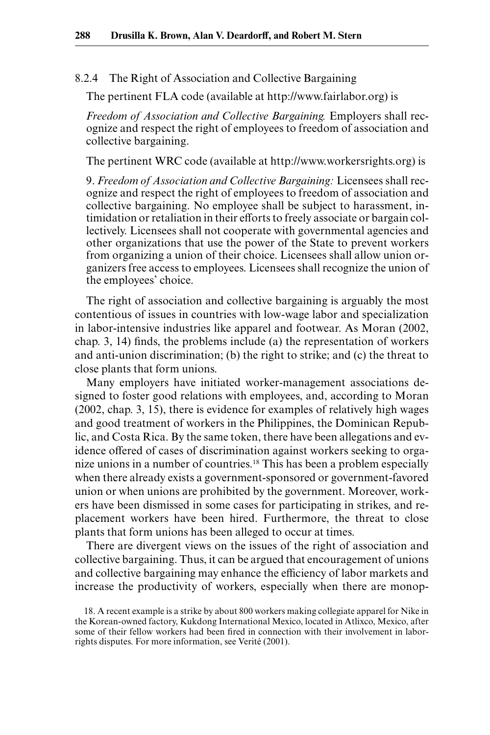### 8.2.4 The Right of Association and Collective Bargaining

The pertinent FLA code (available at http://www.fairlabor.org) is

> *Freedom of Association and Collective Bargaining.* Employers shall recognize and respect the right of employees to freedom of association and collective bargaining.

The pertinent WRC code (available at http://www.workersrights.org) is

> 9. *Freedom of Association and Collective Bargaining:* Licensees shall recognize and respect the right of employees to freedom of association and collective bargaining. No employee shall be subject to harassment, intimidation or retaliation in their efforts to freely associate or bargain collectively. Licensees shall not cooperate with governmental agencies and other organizations that use the power of the State to prevent workers from organizing a union of their choice. Licensees shall allow union organizers free access to employees. Licensees shall recognize the union of the employees' choice.

The right of association and collective bargaining is arguably the most contentious of issues in countries with low-wage labor and specialization in labor-intensive industries like apparel and footwear. As Moran (2002, chap. 3, 14) finds, the problems include (a) the representation of workers and anti-union discrimination; (b) the right to strike; and (c) the threat to close plants that form unions.

Many employers have initiated worker-management associations designed to foster good relations with employees, and, according to Moran (2002, chap. 3, 15), there is evidence for examples of relatively high wages and good treatment of workers in the Philippines, the Dominican Republic, and Costa Rica. By the same token, there have been allegations and evidence offered of cases of discrimination against workers seeking to organize unions in a number of countries.[18] This has been a problem especially when there already exists a government-sponsored or government-favored union or when unions are prohibited by the government. Moreover, workers have been dismissed in some cases for participating in strikes, and replacement workers have been hired. Furthermore, the threat to close plants that form unions has been alleged to occur at times.

There are divergent views on the issues of the right of association and collective bargaining. Thus, it can be argued that encouragement of unions and collective bargaining may enhance the efficiency of labor markets and increase the productivity of workers, especially when there are monop-

18. A recent example is a strike by about 800 workers making collegiate apparel for Nike in the Korean-owned factory, Kukdong International Mexico, located in Atlixco, Mexico, after some of their fellow workers had been fired in connection with their involvement in labor-rights disputes. For more information, see Verité (2001).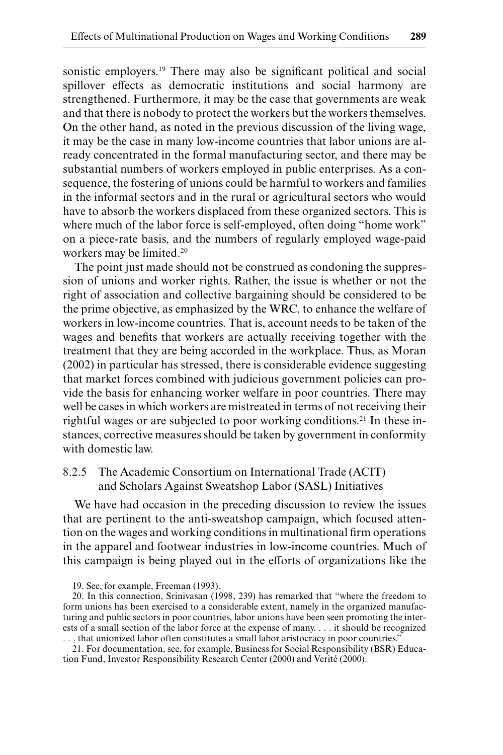sonistic employers.[19] There may also be significant political and social spillover effects as democratic institutions and social harmony are strengthened. Furthermore, it may be the case that governments are weak and that there is nobody to protect the workers but the workers themselves. On the other hand, as noted in the previous discussion of the living wage, it may be the case in many low-income countries that labor unions are already concentrated in the formal manufacturing sector, and there may be substantial numbers of workers employed in public enterprises. As a consequence, the fostering of unions could be harmful to workers and families in the informal sectors and in the rural or agricultural sectors who would have to absorb the workers displaced from these organized sectors. This is where much of the labor force is self-employed, often doing "home work" on a piece-rate basis, and the numbers of regularly employed wage-paid workers may be limited.[20]

The point just made should not be construed as condoning the suppression of unions and worker rights. Rather, the issue is whether or not the right of association and collective bargaining should be considered to be the prime objective, as emphasized by the WRC, to enhance the welfare of workers in low-income countries. That is, account needs to be taken of the wages and benefits that workers are actually receiving together with the treatment that they are being accorded in the workplace. Thus, as Moran (2002) in particular has stressed, there is considerable evidence suggesting that market forces combined with judicious government policies can provide the basis for enhancing worker welfare in poor countries. There may well be cases in which workers are mistreated in terms of not receiving their rightful wages or are subjected to poor working conditions.[21] In these instances, corrective measures should be taken by government in conformity with domestic law.

### 8.2.5 The Academic Consortium on International Trade (ACIT) and Scholars Against Sweatshop Labor (SASL) Initiatives

We have had occasion in the preceding discussion to review the issues that are pertinent to the anti-sweatshop campaign, which focused attention on the wages and working conditions in multinational firm operations in the apparel and footwear industries in low-income countries. Much of this campaign is being played out in the efforts of organizations like the

---

19. See, for example, Freeman (1993).

20. In this connection, Srinivasan (1998, 239) has remarked that "where the freedom to form unions has been exercised to a considerable extent, namely in the organized manufacturing and public sectors in poor countries, labor unions have been seen promoting the interests of a small section of the labor force at the expense of many. . . . it should be recognized . . . that unionized labor often constitutes a small labor aristocracy in poor countries."

21. For documentation, see, for example, Business for Social Responsibility (BSR) Education Fund, Investor Responsibility Research Center (2000) and Verité (2000).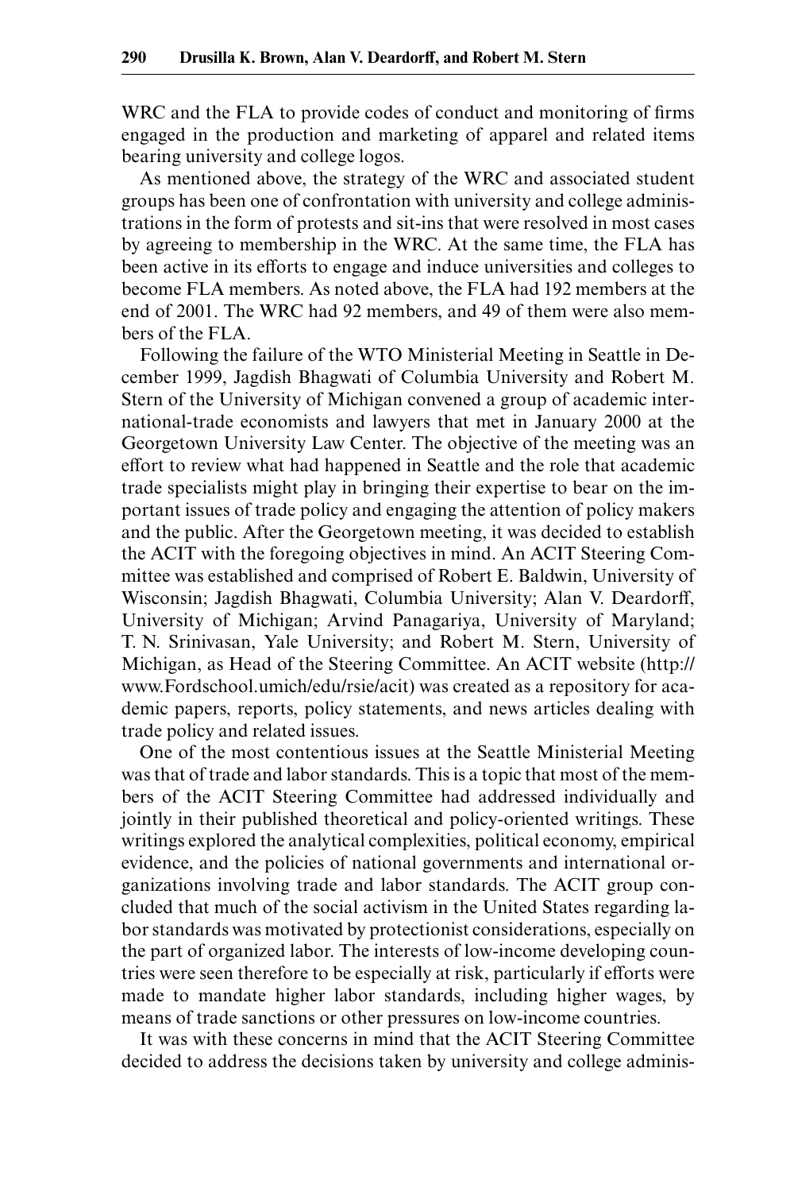WRC and the FLA to provide codes of conduct and monitoring of firms engaged in the production and marketing of apparel and related items bearing university and college logos.

As mentioned above, the strategy of the WRC and associated student groups has been one of confrontation with university and college administrations in the form of protests and sit-ins that were resolved in most cases by agreeing to membership in the WRC. At the same time, the FLA has been active in its efforts to engage and induce universities and colleges to become FLA members. As noted above, the FLA had 192 members at the end of 2001. The WRC had 92 members, and 49 of them were also members of the FLA.

Following the failure of the WTO Ministerial Meeting in Seattle in December 1999, Jagdish Bhagwati of Columbia University and Robert M. Stern of the University of Michigan convened a group of academic international-trade economists and lawyers that met in January 2000 at the Georgetown University Law Center. The objective of the meeting was an effort to review what had happened in Seattle and the role that academic trade specialists might play in bringing their expertise to bear on the important issues of trade policy and engaging the attention of policy makers and the public. After the Georgetown meeting, it was decided to establish the ACIT with the foregoing objectives in mind. An ACIT Steering Committee was established and comprised of Robert E. Baldwin, University of Wisconsin; Jagdish Bhagwati, Columbia University; Alan V. Deardorff, University of Michigan; Arvind Panagariya, University of Maryland; T. N. Srinivasan, Yale University; and Robert M. Stern, University of Michigan, as Head of the Steering Committee. An ACIT website (http://www.Fordschool.umich/edu/rsie/acit) was created as a repository for academic papers, reports, policy statements, and news articles dealing with trade policy and related issues.

One of the most contentious issues at the Seattle Ministerial Meeting was that of trade and labor standards. This is a topic that most of the members of the ACIT Steering Committee had addressed individually and jointly in their published theoretical and policy-oriented writings. These writings explored the analytical complexities, political economy, empirical evidence, and the policies of national governments and international organizations involving trade and labor standards. The ACIT group concluded that much of the social activism in the United States regarding labor standards was motivated by protectionist considerations, especially on the part of organized labor. The interests of low-income developing countries were seen therefore to be especially at risk, particularly if efforts were made to mandate higher labor standards, including higher wages, by means of trade sanctions or other pressures on low-income countries.

It was with these concerns in mind that the ACIT Steering Committee decided to address the decisions taken by university and college adminis-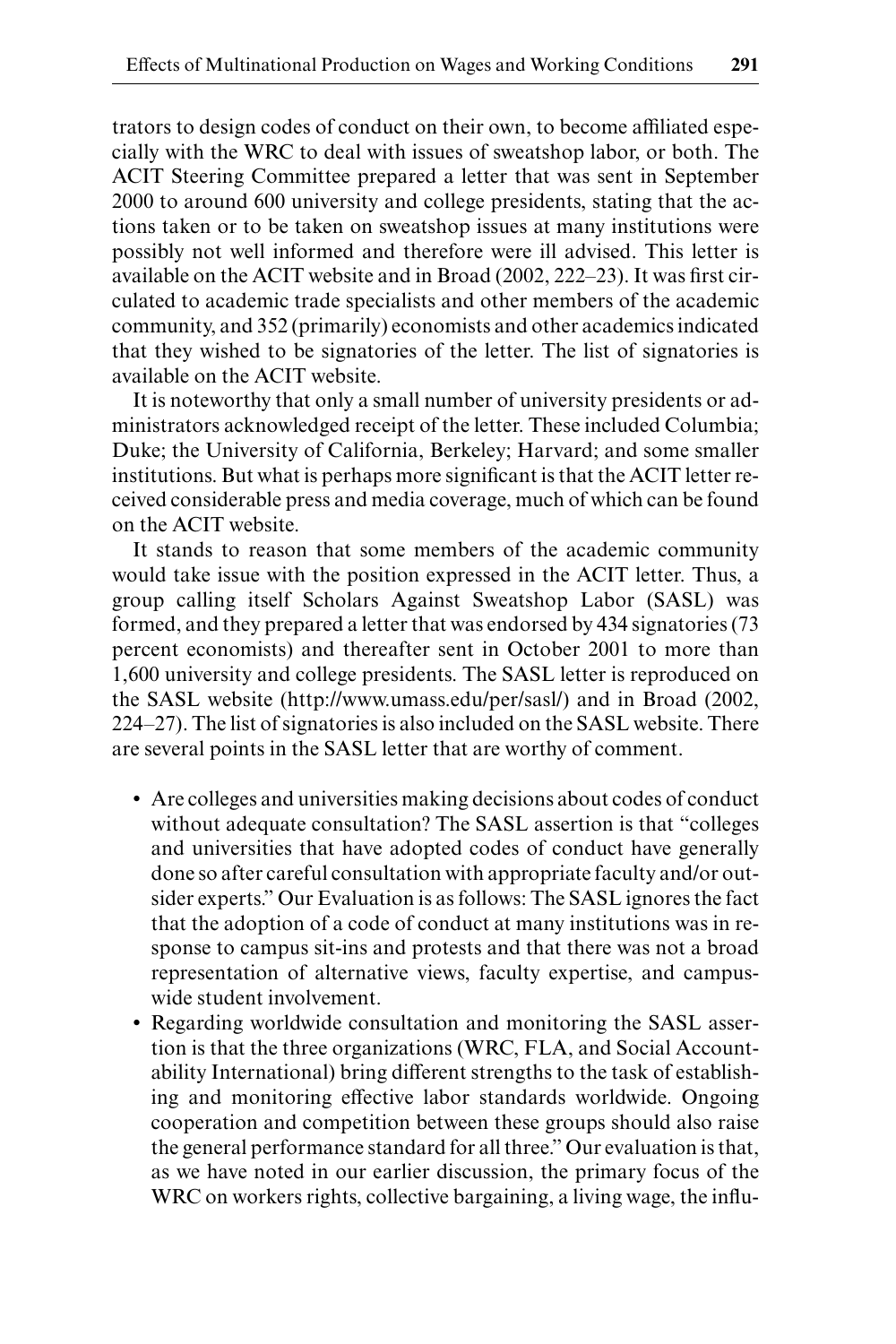trators to design codes of conduct on their own, to become affiliated especially with the WRC to deal with issues of sweatshop labor, or both. The ACIT Steering Committee prepared a letter that was sent in September 2000 to around 600 university and college presidents, stating that the actions taken or to be taken on sweatshop issues at many institutions were possibly not well informed and therefore were ill advised. This letter is available on the ACIT website and in Broad (2002, 222–23). It was first circulated to academic trade specialists and other members of the academic community, and 352 (primarily) economists and other academics indicated that they wished to be signatories of the letter. The list of signatories is available on the ACIT website.

It is noteworthy that only a small number of university presidents or administrators acknowledged receipt of the letter. These included Columbia; Duke; the University of California, Berkeley; Harvard; and some smaller institutions. But what is perhaps more significant is that the ACIT letter received considerable press and media coverage, much of which can be found on the ACIT website.

It stands to reason that some members of the academic community would take issue with the position expressed in the ACIT letter. Thus, a group calling itself Scholars Against Sweatshop Labor (SASL) was formed, and they prepared a letter that was endorsed by 434 signatories (73 percent economists) and thereafter sent in October 2001 to more than 1,600 university and college presidents. The SASL letter is reproduced on the SASL website (http://www.umass.edu/per/sasl/) and in Broad (2002, 224–27). The list of signatories is also included on the SASL website. There are several points in the SASL letter that are worthy of comment.

- Are colleges and universities making decisions about codes of conduct without adequate consultation? The SASL assertion is that "colleges and universities that have adopted codes of conduct have generally done so after careful consultation with appropriate faculty and/or outsider experts." Our Evaluation is as follows: The SASL ignores the fact that the adoption of a code of conduct at many institutions was in response to campus sit-ins and protests and that there was not a broad representation of alternative views, faculty expertise, and campus-wide student involvement.
- Regarding worldwide consultation and monitoring the SASL assertion is that the three organizations (WRC, FLA, and Social Accountability International) bring different strengths to the task of establishing and monitoring effective labor standards worldwide. Ongoing cooperation and competition between these groups should also raise the general performance standard for all three." Our evaluation is that, as we have noted in our earlier discussion, the primary focus of the WRC on workers rights, collective bargaining, a living wage, the influ-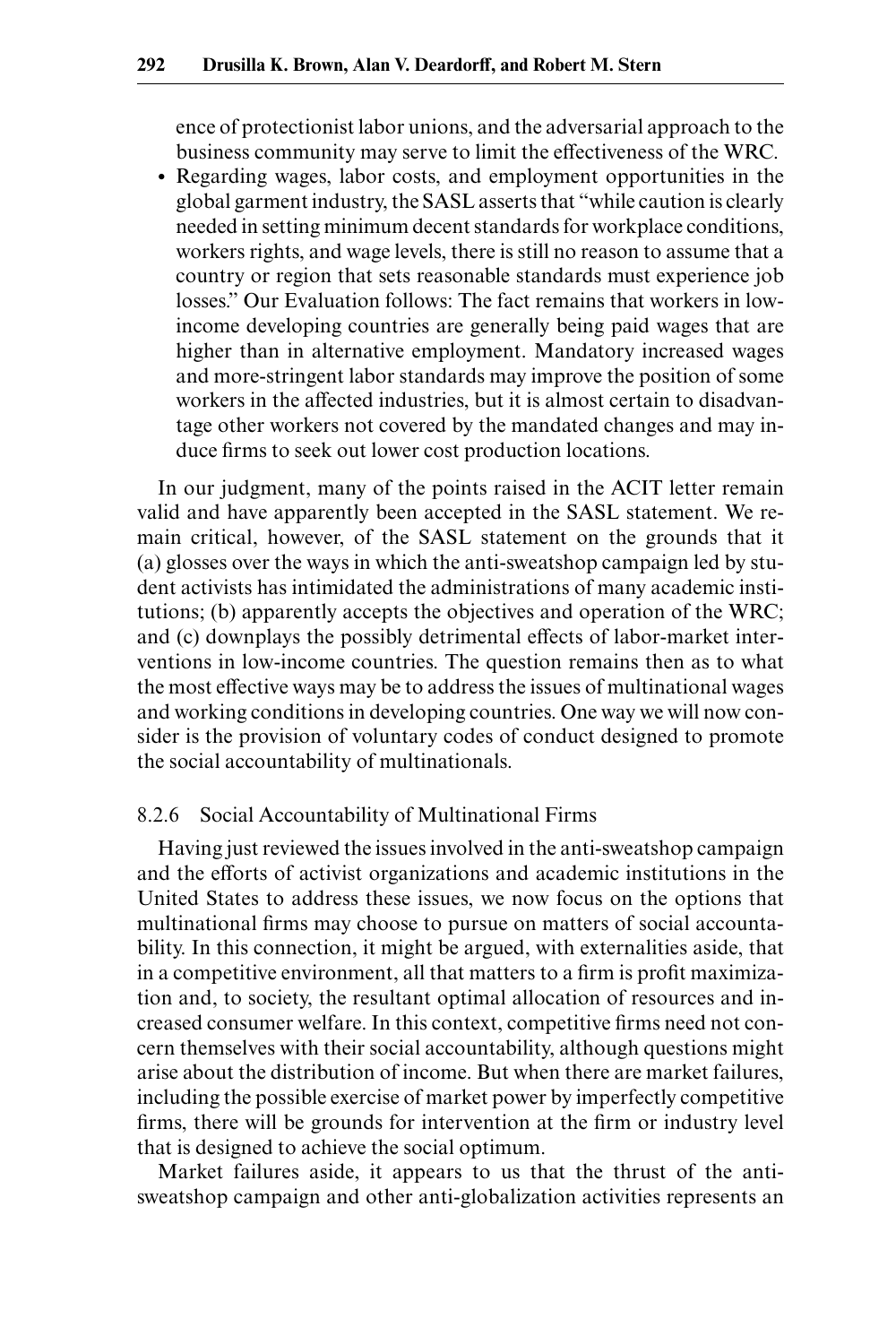ence of protectionist labor unions, and the adversarial approach to the business community may serve to limit the effectiveness of the WRC.

- Regarding wages, labor costs, and employment opportunities in the global garment industry, the SASL asserts that "while caution is clearly needed in setting minimum decent standards for workplace conditions, workers rights, and wage levels, there is still no reason to assume that a country or region that sets reasonable standards must experience job losses." Our Evaluation follows: The fact remains that workers in low-income developing countries are generally being paid wages that are higher than in alternative employment. Mandatory increased wages and more-stringent labor standards may improve the position of some workers in the affected industries, but it is almost certain to disadvantage other workers not covered by the mandated changes and may induce firms to seek out lower cost production locations.

In our judgment, many of the points raised in the ACIT letter remain valid and have apparently been accepted in the SASL statement. We remain critical, however, of the SASL statement on the grounds that it (a) glosses over the ways in which the anti-sweatshop campaign led by student activists has intimidated the administrations of many academic institutions; (b) apparently accepts the objectives and operation of the WRC; and (c) downplays the possibly detrimental effects of labor-market interventions in low-income countries. The question remains then as to what the most effective ways may be to address the issues of multinational wages and working conditions in developing countries. One way we will now consider is the provision of voluntary codes of conduct designed to promote the social accountability of multinationals.

### 8.2.6 Social Accountability of Multinational Firms

Having just reviewed the issues involved in the anti-sweatshop campaign and the efforts of activist organizations and academic institutions in the United States to address these issues, we now focus on the options that multinational firms may choose to pursue on matters of social accountability. In this connection, it might be argued, with externalities aside, that in a competitive environment, all that matters to a firm is profit maximization and, to society, the resultant optimal allocation of resources and increased consumer welfare. In this context, competitive firms need not concern themselves with their social accountability, although questions might arise about the distribution of income. But when there are market failures, including the possible exercise of market power by imperfectly competitive firms, there will be grounds for intervention at the firm or industry level that is designed to achieve the social optimum.

Market failures aside, it appears to us that the thrust of the anti-sweatshop campaign and other anti-globalization activities represents an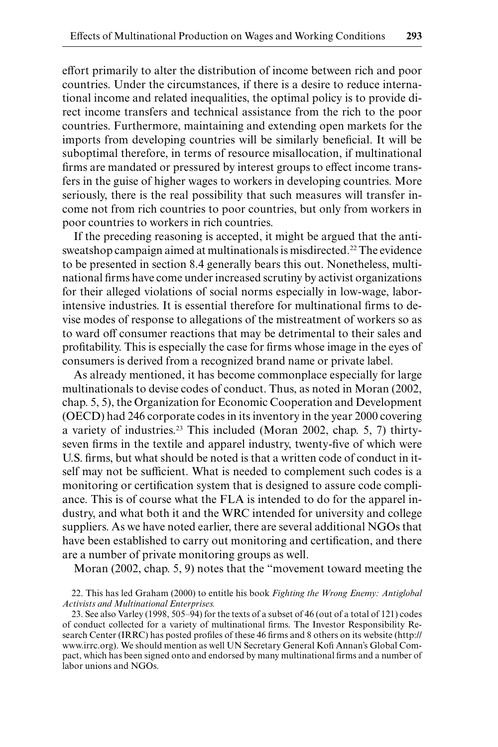effort primarily to alter the distribution of income between rich and poor countries. Under the circumstances, if there is a desire to reduce international income and related inequalities, the optimal policy is to provide direct income transfers and technical assistance from the rich to the poor countries. Furthermore, maintaining and extending open markets for the imports from developing countries will be similarly beneficial. It will be suboptimal therefore, in terms of resource misallocation, if multinational firms are mandated or pressured by interest groups to effect income transfers in the guise of higher wages to workers in developing countries. More seriously, there is the real possibility that such measures will transfer income not from rich countries to poor countries, but only from workers in poor countries to workers in rich countries.

If the preceding reasoning is accepted, it might be argued that the antisweatshop campaign aimed at multinationals is misdirected.[22] The evidence to be presented in section 8.4 generally bears this out. Nonetheless, multinational firms have come under increased scrutiny by activist organizations for their alleged violations of social norms especially in low-wage, labor-intensive industries. It is essential therefore for multinational firms to devise modes of response to allegations of the mistreatment of workers so as to ward off consumer reactions that may be detrimental to their sales and profitability. This is especially the case for firms whose image in the eyes of consumers is derived from a recognized brand name or private label.

As already mentioned, it has become commonplace especially for large multinationals to devise codes of conduct. Thus, as noted in Moran (2002, chap. 5, 5), the Organization for Economic Cooperation and Development (OECD) had 246 corporate codes in its inventory in the year 2000 covering a variety of industries.[23] This included (Moran 2002, chap. 5, 7) thirty-seven firms in the textile and apparel industry, twenty-five of which were U.S. firms, but what should be noted is that a written code of conduct in itself may not be sufficient. What is needed to complement such codes is a monitoring or certification system that is designed to assure code compliance. This is of course what the FLA is intended to do for the apparel industry, and what both it and the WRC intended for university and college suppliers. As we have noted earlier, there are several additional NGOs that have been established to carry out monitoring and certification, and there are a number of private monitoring groups as well.

Moran (2002, chap. 5, 9) notes that the "movement toward meeting the

22. This has led Graham (2000) to entitle his book *Fighting the Wrong Enemy: Antiglobal Activists and Multinational Enterprises.*

23. See also Varley (1998, 505–94) for the texts of a subset of 46 (out of a total of 121) codes of conduct collected for a variety of multinational firms. The Investor Responsibility Research Center (IRRC) has posted profiles of these 46 firms and 8 others on its website (http://www.irrc.org). We should mention as well UN Secretary General Kofi Annan's Global Compact, which has been signed onto and endorsed by many multinational firms and a number of labor unions and NGOs.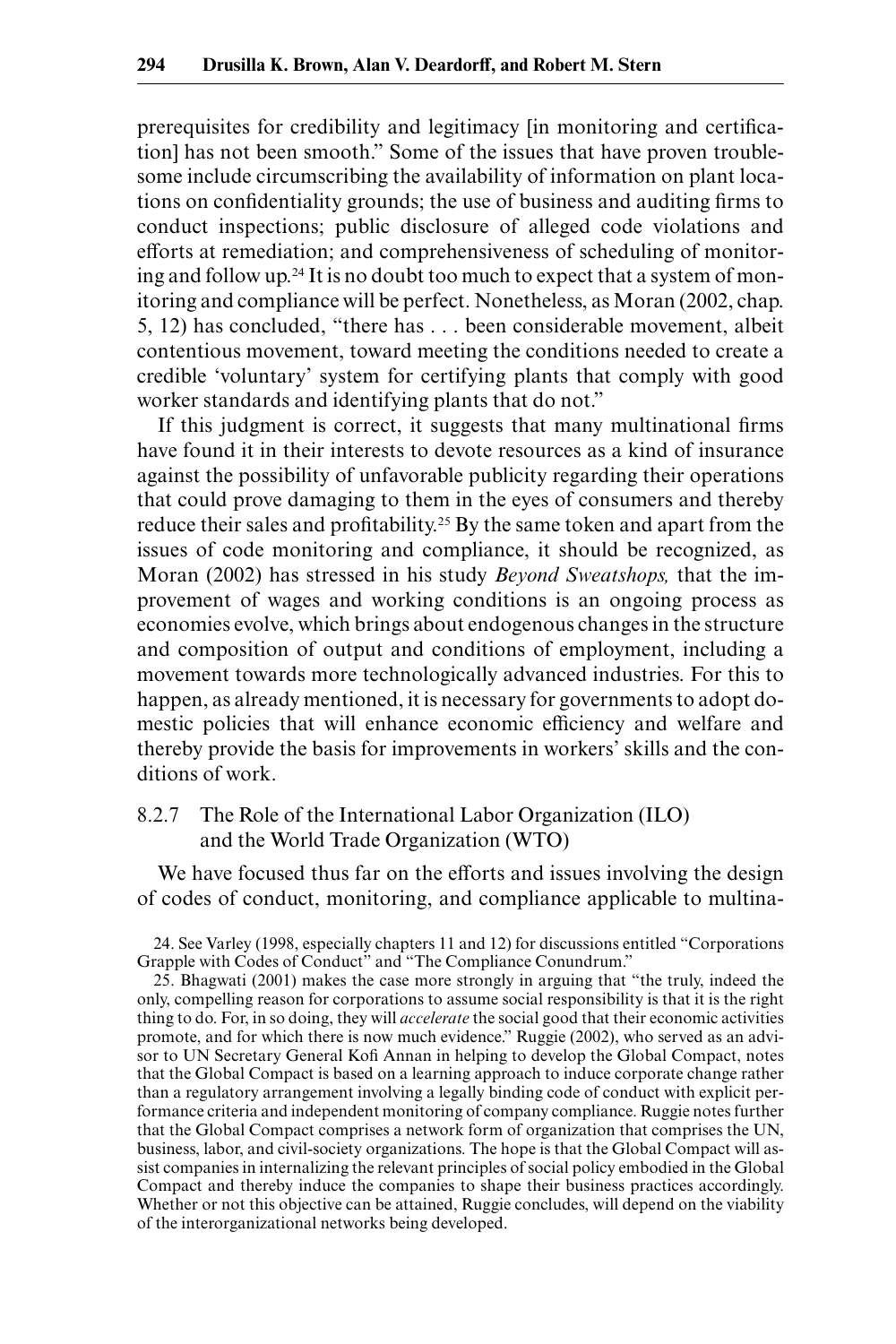prerequisites for credibility and legitimacy [in monitoring and certification] has not been smooth." Some of the issues that have proven troublesome include circumscribing the availability of information on plant locations on confidentiality grounds; the use of business and auditing firms to conduct inspections; public disclosure of alleged code violations and efforts at remediation; and comprehensiveness of scheduling of monitoring and follow up.[24] It is no doubt too much to expect that a system of monitoring and compliance will be perfect. Nonetheless, as Moran (2002, chap. 5, 12) has concluded, "there has . . . been considerable movement, albeit contentious movement, toward meeting the conditions needed to create a credible 'voluntary' system for certifying plants that comply with good worker standards and identifying plants that do not."

If this judgment is correct, it suggests that many multinational firms have found it in their interests to devote resources as a kind of insurance against the possibility of unfavorable publicity regarding their operations that could prove damaging to them in the eyes of consumers and thereby reduce their sales and profitability.[25] By the same token and apart from the issues of code monitoring and compliance, it should be recognized, as Moran (2002) has stressed in his study *Beyond Sweatshops,* that the improvement of wages and working conditions is an ongoing process as economies evolve, which brings about endogenous changes in the structure and composition of output and conditions of employment, including a movement towards more technologically advanced industries. For this to happen, as already mentioned, it is necessary for governments to adopt domestic policies that will enhance economic efficiency and welfare and thereby provide the basis for improvements in workers' skills and the conditions of work.

### 8.2.7 The Role of the International Labor Organization (ILO) and the World Trade Organization (WTO)

We have focused thus far on the efforts and issues involving the design of codes of conduct, monitoring, and compliance applicable to multina-

24. See Varley (1998, especially chapters 11 and 12) for discussions entitled "Corporations Grapple with Codes of Conduct" and "The Compliance Conundrum."

25. Bhagwati (2001) makes the case more strongly in arguing that "the truly, indeed the only, compelling reason for corporations to assume social responsibility is that it is the right thing to do. For, in so doing, they will *accelerate* the social good that their economic activities promote, and for which there is now much evidence." Ruggie (2002), who served as an advisor to UN Secretary General Kofi Annan in helping to develop the Global Compact, notes that the Global Compact is based on a learning approach to induce corporate change rather than a regulatory arrangement involving a legally binding code of conduct with explicit performance criteria and independent monitoring of company compliance. Ruggie notes further that the Global Compact comprises a network form of organization that comprises the UN, business, labor, and civil-society organizations. The hope is that the Global Compact will assist companies in internalizing the relevant principles of social policy embodied in the Global Compact and thereby induce the companies to shape their business practices accordingly. Whether or not this objective can be attained, Ruggie concludes, will depend on the viability of the interorganizational networks being developed.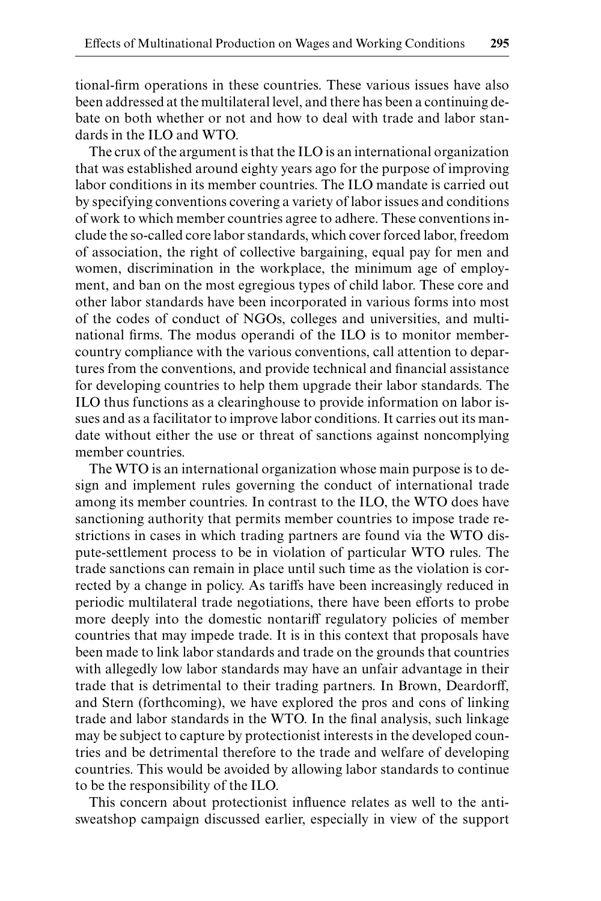tional-firm operations in these countries. These various issues have also been addressed at the multilateral level, and there has been a continuing debate on both whether or not and how to deal with trade and labor standards in the ILO and WTO.

The crux of the argument is that the ILO is an international organization that was established around eighty years ago for the purpose of improving labor conditions in its member countries. The ILO mandate is carried out by specifying conventions covering a variety of labor issues and conditions of work to which member countries agree to adhere. These conventions include the so-called core labor standards, which cover forced labor, freedom of association, the right of collective bargaining, equal pay for men and women, discrimination in the workplace, the minimum age of employment, and ban on the most egregious types of child labor. These core and other labor standards have been incorporated in various forms into most of the codes of conduct of NGOs, colleges and universities, and multinational firms. The modus operandi of the ILO is to monitor member-country compliance with the various conventions, call attention to departures from the conventions, and provide technical and financial assistance for developing countries to help them upgrade their labor standards. The ILO thus functions as a clearinghouse to provide information on labor issues and as a facilitator to improve labor conditions. It carries out its mandate without either the use or threat of sanctions against noncomplying member countries.

The WTO is an international organization whose main purpose is to design and implement rules governing the conduct of international trade among its member countries. In contrast to the ILO, the WTO does have sanctioning authority that permits member countries to impose trade restrictions in cases in which trading partners are found via the WTO dispute-settlement process to be in violation of particular WTO rules. The trade sanctions can remain in place until such time as the violation is corrected by a change in policy. As tariffs have been increasingly reduced in periodic multilateral trade negotiations, there have been efforts to probe more deeply into the domestic nontariff regulatory policies of member countries that may impede trade. It is in this context that proposals have been made to link labor standards and trade on the grounds that countries with allegedly low labor standards may have an unfair advantage in their trade that is detrimental to their trading partners. In Brown, Deardorff, and Stern (forthcoming), we have explored the pros and cons of linking trade and labor standards in the WTO. In the final analysis, such linkage may be subject to capture by protectionist interests in the developed countries and be detrimental therefore to the trade and welfare of developing countries. This would be avoided by allowing labor standards to continue to be the responsibility of the ILO.

This concern about protectionist influence relates as well to the anti-sweatshop campaign discussed earlier, especially in view of the support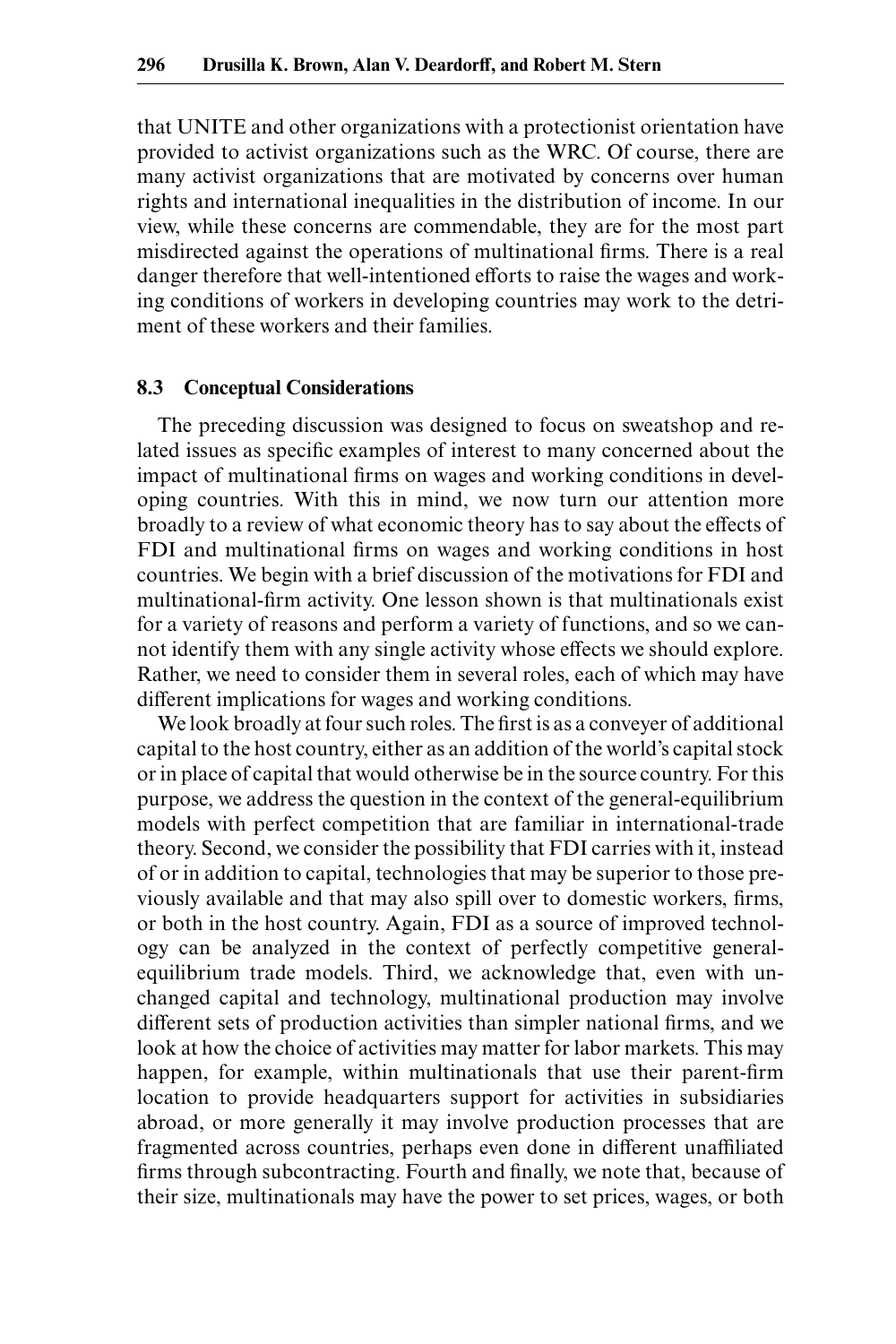that UNITE and other organizations with a protectionist orientation have provided to activist organizations such as the WRC. Of course, there are many activist organizations that are motivated by concerns over human rights and international inequalities in the distribution of income. In our view, while these concerns are commendable, they are for the most part misdirected against the operations of multinational firms. There is a real danger therefore that well-intentioned efforts to raise the wages and working conditions of workers in developing countries may work to the detriment of these workers and their families.

### 8.3 Conceptual Considerations

The preceding discussion was designed to focus on sweatshop and related issues as specific examples of interest to many concerned about the impact of multinational firms on wages and working conditions in developing countries. With this in mind, we now turn our attention more broadly to a review of what economic theory has to say about the effects of FDI and multinational firms on wages and working conditions in host countries. We begin with a brief discussion of the motivations for FDI and multinational-firm activity. One lesson shown is that multinationals exist for a variety of reasons and perform a variety of functions, and so we cannot identify them with any single activity whose effects we should explore. Rather, we need to consider them in several roles, each of which may have different implications for wages and working conditions.

We look broadly at four such roles. The first is as a conveyer of additional capital to the host country, either as an addition of the world's capital stock or in place of capital that would otherwise be in the source country. For this purpose, we address the question in the context of the general-equilibrium models with perfect competition that are familiar in international-trade theory. Second, we consider the possibility that FDI carries with it, instead of or in addition to capital, technologies that may be superior to those previously available and that may also spill over to domestic workers, firms, or both in the host country. Again, FDI as a source of improved technology can be analyzed in the context of perfectly competitive general-equilibrium trade models. Third, we acknowledge that, even with unchanged capital and technology, multinational production may involve different sets of production activities than simpler national firms, and we look at how the choice of activities may matter for labor markets. This may happen, for example, within multinationals that use their parent-firm location to provide headquarters support for activities in subsidiaries abroad, or more generally it may involve production processes that are fragmented across countries, perhaps even done in different unaffiliated firms through subcontracting. Fourth and finally, we note that, because of their size, multinationals may have the power to set prices, wages, or both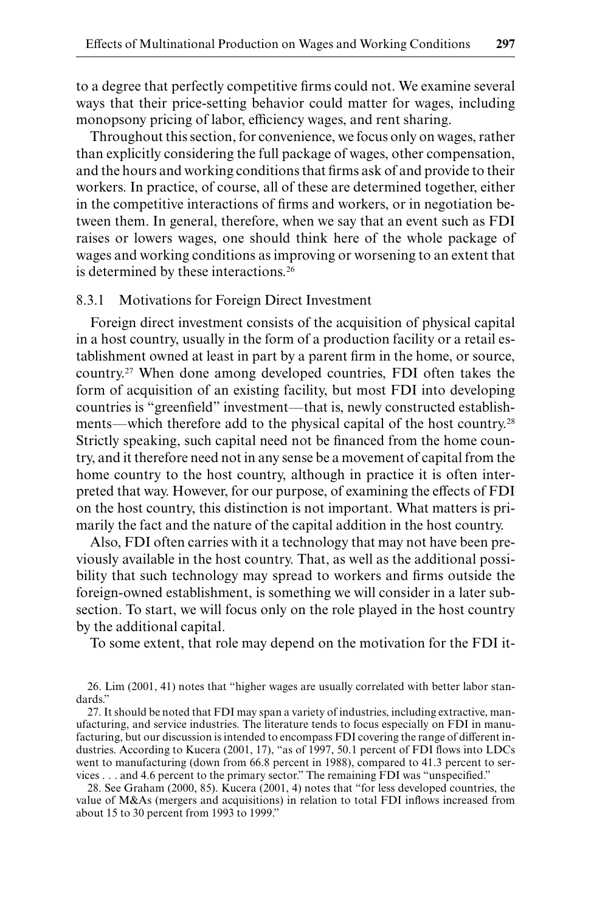to a degree that perfectly competitive firms could not. We examine several ways that their price-setting behavior could matter for wages, including monopsony pricing of labor, efficiency wages, and rent sharing.

Throughout this section, for convenience, we focus only on wages, rather than explicitly considering the full package of wages, other compensation, and the hours and working conditions that firms ask of and provide to their workers. In practice, of course, all of these are determined together, either in the competitive interactions of firms and workers, or in negotiation between them. In general, therefore, when we say that an event such as FDI raises or lowers wages, one should think here of the whole package of wages and working conditions as improving or worsening to an extent that is determined by these interactions.[26]

### 8.3.1 Motivations for Foreign Direct Investment

Foreign direct investment consists of the acquisition of physical capital in a host country, usually in the form of a production facility or a retail establishment owned at least in part by a parent firm in the home, or source, country.[27] When done among developed countries, FDI often takes the form of acquisition of an existing facility, but most FDI into developing countries is "greenfield" investment—that is, newly constructed establishments—which therefore add to the physical capital of the host country.[28] Strictly speaking, such capital need not be financed from the home country, and it therefore need not in any sense be a movement of capital from the home country to the host country, although in practice it is often interpreted that way. However, for our purpose, of examining the effects of FDI on the host country, this distinction is not important. What matters is primarily the fact and the nature of the capital addition in the host country.

Also, FDI often carries with it a technology that may not have been previously available in the host country. That, as well as the additional possibility that such technology may spread to workers and firms outside the foreign-owned establishment, is something we will consider in a later subsection. To start, we will focus only on the role played in the host country by the additional capital.

To some extent, that role may depend on the motivation for the FDI it-

26. Lim (2001, 41) notes that "higher wages are usually correlated with better labor standards."

27. It should be noted that FDI may span a variety of industries, including extractive, manufacturing, and service industries. The literature tends to focus especially on FDI in manufacturing, but our discussion is intended to encompass FDI covering the range of different industries. According to Kucera (2001, 17), "as of 1997, 50.1 percent of FDI flows into LDCs went to manufacturing (down from 66.8 percent in 1988), compared to 41.3 percent to services . . . and 4.6 percent to the primary sector." The remaining FDI was "unspecified."

28. See Graham (2000, 85). Kucera (2001, 4) notes that "for less developed countries, the value of M&As (mergers and acquisitions) in relation to total FDI inflows increased from about 15 to 30 percent from 1993 to 1999."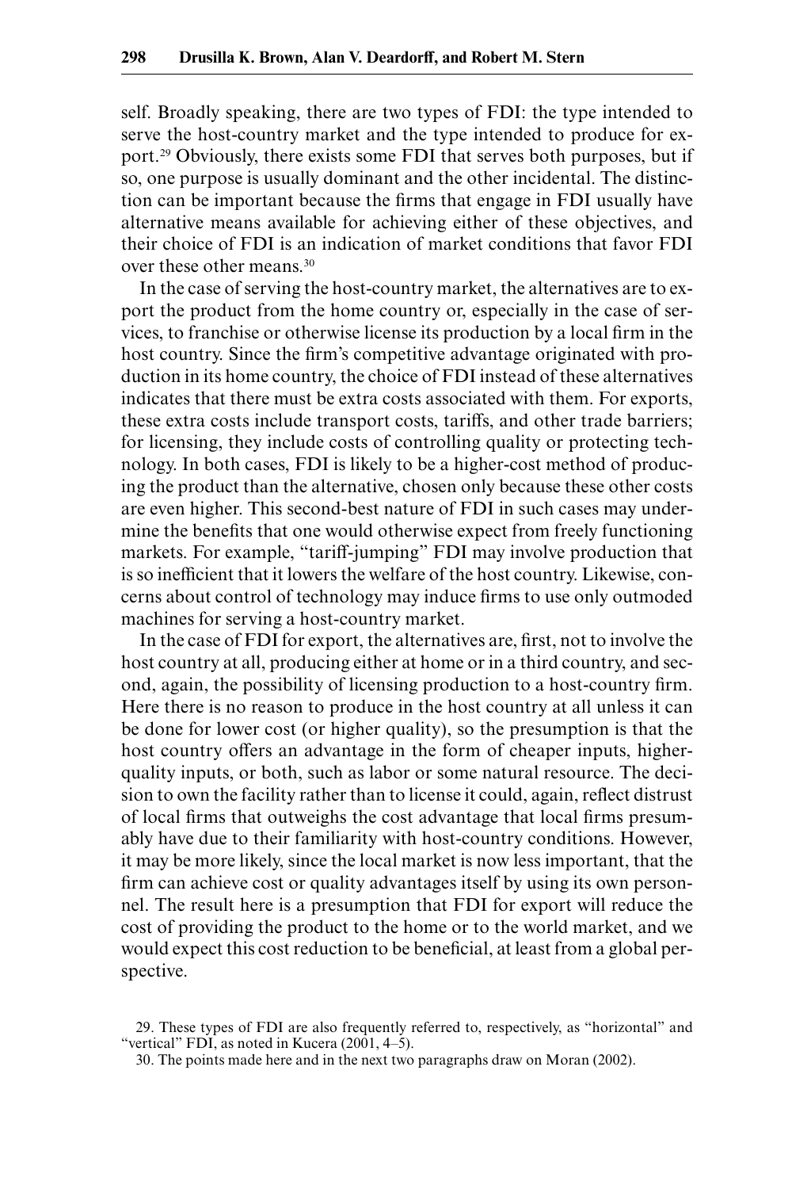self. Broadly speaking, there are two types of FDI: the type intended to serve the host-country market and the type intended to produce for export.[29] Obviously, there exists some FDI that serves both purposes, but if so, one purpose is usually dominant and the other incidental. The distinction can be important because the firms that engage in FDI usually have alternative means available for achieving either of these objectives, and their choice of FDI is an indication of market conditions that favor FDI over these other means.[30]

In the case of serving the host-country market, the alternatives are to export the product from the home country or, especially in the case of services, to franchise or otherwise license its production by a local firm in the host country. Since the firm's competitive advantage originated with production in its home country, the choice of FDI instead of these alternatives indicates that there must be extra costs associated with them. For exports, these extra costs include transport costs, tariffs, and other trade barriers; for licensing, they include costs of controlling quality or protecting technology. In both cases, FDI is likely to be a higher-cost method of producing the product than the alternative, chosen only because these other costs are even higher. This second-best nature of FDI in such cases may undermine the benefits that one would otherwise expect from freely functioning markets. For example, "tariff-jumping" FDI may involve production that is so inefficient that it lowers the welfare of the host country. Likewise, concerns about control of technology may induce firms to use only outmoded machines for serving a host-country market.

In the case of FDI for export, the alternatives are, first, not to involve the host country at all, producing either at home or in a third country, and second, again, the possibility of licensing production to a host-country firm. Here there is no reason to produce in the host country at all unless it can be done for lower cost (or higher quality), so the presumption is that the host country offers an advantage in the form of cheaper inputs, higher-quality inputs, or both, such as labor or some natural resource. The decision to own the facility rather than to license it could, again, reflect distrust of local firms that outweighs the cost advantage that local firms presumably have due to their familiarity with host-country conditions. However, it may be more likely, since the local market is now less important, that the firm can achieve cost or quality advantages itself by using its own personnel. The result here is a presumption that FDI for export will reduce the cost of providing the product to the home or to the world market, and we would expect this cost reduction to be beneficial, at least from a global perspective.

29. These types of FDI are also frequently referred to, respectively, as "horizontal" and "vertical" FDI, as noted in Kucera (2001, 4–5).

30. The points made here and in the next two paragraphs draw on Moran (2002).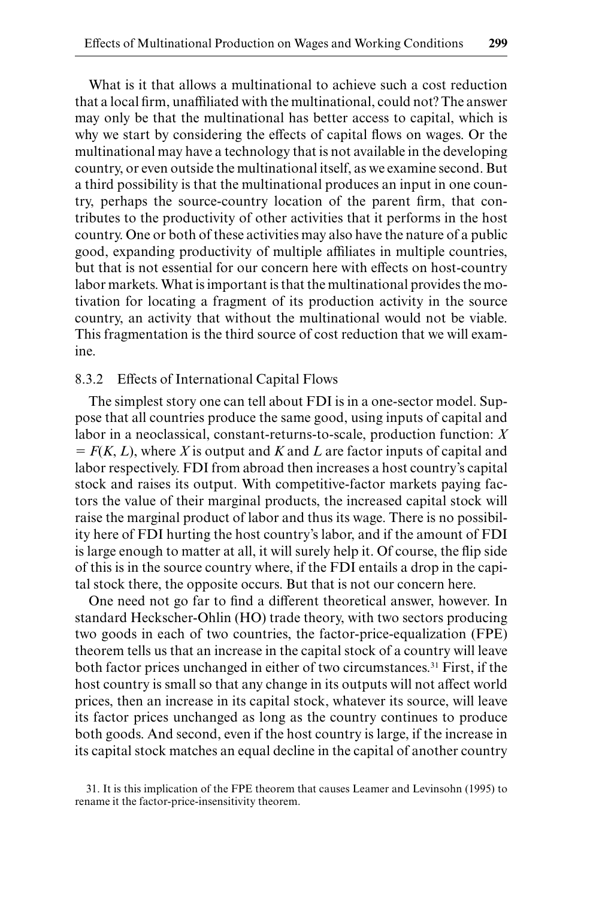What is it that allows a multinational to achieve such a cost reduction that a local firm, unaffiliated with the multinational, could not? The answer may only be that the multinational has better access to capital, which is why we start by considering the effects of capital flows on wages. Or the multinational may have a technology that is not available in the developing country, or even outside the multinational itself, as we examine second. But a third possibility is that the multinational produces an input in one country, perhaps the source-country location of the parent firm, that contributes to the productivity of other activities that it performs in the host country. One or both of these activities may also have the nature of a public good, expanding productivity of multiple affiliates in multiple countries, but that is not essential for our concern here with effects on host-country labor markets. What is important is that the multinational provides the motivation for locating a fragment of its production activity in the source country, an activity that without the multinational would not be viable. This fragmentation is the third source of cost reduction that we will examine.

### 8.3.2 Effects of International Capital Flows

The simplest story one can tell about FDI is in a one-sector model. Suppose that all countries produce the same good, using inputs of capital and labor in a neoclassical, constant-returns-to-scale, production function: $X = F(K, L)$, where $X$ is output and $K$ and $L$ are factor inputs of capital and labor respectively. FDI from abroad then increases a host country's capital stock and raises its output. With competitive-factor markets paying factors the value of their marginal products, the increased capital stock will raise the marginal product of labor and thus its wage. There is no possibility here of FDI hurting the host country's labor, and if the amount of FDI is large enough to matter at all, it will surely help it. Of course, the flip side of this is in the source country where, if the FDI entails a drop in the capital stock there, the opposite occurs. But that is not our concern here.

One need not go far to find a different theoretical answer, however. In standard Heckscher-Ohlin (HO) trade theory, with two sectors producing two goods in each of two countries, the factor-price-equalization (FPE) theorem tells us that an increase in the capital stock of a country will leave both factor prices unchanged in either of two circumstances.[31] First, if the host country is small so that any change in its outputs will not affect world prices, then an increase in its capital stock, whatever its source, will leave its factor prices unchanged as long as the country continues to produce both goods. And second, even if the host country is large, if the increase in its capital stock matches an equal decline in the capital of another country

31. It is this implication of the FPE theorem that causes Leamer and Levinsohn (1995) to rename it the factor-price-insensitivity theorem.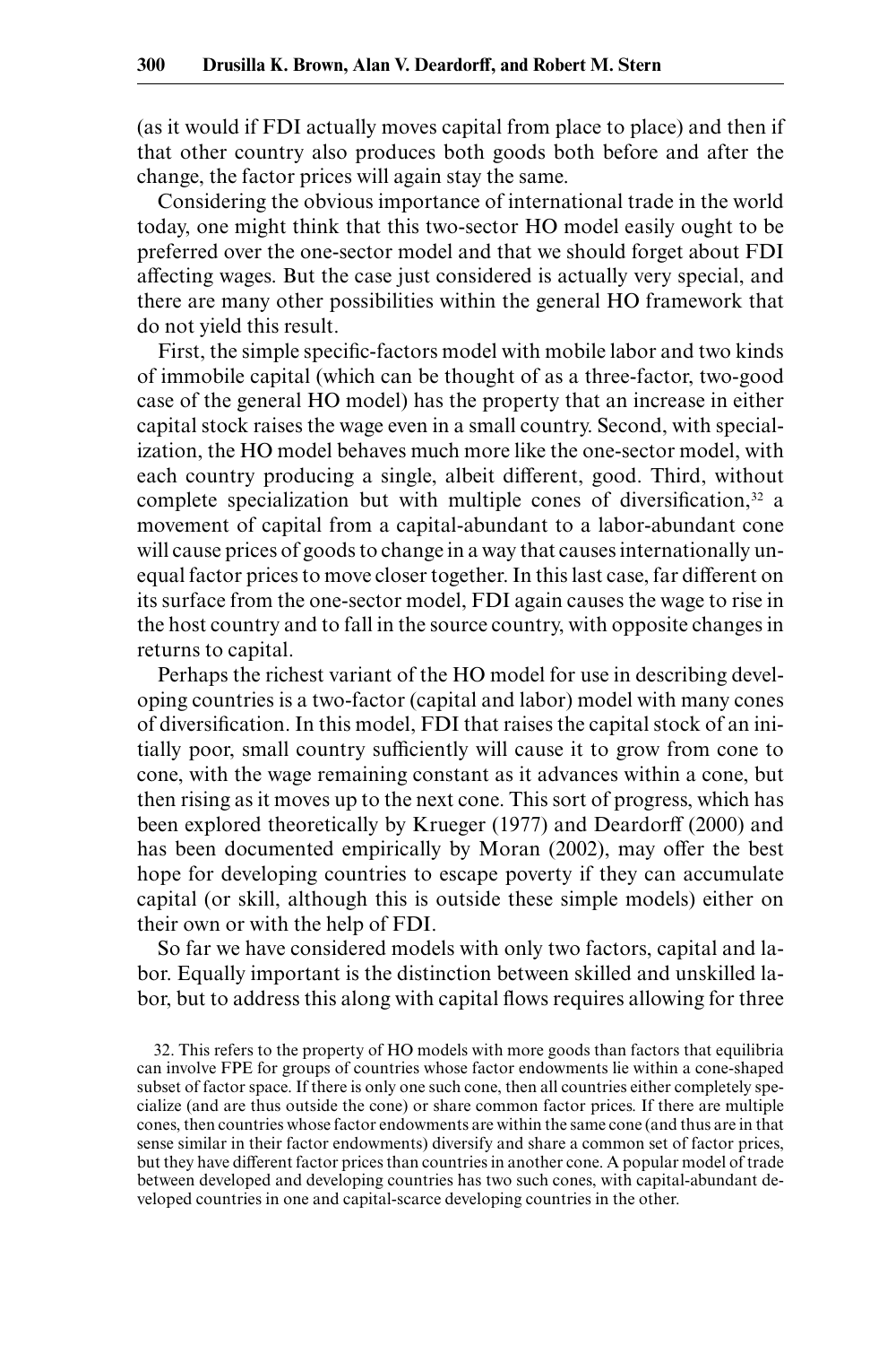(as it would if FDI actually moves capital from place to place) and then if that other country also produces both goods both before and after the change, the factor prices will again stay the same.

Considering the obvious importance of international trade in the world today, one might think that this two-sector HO model easily ought to be preferred over the one-sector model and that we should forget about FDI affecting wages. But the case just considered is actually very special, and there are many other possibilities within the general HO framework that do not yield this result.

First, the simple specific-factors model with mobile labor and two kinds of immobile capital (which can be thought of as a three-factor, two-good case of the general HO model) has the property that an increase in either capital stock raises the wage even in a small country. Second, with specialization, the HO model behaves much more like the one-sector model, with each country producing a single, albeit different, good. Third, without complete specialization but with multiple cones of diversification,[32] a movement of capital from a capital-abundant to a labor-abundant cone will cause prices of goods to change in a way that causes internationally unequal factor prices to move closer together. In this last case, far different on its surface from the one-sector model, FDI again causes the wage to rise in the host country and to fall in the source country, with opposite changes in returns to capital.

Perhaps the richest variant of the HO model for use in describing developing countries is a two-factor (capital and labor) model with many cones of diversification. In this model, FDI that raises the capital stock of an initially poor, small country sufficiently will cause it to grow from cone to cone, with the wage remaining constant as it advances within a cone, but then rising as it moves up to the next cone. This sort of progress, which has been explored theoretically by Krueger (1977) and Deardorff (2000) and has been documented empirically by Moran (2002), may offer the best hope for developing countries to escape poverty if they can accumulate capital (or skill, although this is outside these simple models) either on their own or with the help of FDI.

So far we have considered models with only two factors, capital and labor. Equally important is the distinction between skilled and unskilled labor, but to address this along with capital flows requires allowing for three

32. This refers to the property of HO models with more goods than factors that equilibria can involve FPE for groups of countries whose factor endowments lie within a cone-shaped subset of factor space. If there is only one such cone, then all countries either completely specialize (and are thus outside the cone) or share common factor prices. If there are multiple cones, then countries whose factor endowments are within the same cone (and thus are in that sense similar in their factor endowments) diversify and share a common set of factor prices, but they have different factor prices than countries in another cone. A popular model of trade between developed and developing countries has two such cones, with capital-abundant developed countries in one and capital-scarce developing countries in the other.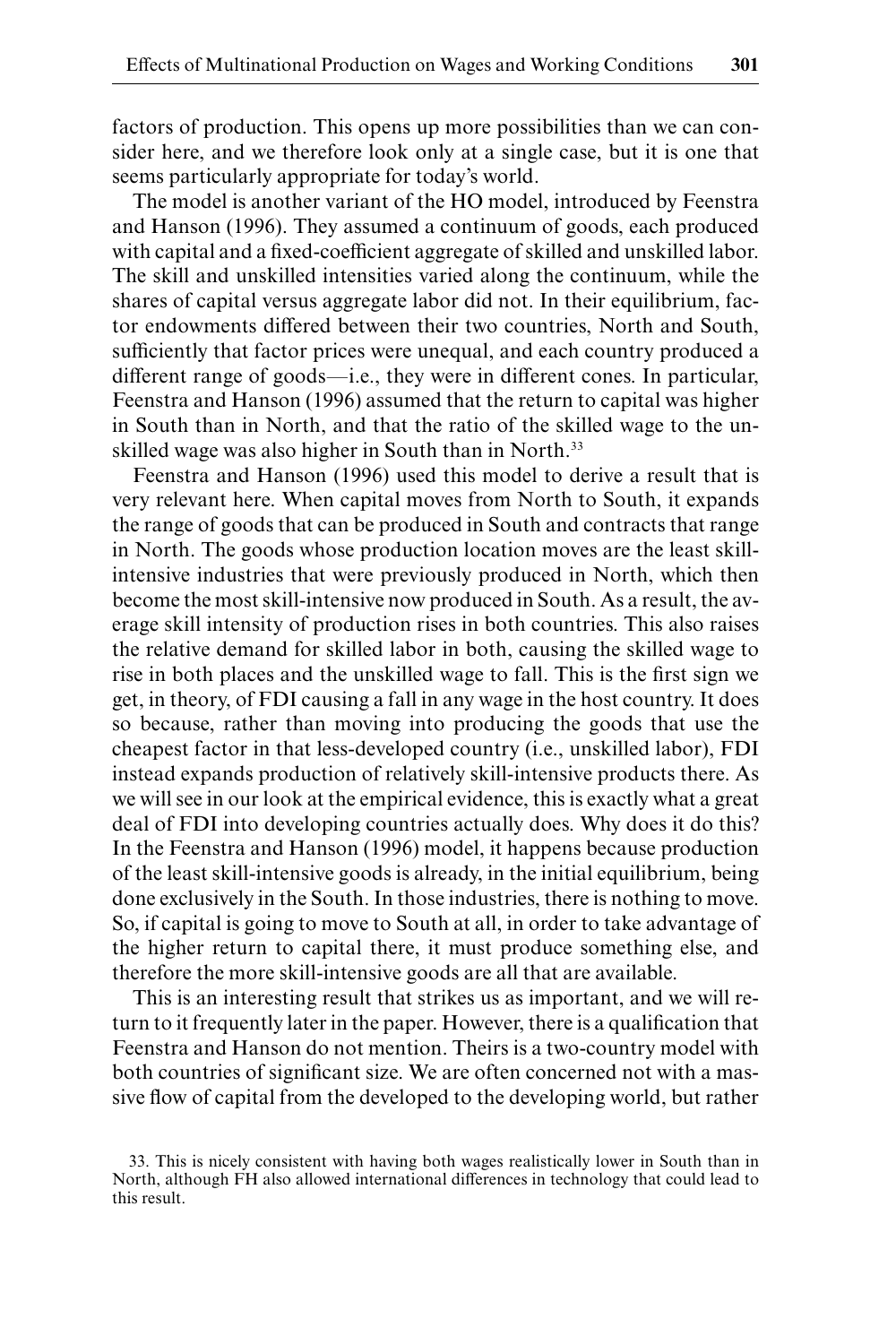factors of production. This opens up more possibilities than we can consider here, and we therefore look only at a single case, but it is one that seems particularly appropriate for today's world.

The model is another variant of the HO model, introduced by Feenstra and Hanson (1996). They assumed a continuum of goods, each produced with capital and a fixed-coefficient aggregate of skilled and unskilled labor. The skill and unskilled intensities varied along the continuum, while the shares of capital versus aggregate labor did not. In their equilibrium, factor endowments differed between their two countries, North and South, sufficiently that factor prices were unequal, and each country produced a different range of goods—i.e., they were in different cones. In particular, Feenstra and Hanson (1996) assumed that the return to capital was higher in South than in North, and that the ratio of the skilled wage to the unskilled wage was also higher in South than in North.[33]

Feenstra and Hanson (1996) used this model to derive a result that is very relevant here. When capital moves from North to South, it expands the range of goods that can be produced in South and contracts that range in North. The goods whose production location moves are the least skill-intensive industries that were previously produced in North, which then become the most skill-intensive now produced in South. As a result, the average skill intensity of production rises in both countries. This also raises the relative demand for skilled labor in both, causing the skilled wage to rise in both places and the unskilled wage to fall. This is the first sign we get, in theory, of FDI causing a fall in any wage in the host country. It does so because, rather than moving into producing the goods that use the cheapest factor in that less-developed country (i.e., unskilled labor), FDI instead expands production of relatively skill-intensive products there. As we will see in our look at the empirical evidence, this is exactly what a great deal of FDI into developing countries actually does. Why does it do this? In the Feenstra and Hanson (1996) model, it happens because production of the least skill-intensive goods is already, in the initial equilibrium, being done exclusively in the South. In those industries, there is nothing to move. So, if capital is going to move to South at all, in order to take advantage of the higher return to capital there, it must produce something else, and therefore the more skill-intensive goods are all that are available.

This is an interesting result that strikes us as important, and we will return to it frequently later in the paper. However, there is a qualification that Feenstra and Hanson do not mention. Theirs is a two-country model with both countries of significant size. We are often concerned not with a massive flow of capital from the developed to the developing world, but rather

33. This is nicely consistent with having both wages realistically lower in South than in North, although FH also allowed international differences in technology that could lead to this result.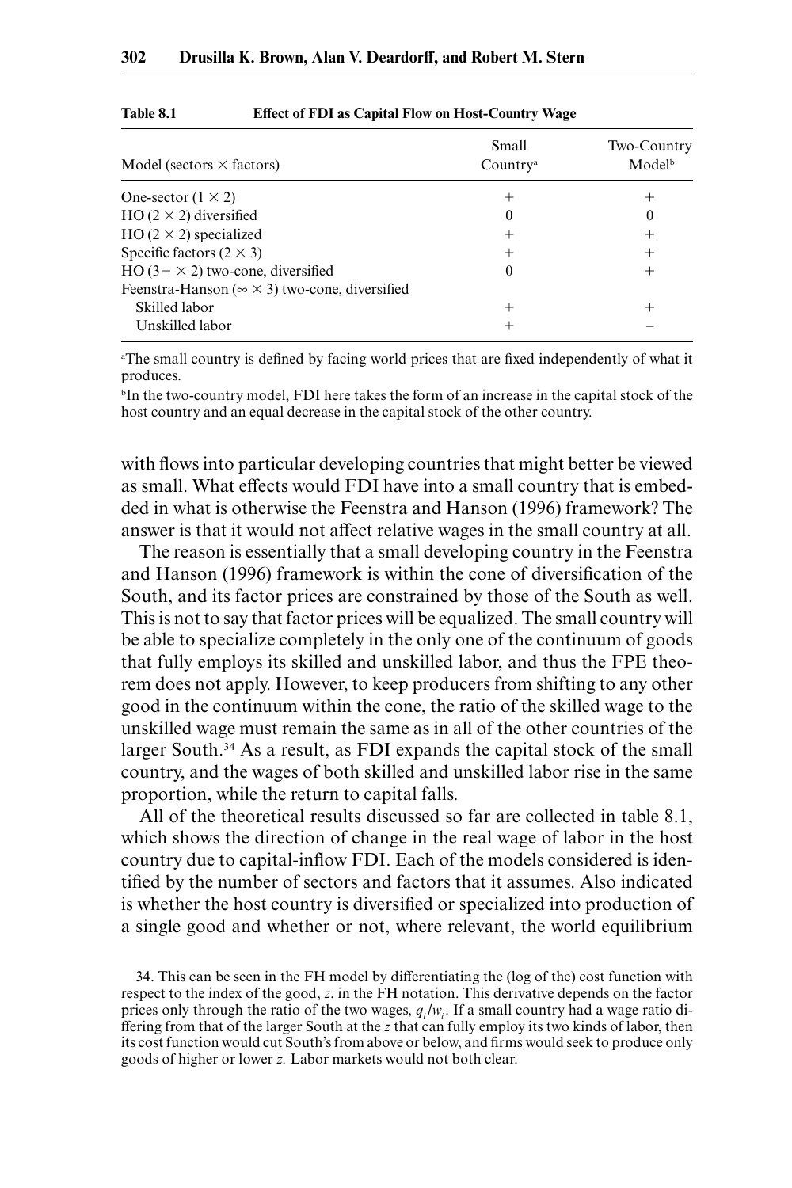**Table 8.1 Effect of FDI as Capital Flow on Host-Country Wage**

| Model (sectors × factors) | Small Country[a] | Two-Country Model[b] |
|---|---|---|
| One-sector (1 × 2) | + | + |
| HO (2 × 2) diversified | 0 | 0 |
| HO (2 × 2) specialized | + | + |
| Specific factors (2 × 3) | + | + |
| HO (3+ × 2) two-cone, diversified | 0 | + |
| Feenstra-Hanson (∞ × 3) two-cone, diversified | | |
| Skilled labor | + | + |
| Unskilled labor | + | – |

[a]The small country is defined by facing world prices that are fixed independently of what it produces.

[b]In the two-country model, FDI here takes the form of an increase in the capital stock of the host country and an equal decrease in the capital stock of the other country.

with flows into particular developing countries that might better be viewed as small. What effects would FDI have into a small country that is embedded in what is otherwise the Feenstra and Hanson (1996) framework? The answer is that it would not affect relative wages in the small country at all.

The reason is essentially that a small developing country in the Feenstra and Hanson (1996) framework is within the cone of diversification of the South, and its factor prices are constrained by those of the South as well. This is not to say that factor prices will be equalized. The small country will be able to specialize completely in the only one of the continuum of goods that fully employs its skilled and unskilled labor, and thus the FPE theorem does not apply. However, to keep producers from shifting to any other good in the continuum within the cone, the ratio of the skilled wage to the unskilled wage must remain the same as in all of the other countries of the larger South.[34] As a result, as FDI expands the capital stock of the small country, and the wages of both skilled and unskilled labor rise in the same proportion, while the return to capital falls.

All of the theoretical results discussed so far are collected in table 8.1, which shows the direction of change in the real wage of labor in the host country due to capital-inflow FDI. Each of the models considered is identified by the number of sectors and factors that it assumes. Also indicated is whether the host country is diversified or specialized into production of a single good and whether or not, where relevant, the world equilibrium

34. This can be seen in the FH model by differentiating the (log of the) cost function with respect to the index of the good, $z$, in the FH notation. This derivative depends on the factor prices only through the ratio of the two wages, $q_i/w_i$. If a small country had a wage ratio differing from that of the larger South at the $z$ that can fully employ its two kinds of labor, then its cost function would cut South's from above or below, and firms would seek to produce only goods of higher or lower $z$. Labor markets would not both clear.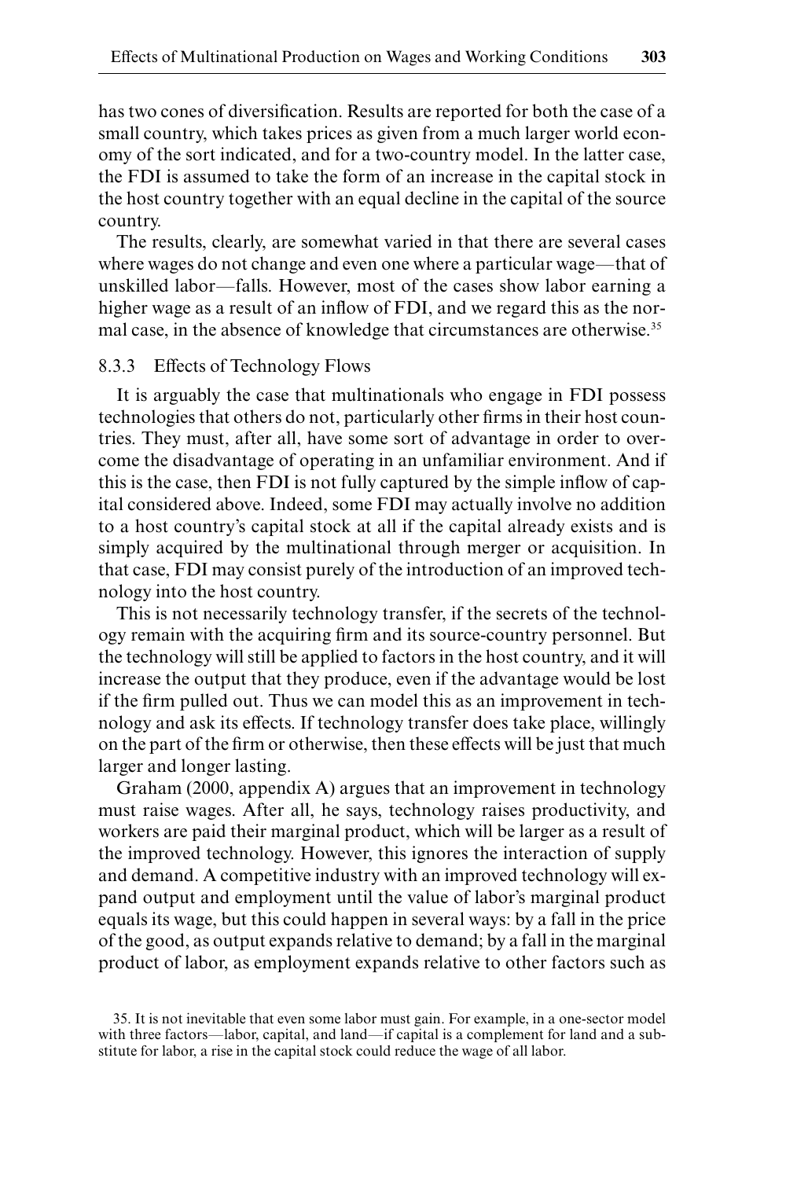has two cones of diversification. Results are reported for both the case of a small country, which takes prices as given from a much larger world economy of the sort indicated, and for a two-country model. In the latter case, the FDI is assumed to take the form of an increase in the capital stock in the host country together with an equal decline in the capital of the source country.

The results, clearly, are somewhat varied in that there are several cases where wages do not change and even one where a particular wage—that of unskilled labor—falls. However, most of the cases show labor earning a higher wage as a result of an inflow of FDI, and we regard this as the normal case, in the absence of knowledge that circumstances are otherwise.[35]

### 8.3.3 Effects of Technology Flows

It is arguably the case that multinationals who engage in FDI possess technologies that others do not, particularly other firms in their host countries. They must, after all, have some sort of advantage in order to overcome the disadvantage of operating in an unfamiliar environment. And if this is the case, then FDI is not fully captured by the simple inflow of capital considered above. Indeed, some FDI may actually involve no addition to a host country's capital stock at all if the capital already exists and is simply acquired by the multinational through merger or acquisition. In that case, FDI may consist purely of the introduction of an improved technology into the host country.

This is not necessarily technology transfer, if the secrets of the technology remain with the acquiring firm and its source-country personnel. But the technology will still be applied to factors in the host country, and it will increase the output that they produce, even if the advantage would be lost if the firm pulled out. Thus we can model this as an improvement in technology and ask its effects. If technology transfer does take place, willingly on the part of the firm or otherwise, then these effects will be just that much larger and longer lasting.

Graham (2000, appendix A) argues that an improvement in technology must raise wages. After all, he says, technology raises productivity, and workers are paid their marginal product, which will be larger as a result of the improved technology. However, this ignores the interaction of supply and demand. A competitive industry with an improved technology will expand output and employment until the value of labor's marginal product equals its wage, but this could happen in several ways: by a fall in the price of the good, as output expands relative to demand; by a fall in the marginal product of labor, as employment expands relative to other factors such as

35. It is not inevitable that even some labor must gain. For example, in a one-sector model with three factors—labor, capital, and land—if capital is a complement for land and a substitute for labor, a rise in the capital stock could reduce the wage of all labor.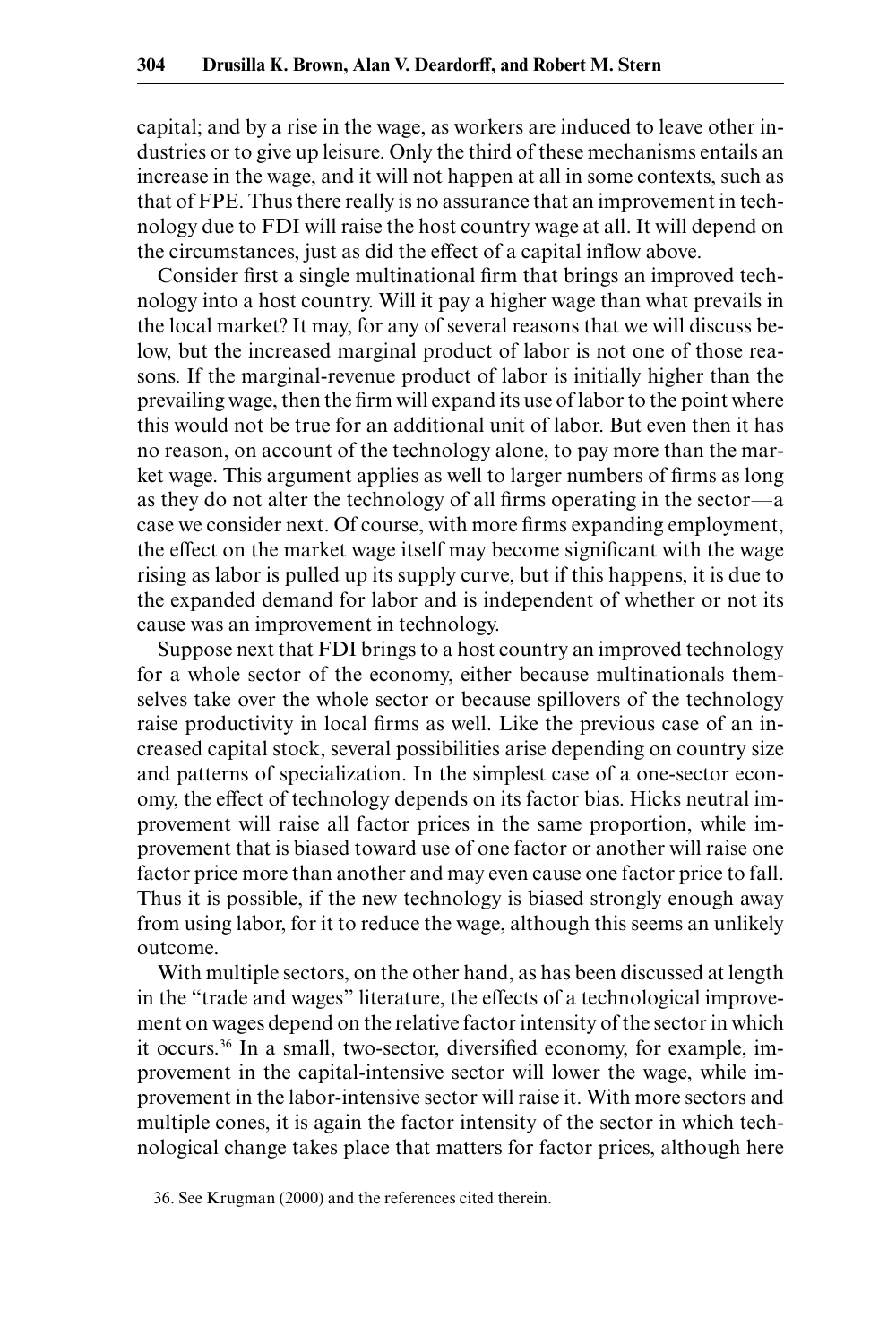capital; and by a rise in the wage, as workers are induced to leave other industries or to give up leisure. Only the third of these mechanisms entails an increase in the wage, and it will not happen at all in some contexts, such as that of FPE. Thus there really is no assurance that an improvement in technology due to FDI will raise the host country wage at all. It will depend on the circumstances, just as did the effect of a capital inflow above.

Consider first a single multinational firm that brings an improved technology into a host country. Will it pay a higher wage than what prevails in the local market? It may, for any of several reasons that we will discuss below, but the increased marginal product of labor is not one of those reasons. If the marginal-revenue product of labor is initially higher than the prevailing wage, then the firm will expand its use of labor to the point where this would not be true for an additional unit of labor. But even then it has no reason, on account of the technology alone, to pay more than the market wage. This argument applies as well to larger numbers of firms as long as they do not alter the technology of all firms operating in the sector—a case we consider next. Of course, with more firms expanding employment, the effect on the market wage itself may become significant with the wage rising as labor is pulled up its supply curve, but if this happens, it is due to the expanded demand for labor and is independent of whether or not its cause was an improvement in technology.

Suppose next that FDI brings to a host country an improved technology for a whole sector of the economy, either because multinationals themselves take over the whole sector or because spillovers of the technology raise productivity in local firms as well. Like the previous case of an increased capital stock, several possibilities arise depending on country size and patterns of specialization. In the simplest case of a one-sector economy, the effect of technology depends on its factor bias. Hicks neutral improvement will raise all factor prices in the same proportion, while improvement that is biased toward use of one factor or another will raise one factor price more than another and may even cause one factor price to fall. Thus it is possible, if the new technology is biased strongly enough away from using labor, for it to reduce the wage, although this seems an unlikely outcome.

With multiple sectors, on the other hand, as has been discussed at length in the "trade and wages" literature, the effects of a technological improvement on wages depend on the relative factor intensity of the sector in which it occurs.[36] In a small, two-sector, diversified economy, for example, improvement in the capital-intensive sector will lower the wage, while improvement in the labor-intensive sector will raise it. With more sectors and multiple cones, it is again the factor intensity of the sector in which technological change takes place that matters for factor prices, although here

36. See Krugman (2000) and the references cited therein.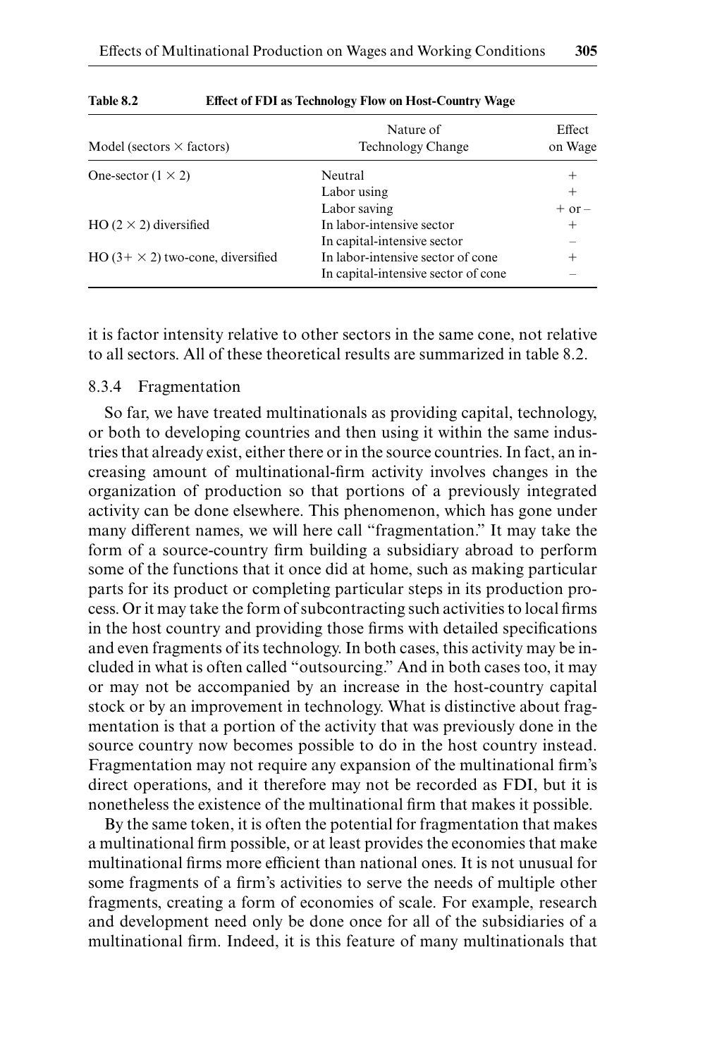**Table 8.2 Effect of FDI as Technology Flow on Host-Country Wage**

| Model (sectors × factors) | Nature of Technology Change | Effect on Wage |
|---|---|---|
| One-sector (1 × 2) | Neutral | + |
| | Labor using | + |
| | Labor saving | + or – |
| HO (2 × 2) diversified | In labor-intensive sector | + |
| | In capital-intensive sector | – |
| HO (3+ × 2) two-cone, diversified | In labor-intensive sector of cone | + |
| | In capital-intensive sector of cone | – |

it is factor intensity relative to other sectors in the same cone, not relative to all sectors. All of these theoretical results are summarized in table 8.2.

### 8.3.4 Fragmentation

So far, we have treated multinationals as providing capital, technology, or both to developing countries and then using it within the same industries that already exist, either there or in the source countries. In fact, an increasing amount of multinational-firm activity involves changes in the organization of production so that portions of a previously integrated activity can be done elsewhere. This phenomenon, which has gone under many different names, we will here call "fragmentation." It may take the form of a source-country firm building a subsidiary abroad to perform some of the functions that it once did at home, such as making particular parts for its product or completing particular steps in its production process. Or it may take the form of subcontracting such activities to local firms in the host country and providing those firms with detailed specifications and even fragments of its technology. In both cases, this activity may be included in what is often called "outsourcing." And in both cases too, it may or may not be accompanied by an increase in the host-country capital stock or by an improvement in technology. What is distinctive about fragmentation is that a portion of the activity that was previously done in the source country now becomes possible to do in the host country instead. Fragmentation may not require any expansion of the multinational firm's direct operations, and it therefore may not be recorded as FDI, but it is nonetheless the existence of the multinational firm that makes it possible.

By the same token, it is often the potential for fragmentation that makes a multinational firm possible, or at least provides the economies that make multinational firms more efficient than national ones. It is not unusual for some fragments of a firm's activities to serve the needs of multiple other fragments, creating a form of economies of scale. For example, research and development need only be done once for all of the subsidiaries of a multinational firm. Indeed, it is this feature of many multinationals that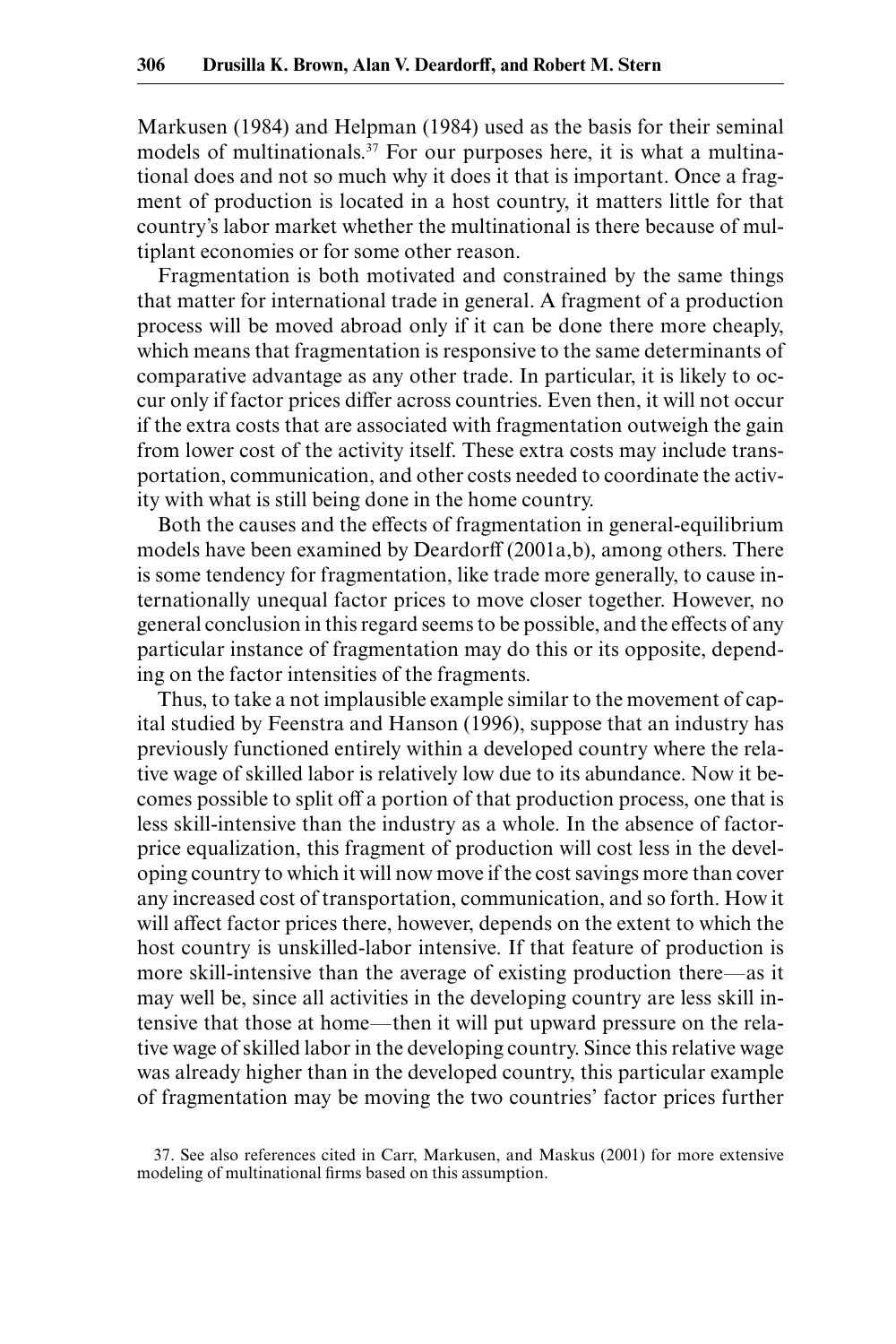Markusen (1984) and Helpman (1984) used as the basis for their seminal models of multinationals.[37] For our purposes here, it is what a multinational does and not so much why it does it that is important. Once a fragment of production is located in a host country, it matters little for that country's labor market whether the multinational is there because of multiplant economies or for some other reason.

Fragmentation is both motivated and constrained by the same things that matter for international trade in general. A fragment of a production process will be moved abroad only if it can be done there more cheaply, which means that fragmentation is responsive to the same determinants of comparative advantage as any other trade. In particular, it is likely to occur only if factor prices differ across countries. Even then, it will not occur if the extra costs that are associated with fragmentation outweigh the gain from lower cost of the activity itself. These extra costs may include transportation, communication, and other costs needed to coordinate the activity with what is still being done in the home country.

Both the causes and the effects of fragmentation in general-equilibrium models have been examined by Deardorff (2001a,b), among others. There is some tendency for fragmentation, like trade more generally, to cause internationally unequal factor prices to move closer together. However, no general conclusion in this regard seems to be possible, and the effects of any particular instance of fragmentation may do this or its opposite, depending on the factor intensities of the fragments.

Thus, to take a not implausible example similar to the movement of capital studied by Feenstra and Hanson (1996), suppose that an industry has previously functioned entirely within a developed country where the relative wage of skilled labor is relatively low due to its abundance. Now it becomes possible to split off a portion of that production process, one that is less skill-intensive than the industry as a whole. In the absence of factor-price equalization, this fragment of production will cost less in the developing country to which it will now move if the cost savings more than cover any increased cost of transportation, communication, and so forth. How it will affect factor prices there, however, depends on the extent to which the host country is unskilled-labor intensive. If that feature of production is more skill-intensive than the average of existing production there—as it may well be, since all activities in the developing country are less skill intensive that those at home—then it will put upward pressure on the relative wage of skilled labor in the developing country. Since this relative wage was already higher than in the developed country, this particular example of fragmentation may be moving the two countries' factor prices further

37. See also references cited in Carr, Markusen, and Maskus (2001) for more extensive modeling of multinational firms based on this assumption.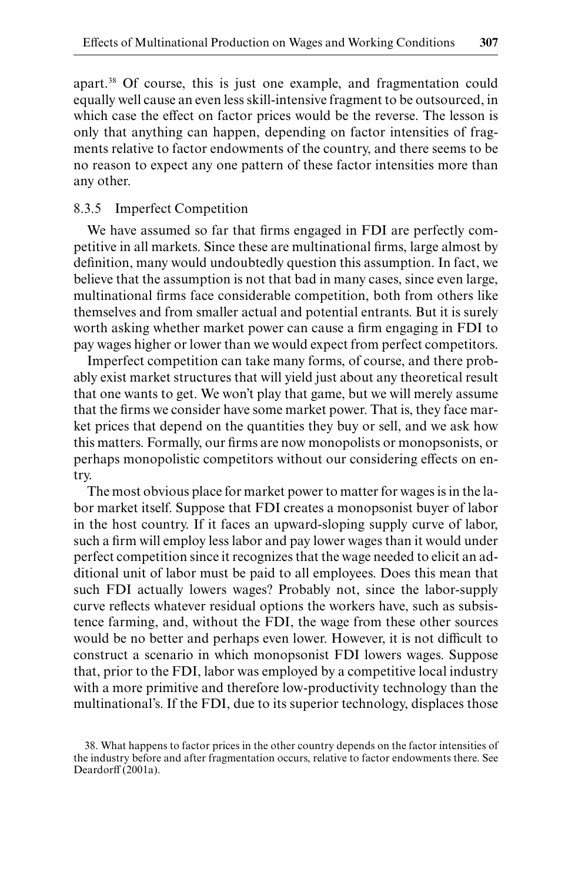apart.[38] Of course, this is just one example, and fragmentation could equally well cause an even less skill-intensive fragment to be outsourced, in which case the effect on factor prices would be the reverse. The lesson is only that anything can happen, depending on factor intensities of fragments relative to factor endowments of the country, and there seems to be no reason to expect any one pattern of these factor intensities more than any other.

### 8.3.5 Imperfect Competition

We have assumed so far that firms engaged in FDI are perfectly competitive in all markets. Since these are multinational firms, large almost by definition, many would undoubtedly question this assumption. In fact, we believe that the assumption is not that bad in many cases, since even large, multinational firms face considerable competition, both from others like themselves and from smaller actual and potential entrants. But it is surely worth asking whether market power can cause a firm engaging in FDI to pay wages higher or lower than we would expect from perfect competitors.

Imperfect competition can take many forms, of course, and there probably exist market structures that will yield just about any theoretical result that one wants to get. We won't play that game, but we will merely assume that the firms we consider have some market power. That is, they face market prices that depend on the quantities they buy or sell, and we ask how this matters. Formally, our firms are now monopolists or monopsonists, or perhaps monopolistic competitors without our considering effects on entry.

The most obvious place for market power to matter for wages is in the labor market itself. Suppose that FDI creates a monopsonist buyer of labor in the host country. If it faces an upward-sloping supply curve of labor, such a firm will employ less labor and pay lower wages than it would under perfect competition since it recognizes that the wage needed to elicit an additional unit of labor must be paid to all employees. Does this mean that such FDI actually lowers wages? Probably not, since the labor-supply curve reflects whatever residual options the workers have, such as subsistence farming, and, without the FDI, the wage from these other sources would be no better and perhaps even lower. However, it is not difficult to construct a scenario in which monopsonist FDI lowers wages. Suppose that, prior to the FDI, labor was employed by a competitive local industry with a more primitive and therefore low-productivity technology than the multinational's. If the FDI, due to its superior technology, displaces those

38. What happens to factor prices in the other country depends on the factor intensities of the industry before and after fragmentation occurs, relative to factor endowments there. See Deardorff (2001a).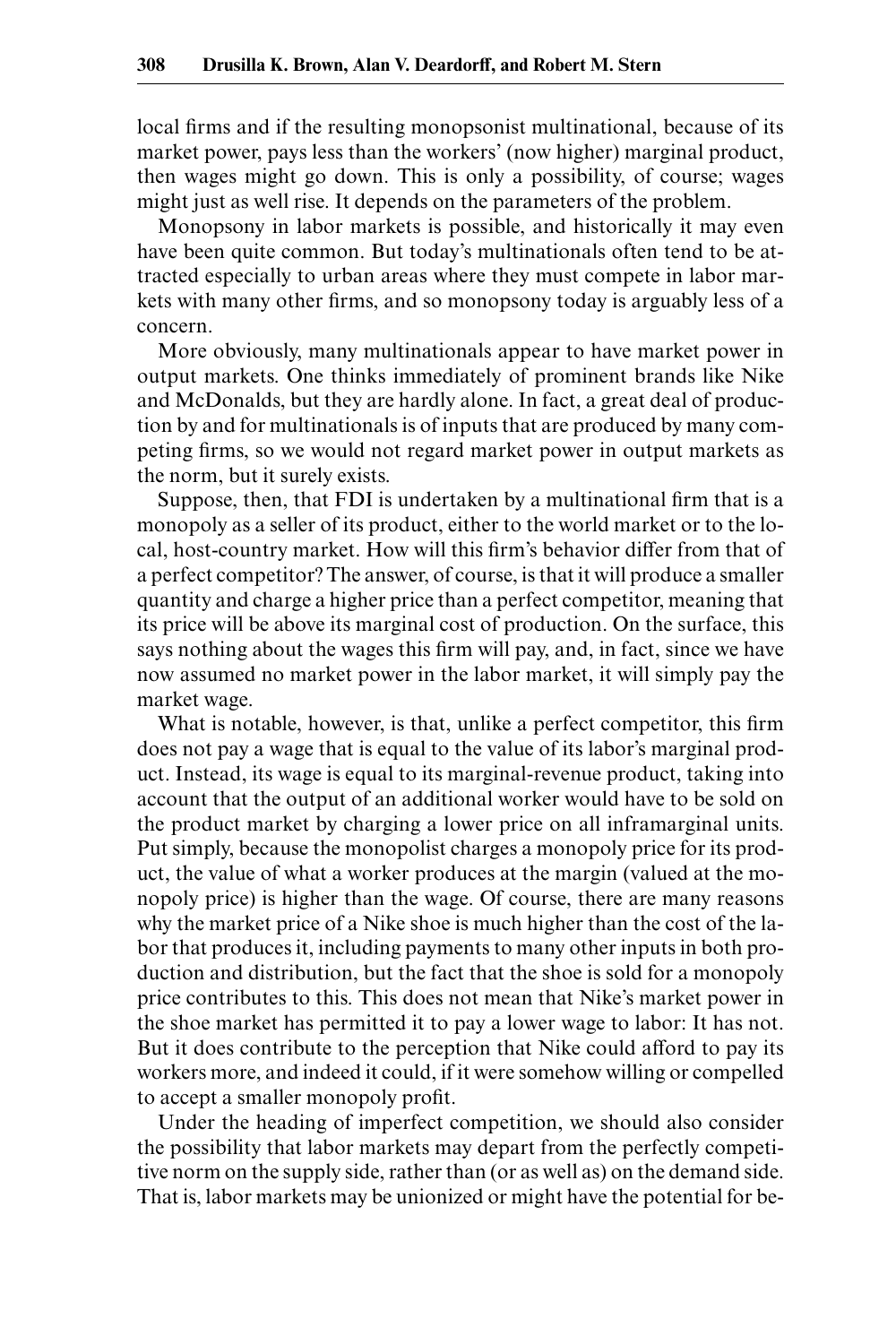local firms and if the resulting monopsonist multinational, because of its market power, pays less than the workers' (now higher) marginal product, then wages might go down. This is only a possibility, of course; wages might just as well rise. It depends on the parameters of the problem.

Monopsony in labor markets is possible, and historically it may even have been quite common. But today's multinationals often tend to be attracted especially to urban areas where they must compete in labor markets with many other firms, and so monopsony today is arguably less of a concern.

More obviously, many multinationals appear to have market power in output markets. One thinks immediately of prominent brands like Nike and McDonalds, but they are hardly alone. In fact, a great deal of production by and for multinationals is of inputs that are produced by many competing firms, so we would not regard market power in output markets as the norm, but it surely exists.

Suppose, then, that FDI is undertaken by a multinational firm that is a monopoly as a seller of its product, either to the world market or to the local, host-country market. How will this firm's behavior differ from that of a perfect competitor? The answer, of course, is that it will produce a smaller quantity and charge a higher price than a perfect competitor, meaning that its price will be above its marginal cost of production. On the surface, this says nothing about the wages this firm will pay, and, in fact, since we have now assumed no market power in the labor market, it will simply pay the market wage.

What is notable, however, is that, unlike a perfect competitor, this firm does not pay a wage that is equal to the value of its labor's marginal product. Instead, its wage is equal to its marginal-revenue product, taking into account that the output of an additional worker would have to be sold on the product market by charging a lower price on all inframarginal units. Put simply, because the monopolist charges a monopoly price for its product, the value of what a worker produces at the margin (valued at the monopoly price) is higher than the wage. Of course, there are many reasons why the market price of a Nike shoe is much higher than the cost of the labor that produces it, including payments to many other inputs in both production and distribution, but the fact that the shoe is sold for a monopoly price contributes to this. This does not mean that Nike's market power in the shoe market has permitted it to pay a lower wage to labor: It has not. But it does contribute to the perception that Nike could afford to pay its workers more, and indeed it could, if it were somehow willing or compelled to accept a smaller monopoly profit.

Under the heading of imperfect competition, we should also consider the possibility that labor markets may depart from the perfectly competitive norm on the supply side, rather than (or as well as) on the demand side. That is, labor markets may be unionized or might have the potential for be-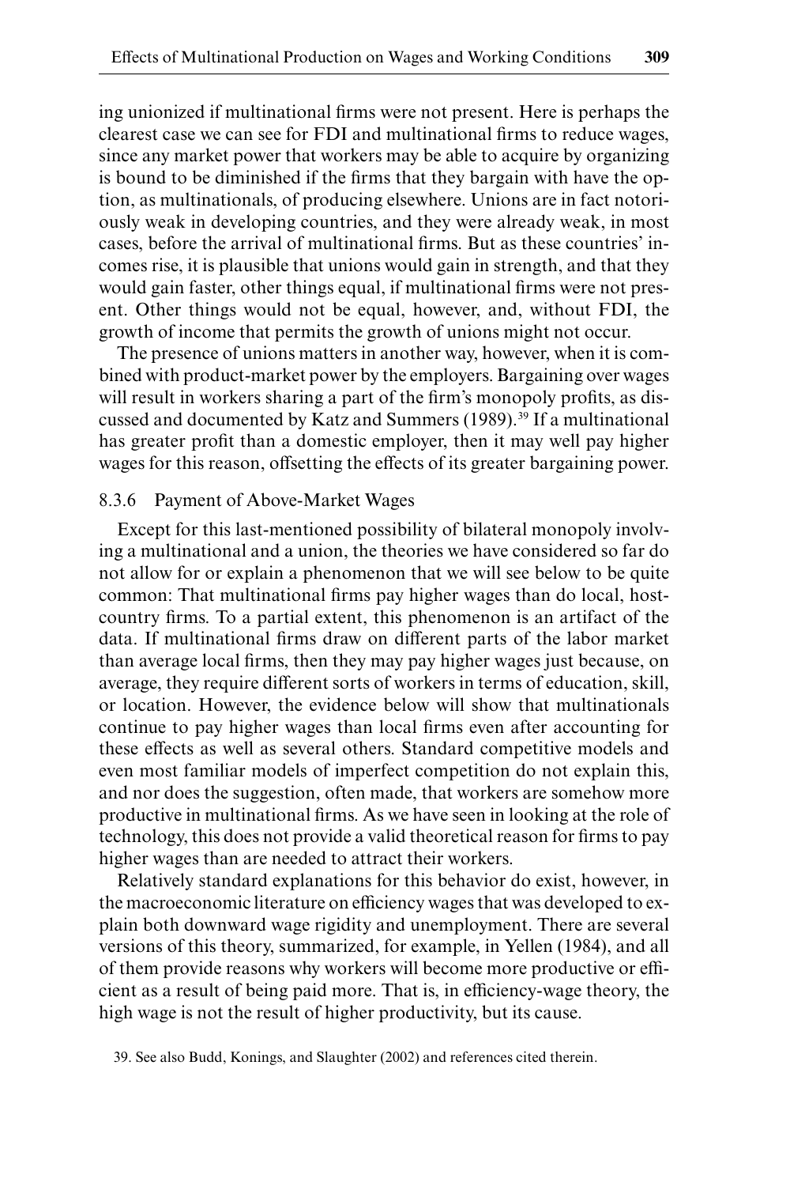ing unionized if multinational firms were not present. Here is perhaps the clearest case we can see for FDI and multinational firms to reduce wages, since any market power that workers may be able to acquire by organizing is bound to be diminished if the firms that they bargain with have the option, as multinationals, of producing elsewhere. Unions are in fact notoriously weak in developing countries, and they were already weak, in most cases, before the arrival of multinational firms. But as these countries' incomes rise, it is plausible that unions would gain in strength, and that they would gain faster, other things equal, if multinational firms were not present. Other things would not be equal, however, and, without FDI, the growth of income that permits the growth of unions might not occur.

The presence of unions matters in another way, however, when it is combined with product-market power by the employers. Bargaining over wages will result in workers sharing a part of the firm's monopoly profits, as discussed and documented by Katz and Summers (1989).[39] If a multinational has greater profit than a domestic employer, then it may well pay higher wages for this reason, offsetting the effects of its greater bargaining power.

### 8.3.6 Payment of Above-Market Wages

Except for this last-mentioned possibility of bilateral monopoly involving a multinational and a union, the theories we have considered so far do not allow for or explain a phenomenon that we will see below to be quite common: That multinational firms pay higher wages than do local, host-country firms. To a partial extent, this phenomenon is an artifact of the data. If multinational firms draw on different parts of the labor market than average local firms, then they may pay higher wages just because, on average, they require different sorts of workers in terms of education, skill, or location. However, the evidence below will show that multinationals continue to pay higher wages than local firms even after accounting for these effects as well as several others. Standard competitive models and even most familiar models of imperfect competition do not explain this, and nor does the suggestion, often made, that workers are somehow more productive in multinational firms. As we have seen in looking at the role of technology, this does not provide a valid theoretical reason for firms to pay higher wages than are needed to attract their workers.

Relatively standard explanations for this behavior do exist, however, in the macroeconomic literature on efficiency wages that was developed to explain both downward wage rigidity and unemployment. There are several versions of this theory, summarized, for example, in Yellen (1984), and all of them provide reasons why workers will become more productive or efficient as a result of being paid more. That is, in efficiency-wage theory, the high wage is not the result of higher productivity, but its cause.

39. See also Budd, Konings, and Slaughter (2002) and references cited therein.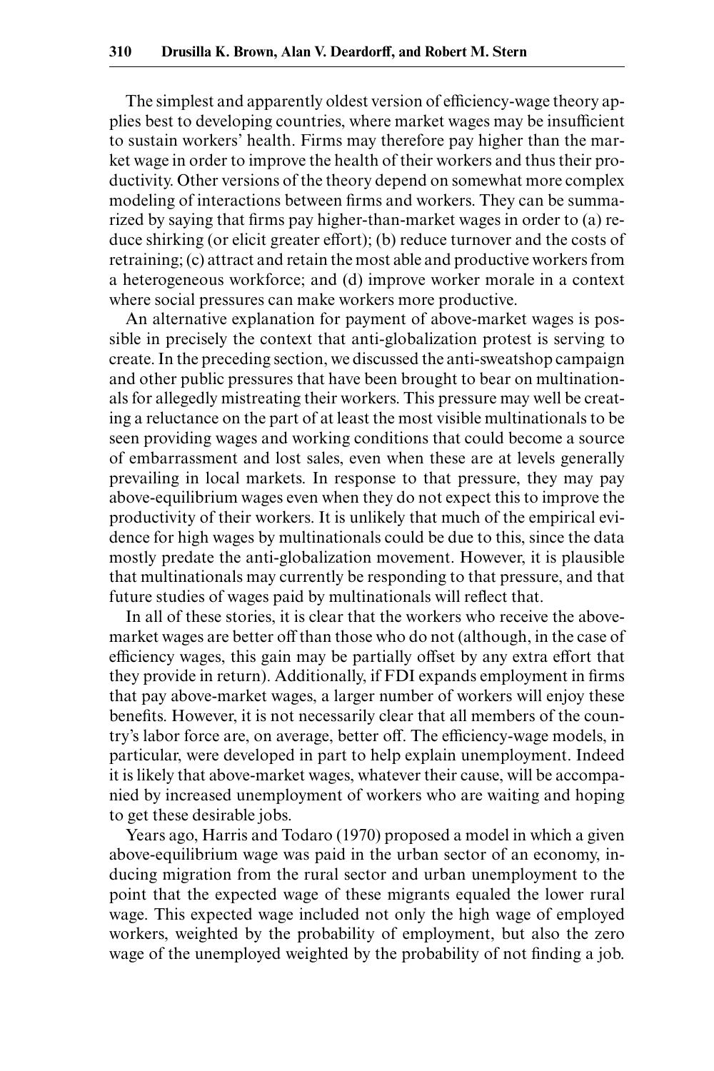The simplest and apparently oldest version of efficiency-wage theory applies best to developing countries, where market wages may be insufficient to sustain workers' health. Firms may therefore pay higher than the market wage in order to improve the health of their workers and thus their productivity. Other versions of the theory depend on somewhat more complex modeling of interactions between firms and workers. They can be summarized by saying that firms pay higher-than-market wages in order to (a) reduce shirking (or elicit greater effort); (b) reduce turnover and the costs of retraining; (c) attract and retain the most able and productive workers from a heterogeneous workforce; and (d) improve worker morale in a context where social pressures can make workers more productive.

An alternative explanation for payment of above-market wages is possible in precisely the context that anti-globalization protest is serving to create. In the preceding section, we discussed the anti-sweatshop campaign and other public pressures that have been brought to bear on multinationals for allegedly mistreating their workers. This pressure may well be creating a reluctance on the part of at least the most visible multinationals to be seen providing wages and working conditions that could become a source of embarrassment and lost sales, even when these are at levels generally prevailing in local markets. In response to that pressure, they may pay above-equilibrium wages even when they do not expect this to improve the productivity of their workers. It is unlikely that much of the empirical evidence for high wages by multinationals could be due to this, since the data mostly predate the anti-globalization movement. However, it is plausible that multinationals may currently be responding to that pressure, and that future studies of wages paid by multinationals will reflect that.

In all of these stories, it is clear that the workers who receive the above-market wages are better off than those who do not (although, in the case of efficiency wages, this gain may be partially offset by any extra effort that they provide in return). Additionally, if FDI expands employment in firms that pay above-market wages, a larger number of workers will enjoy these benefits. However, it is not necessarily clear that all members of the country's labor force are, on average, better off. The efficiency-wage models, in particular, were developed in part to help explain unemployment. Indeed it is likely that above-market wages, whatever their cause, will be accompanied by increased unemployment of workers who are waiting and hoping to get these desirable jobs.

Years ago, Harris and Todaro (1970) proposed a model in which a given above-equilibrium wage was paid in the urban sector of an economy, inducing migration from the rural sector and urban unemployment to the point that the expected wage of these migrants equaled the lower rural wage. This expected wage included not only the high wage of employed workers, weighted by the probability of employment, but also the zero wage of the unemployed weighted by the probability of not finding a job.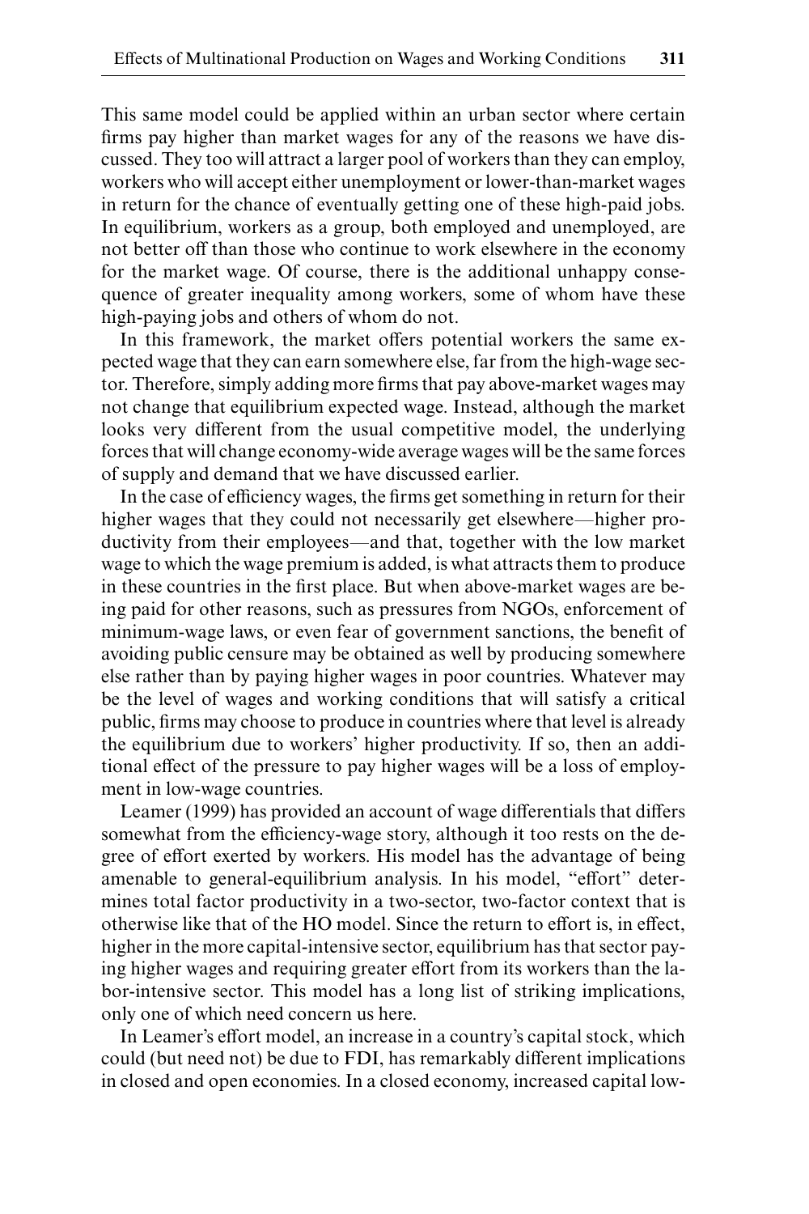This same model could be applied within an urban sector where certain firms pay higher than market wages for any of the reasons we have discussed. They too will attract a larger pool of workers than they can employ, workers who will accept either unemployment or lower-than-market wages in return for the chance of eventually getting one of these high-paid jobs. In equilibrium, workers as a group, both employed and unemployed, are not better off than those who continue to work elsewhere in the economy for the market wage. Of course, there is the additional unhappy consequence of greater inequality among workers, some of whom have these high-paying jobs and others of whom do not.

In this framework, the market offers potential workers the same expected wage that they can earn somewhere else, far from the high-wage sector. Therefore, simply adding more firms that pay above-market wages may not change that equilibrium expected wage. Instead, although the market looks very different from the usual competitive model, the underlying forces that will change economy-wide average wages will be the same forces of supply and demand that we have discussed earlier.

In the case of efficiency wages, the firms get something in return for their higher wages that they could not necessarily get elsewhere—higher productivity from their employees—and that, together with the low market wage to which the wage premium is added, is what attracts them to produce in these countries in the first place. But when above-market wages are being paid for other reasons, such as pressures from NGOs, enforcement of minimum-wage laws, or even fear of government sanctions, the benefit of avoiding public censure may be obtained as well by producing somewhere else rather than by paying higher wages in poor countries. Whatever may be the level of wages and working conditions that will satisfy a critical public, firms may choose to produce in countries where that level is already the equilibrium due to workers' higher productivity. If so, then an additional effect of the pressure to pay higher wages will be a loss of employment in low-wage countries.

Leamer (1999) has provided an account of wage differentials that differs somewhat from the efficiency-wage story, although it too rests on the degree of effort exerted by workers. His model has the advantage of being amenable to general-equilibrium analysis. In his model, "effort" determines total factor productivity in a two-sector, two-factor context that is otherwise like that of the HO model. Since the return to effort is, in effect, higher in the more capital-intensive sector, equilibrium has that sector paying higher wages and requiring greater effort from its workers than the labor-intensive sector. This model has a long list of striking implications, only one of which need concern us here.

In Leamer's effort model, an increase in a country's capital stock, which could (but need not) be due to FDI, has remarkably different implications in closed and open economies. In a closed economy, increased capital low-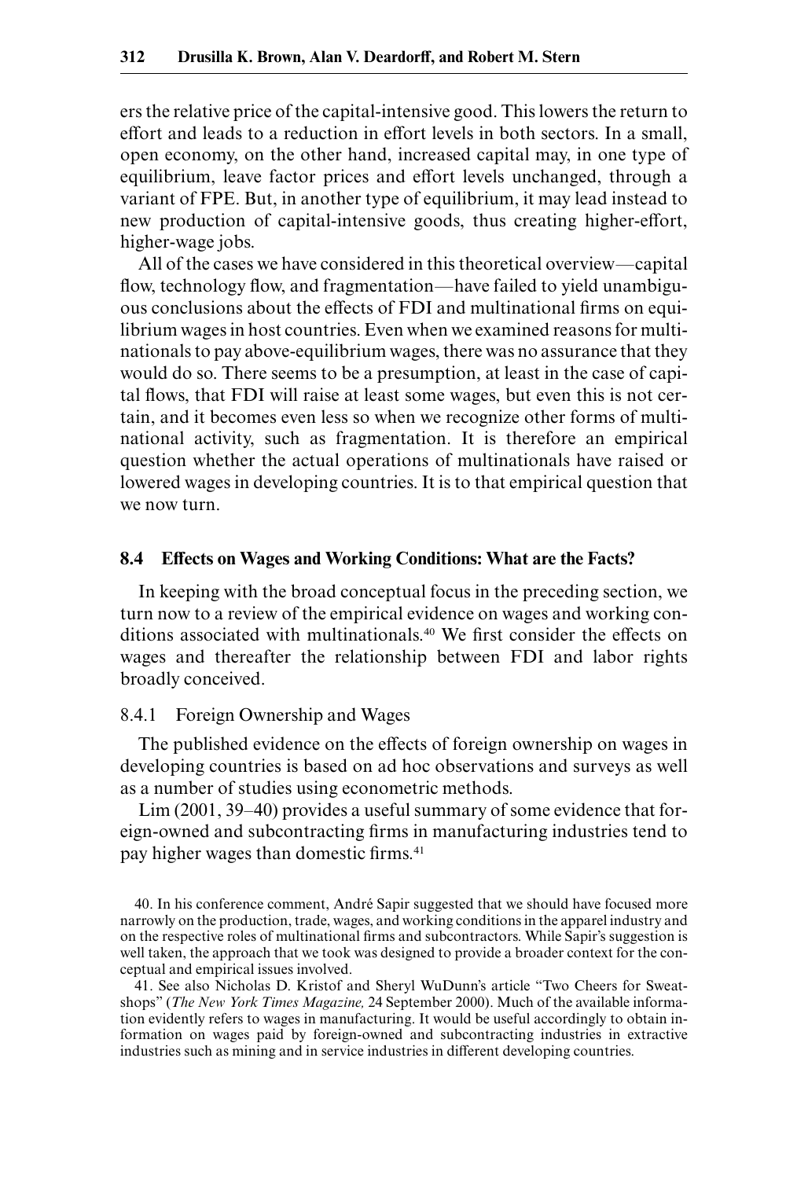ers the relative price of the capital-intensive good. This lowers the return to effort and leads to a reduction in effort levels in both sectors. In a small, open economy, on the other hand, increased capital may, in one type of equilibrium, leave factor prices and effort levels unchanged, through a variant of FPE. But, in another type of equilibrium, it may lead instead to new production of capital-intensive goods, thus creating higher-effort, higher-wage jobs.

All of the cases we have considered in this theoretical overview—capital flow, technology flow, and fragmentation—have failed to yield unambiguous conclusions about the effects of FDI and multinational firms on equilibrium wages in host countries. Even when we examined reasons for multinationals to pay above-equilibrium wages, there was no assurance that they would do so. There seems to be a presumption, at least in the case of capital flows, that FDI will raise at least some wages, but even this is not certain, and it becomes even less so when we recognize other forms of multinational activity, such as fragmentation. It is therefore an empirical question whether the actual operations of multinationals have raised or lowered wages in developing countries. It is to that empirical question that we now turn.

## 8.4 Effects on Wages and Working Conditions: What are the Facts?

In keeping with the broad conceptual focus in the preceding section, we turn now to a review of the empirical evidence on wages and working conditions associated with multinationals.[40] We first consider the effects on wages and thereafter the relationship between FDI and labor rights broadly conceived.

### 8.4.1 Foreign Ownership and Wages

The published evidence on the effects of foreign ownership on wages in developing countries is based on ad hoc observations and surveys as well as a number of studies using econometric methods.

Lim (2001, 39–40) provides a useful summary of some evidence that foreign-owned and subcontracting firms in manufacturing industries tend to pay higher wages than domestic firms.[41]

40. In his conference comment, André Sapir suggested that we should have focused more narrowly on the production, trade, wages, and working conditions in the apparel industry and on the respective roles of multinational firms and subcontractors. While Sapir's suggestion is well taken, the approach that we took was designed to provide a broader context for the conceptual and empirical issues involved.

41. See also Nicholas D. Kristof and Sheryl WuDunn's article "Two Cheers for Sweatshops" (*The New York Times Magazine,* 24 September 2000). Much of the available information evidently refers to wages in manufacturing. It would be useful accordingly to obtain information on wages paid by foreign-owned and subcontracting industries in extractive industries such as mining and in service industries in different developing countries.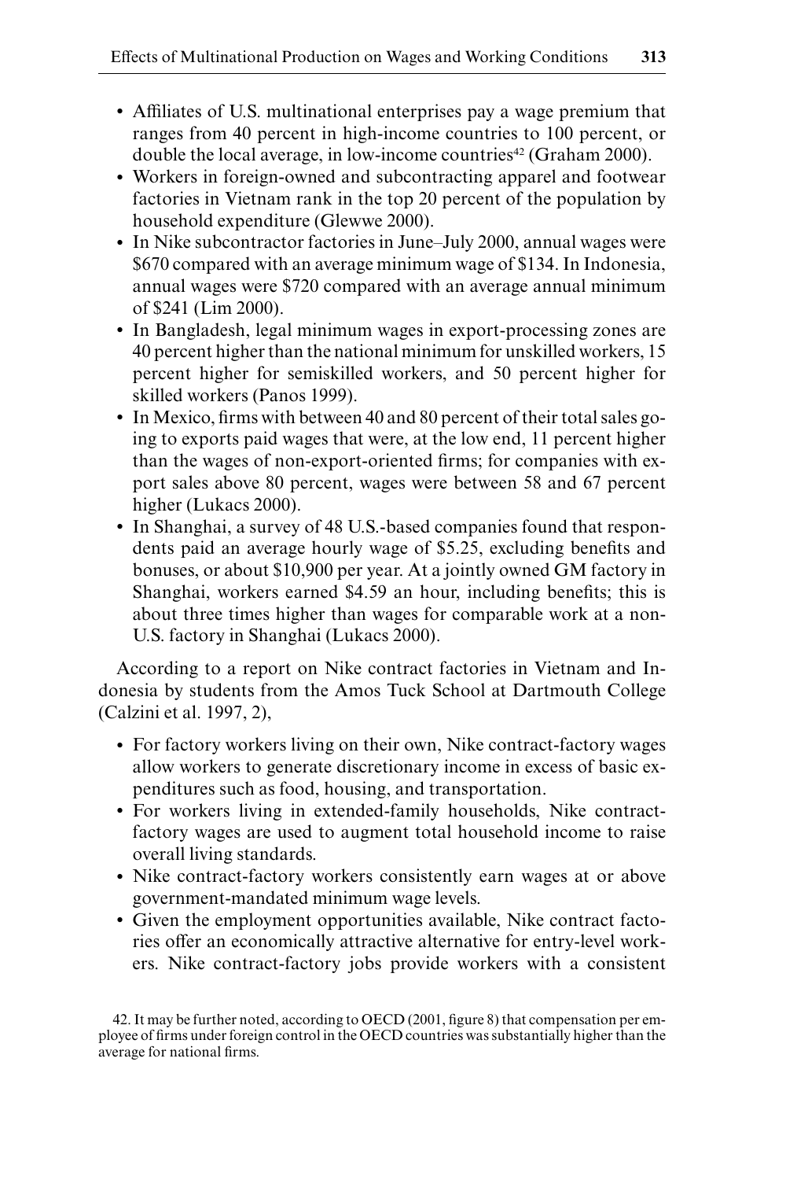- Affiliates of U.S. multinational enterprises pay a wage premium that ranges from 40 percent in high-income countries to 100 percent, or double the local average, in low-income countries[42] (Graham 2000).
- Workers in foreign-owned and subcontracting apparel and footwear factories in Vietnam rank in the top 20 percent of the population by household expenditure (Glewwe 2000).
- In Nike subcontractor factories in June–July 2000, annual wages were \$670 compared with an average minimum wage of \$134. In Indonesia, annual wages were \$720 compared with an average annual minimum of \$241 (Lim 2000).
- In Bangladesh, legal minimum wages in export-processing zones are 40 percent higher than the national minimum for unskilled workers, 15 percent higher for semiskilled workers, and 50 percent higher for skilled workers (Panos 1999).
- In Mexico, firms with between 40 and 80 percent of their total sales going to exports paid wages that were, at the low end, 11 percent higher than the wages of non-export-oriented firms; for companies with export sales above 80 percent, wages were between 58 and 67 percent higher (Lukacs 2000).
- In Shanghai, a survey of 48 U.S.-based companies found that respondents paid an average hourly wage of \$5.25, excluding benefits and bonuses, or about \$10,900 per year. At a jointly owned GM factory in Shanghai, workers earned \$4.59 an hour, including benefits; this is about three times higher than wages for comparable work at a non-U.S. factory in Shanghai (Lukacs 2000).

According to a report on Nike contract factories in Vietnam and Indonesia by students from the Amos Tuck School at Dartmouth College (Calzini et al. 1997, 2),

- For factory workers living on their own, Nike contract-factory wages allow workers to generate discretionary income in excess of basic expenditures such as food, housing, and transportation.
- For workers living in extended-family households, Nike contract-factory wages are used to augment total household income to raise overall living standards.
- Nike contract-factory workers consistently earn wages at or above government-mandated minimum wage levels.
- Given the employment opportunities available, Nike contract factories offer an economically attractive alternative for entry-level workers. Nike contract-factory jobs provide workers with a consistent

42. It may be further noted, according to OECD (2001, figure 8) that compensation per employee of firms under foreign control in the OECD countries was substantially higher than the average for national firms.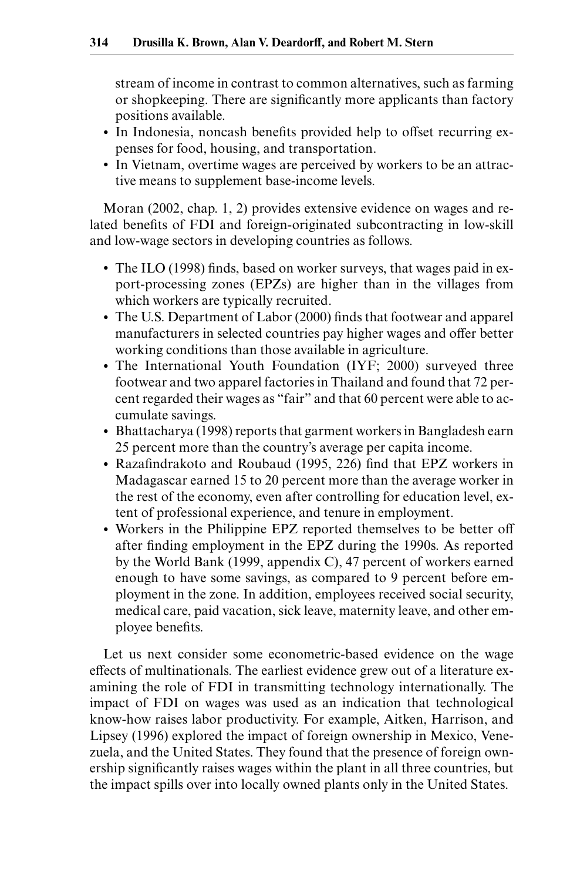stream of income in contrast to common alternatives, such as farming or shopkeeping. There are significantly more applicants than factory positions available.

- In Indonesia, noncash benefits provided help to offset recurring expenses for food, housing, and transportation.
- In Vietnam, overtime wages are perceived by workers to be an attractive means to supplement base-income levels.

Moran (2002, chap. 1, 2) provides extensive evidence on wages and related benefits of FDI and foreign-originated subcontracting in low-skill and low-wage sectors in developing countries as follows.

- The ILO (1998) finds, based on worker surveys, that wages paid in export-processing zones (EPZs) are higher than in the villages from which workers are typically recruited.
- The U.S. Department of Labor (2000) finds that footwear and apparel manufacturers in selected countries pay higher wages and offer better working conditions than those available in agriculture.
- The International Youth Foundation (IYF; 2000) surveyed three footwear and two apparel factories in Thailand and found that 72 percent regarded their wages as "fair" and that 60 percent were able to accumulate savings.
- Bhattacharya (1998) reports that garment workers in Bangladesh earn 25 percent more than the country's average per capita income.
- Razafindrakoto and Roubaud (1995, 226) find that EPZ workers in Madagascar earned 15 to 20 percent more than the average worker in the rest of the economy, even after controlling for education level, extent of professional experience, and tenure in employment.
- Workers in the Philippine EPZ reported themselves to be better off after finding employment in the EPZ during the 1990s. As reported by the World Bank (1999, appendix C), 47 percent of workers earned enough to have some savings, as compared to 9 percent before employment in the zone. In addition, employees received social security, medical care, paid vacation, sick leave, maternity leave, and other employee benefits.

Let us next consider some econometric-based evidence on the wage effects of multinationals. The earliest evidence grew out of a literature examining the role of FDI in transmitting technology internationally. The impact of FDI on wages was used as an indication that technological know-how raises labor productivity. For example, Aitken, Harrison, and Lipsey (1996) explored the impact of foreign ownership in Mexico, Venezuela, and the United States. They found that the presence of foreign ownership significantly raises wages within the plant in all three countries, but the impact spills over into locally owned plants only in the United States.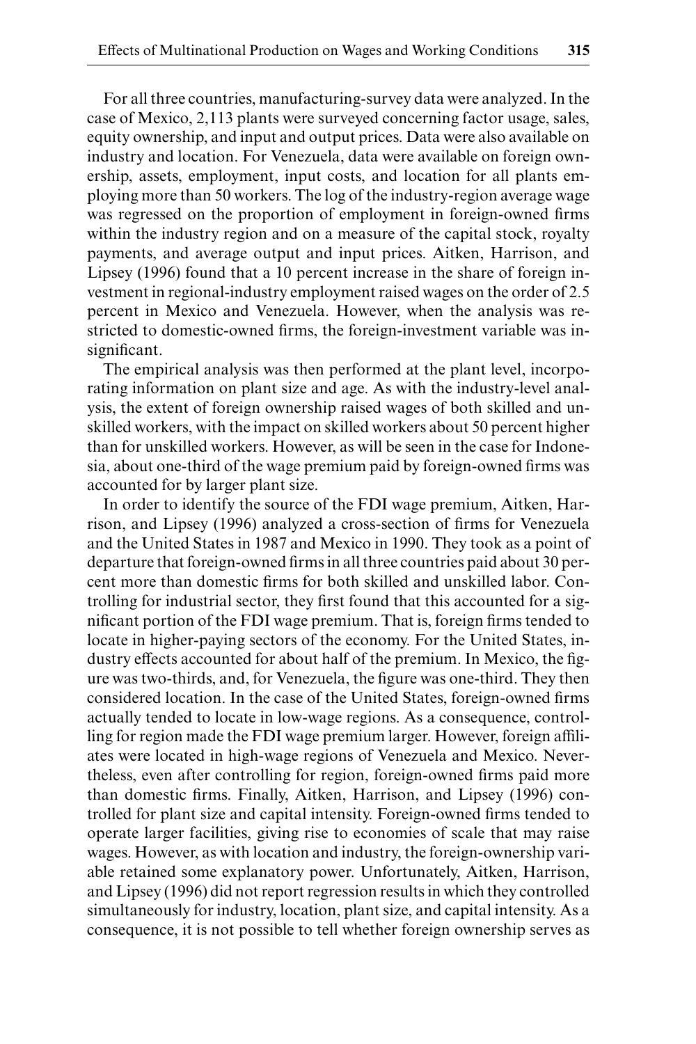For all three countries, manufacturing-survey data were analyzed. In the case of Mexico, 2,113 plants were surveyed concerning factor usage, sales, equity ownership, and input and output prices. Data were also available on industry and location. For Venezuela, data were available on foreign ownership, assets, employment, input costs, and location for all plants employing more than 50 workers. The log of the industry-region average wage was regressed on the proportion of employment in foreign-owned firms within the industry region and on a measure of the capital stock, royalty payments, and average output and input prices. Aitken, Harrison, and Lipsey (1996) found that a 10 percent increase in the share of foreign investment in regional-industry employment raised wages on the order of 2.5 percent in Mexico and Venezuela. However, when the analysis was restricted to domestic-owned firms, the foreign-investment variable was insignificant.

The empirical analysis was then performed at the plant level, incorporating information on plant size and age. As with the industry-level analysis, the extent of foreign ownership raised wages of both skilled and unskilled workers, with the impact on skilled workers about 50 percent higher than for unskilled workers. However, as will be seen in the case for Indonesia, about one-third of the wage premium paid by foreign-owned firms was accounted for by larger plant size.

In order to identify the source of the FDI wage premium, Aitken, Harrison, and Lipsey (1996) analyzed a cross-section of firms for Venezuela and the United States in 1987 and Mexico in 1990. They took as a point of departure that foreign-owned firms in all three countries paid about 30 percent more than domestic firms for both skilled and unskilled labor. Controlling for industrial sector, they first found that this accounted for a significant portion of the FDI wage premium. That is, foreign firms tended to locate in higher-paying sectors of the economy. For the United States, industry effects accounted for about half of the premium. In Mexico, the figure was two-thirds, and, for Venezuela, the figure was one-third. They then considered location. In the case of the United States, foreign-owned firms actually tended to locate in low-wage regions. As a consequence, controlling for region made the FDI wage premium larger. However, foreign affiliates were located in high-wage regions of Venezuela and Mexico. Nevertheless, even after controlling for region, foreign-owned firms paid more than domestic firms. Finally, Aitken, Harrison, and Lipsey (1996) controlled for plant size and capital intensity. Foreign-owned firms tended to operate larger facilities, giving rise to economies of scale that may raise wages. However, as with location and industry, the foreign-ownership variable retained some explanatory power. Unfortunately, Aitken, Harrison, and Lipsey (1996) did not report regression results in which they controlled simultaneously for industry, location, plant size, and capital intensity. As a consequence, it is not possible to tell whether foreign ownership serves as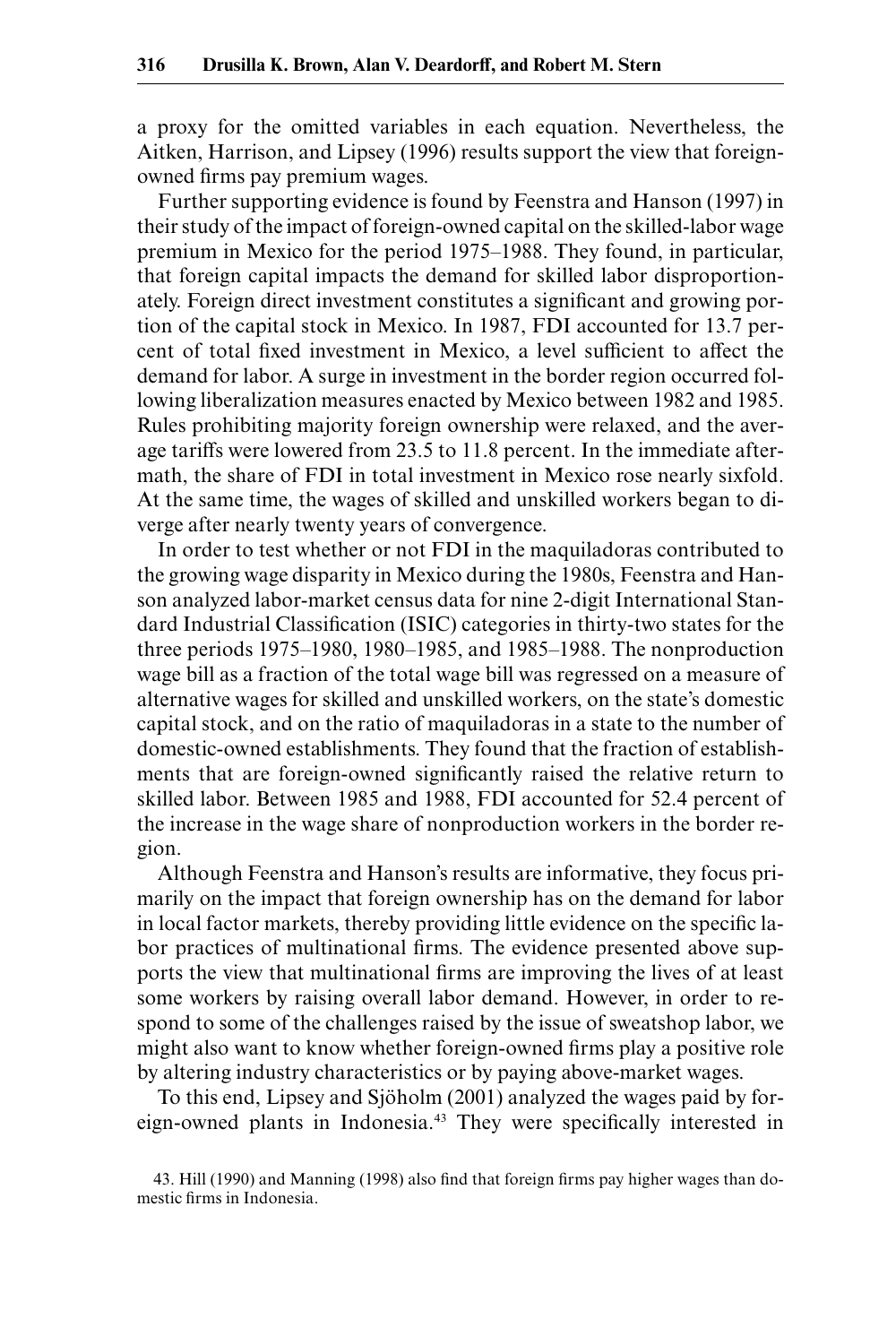a proxy for the omitted variables in each equation. Nevertheless, the Aitken, Harrison, and Lipsey (1996) results support the view that foreign-owned firms pay premium wages.

Further supporting evidence is found by Feenstra and Hanson (1997) in their study of the impact of foreign-owned capital on the skilled-labor wage premium in Mexico for the period 1975–1988. They found, in particular, that foreign capital impacts the demand for skilled labor disproportionately. Foreign direct investment constitutes a significant and growing portion of the capital stock in Mexico. In 1987, FDI accounted for 13.7 percent of total fixed investment in Mexico, a level sufficient to affect the demand for labor. A surge in investment in the border region occurred following liberalization measures enacted by Mexico between 1982 and 1985. Rules prohibiting majority foreign ownership were relaxed, and the average tariffs were lowered from 23.5 to 11.8 percent. In the immediate aftermath, the share of FDI in total investment in Mexico rose nearly sixfold. At the same time, the wages of skilled and unskilled workers began to diverge after nearly twenty years of convergence.

In order to test whether or not FDI in the maquiladoras contributed to the growing wage disparity in Mexico during the 1980s, Feenstra and Hanson analyzed labor-market census data for nine 2-digit International Standard Industrial Classification (ISIC) categories in thirty-two states for the three periods 1975–1980, 1980–1985, and 1985–1988. The nonproduction wage bill as a fraction of the total wage bill was regressed on a measure of alternative wages for skilled and unskilled workers, on the state's domestic capital stock, and on the ratio of maquiladoras in a state to the number of domestic-owned establishments. They found that the fraction of establishments that are foreign-owned significantly raised the relative return to skilled labor. Between 1985 and 1988, FDI accounted for 52.4 percent of the increase in the wage share of nonproduction workers in the border region.

Although Feenstra and Hanson's results are informative, they focus primarily on the impact that foreign ownership has on the demand for labor in local factor markets, thereby providing little evidence on the specific labor practices of multinational firms. The evidence presented above supports the view that multinational firms are improving the lives of at least some workers by raising overall labor demand. However, in order to respond to some of the challenges raised by the issue of sweatshop labor, we might also want to know whether foreign-owned firms play a positive role by altering industry characteristics or by paying above-market wages.

To this end, Lipsey and Sjöholm (2001) analyzed the wages paid by foreign-owned plants in Indonesia.[43] They were specifically interested in

43. Hill (1990) and Manning (1998) also find that foreign firms pay higher wages than domestic firms in Indonesia.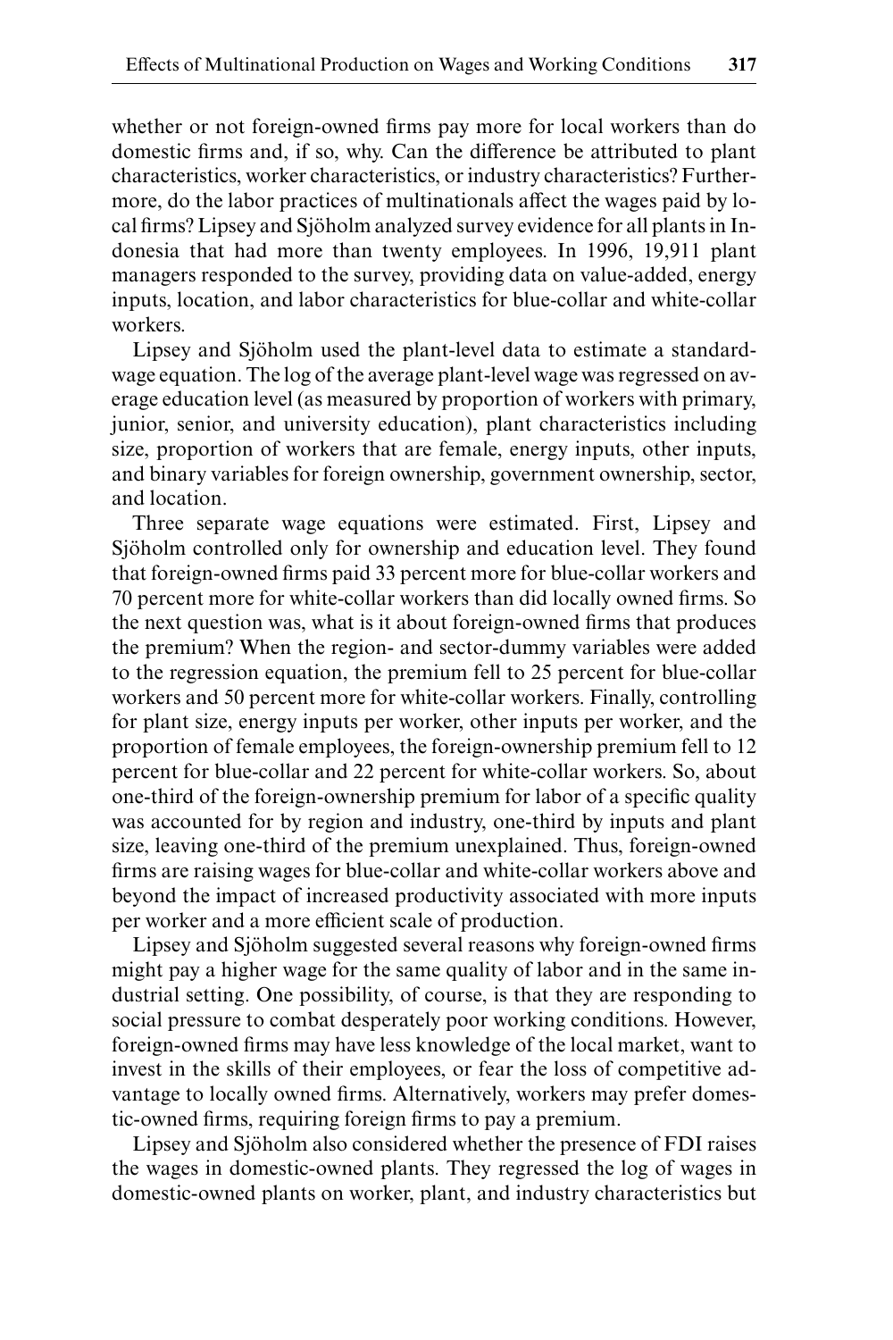whether or not foreign-owned firms pay more for local workers than do domestic firms and, if so, why. Can the difference be attributed to plant characteristics, worker characteristics, or industry characteristics? Furthermore, do the labor practices of multinationals affect the wages paid by local firms? Lipsey and Sjöholm analyzed survey evidence for all plants in Indonesia that had more than twenty employees. In 1996, 19,911 plant managers responded to the survey, providing data on value-added, energy inputs, location, and labor characteristics for blue-collar and white-collar workers.

Lipsey and Sjöholm used the plant-level data to estimate a standard-wage equation. The log of the average plant-level wage was regressed on average education level (as measured by proportion of workers with primary, junior, senior, and university education), plant characteristics including size, proportion of workers that are female, energy inputs, other inputs, and binary variables for foreign ownership, government ownership, sector, and location.

Three separate wage equations were estimated. First, Lipsey and Sjöholm controlled only for ownership and education level. They found that foreign-owned firms paid 33 percent more for blue-collar workers and 70 percent more for white-collar workers than did locally owned firms. So the next question was, what is it about foreign-owned firms that produces the premium? When the region- and sector-dummy variables were added to the regression equation, the premium fell to 25 percent for blue-collar workers and 50 percent more for white-collar workers. Finally, controlling for plant size, energy inputs per worker, other inputs per worker, and the proportion of female employees, the foreign-ownership premium fell to 12 percent for blue-collar and 22 percent for white-collar workers. So, about one-third of the foreign-ownership premium for labor of a specific quality was accounted for by region and industry, one-third by inputs and plant size, leaving one-third of the premium unexplained. Thus, foreign-owned firms are raising wages for blue-collar and white-collar workers above and beyond the impact of increased productivity associated with more inputs per worker and a more efficient scale of production.

Lipsey and Sjöholm suggested several reasons why foreign-owned firms might pay a higher wage for the same quality of labor and in the same industrial setting. One possibility, of course, is that they are responding to social pressure to combat desperately poor working conditions. However, foreign-owned firms may have less knowledge of the local market, want to invest in the skills of their employees, or fear the loss of competitive advantage to locally owned firms. Alternatively, workers may prefer domestic-owned firms, requiring foreign firms to pay a premium.

Lipsey and Sjöholm also considered whether the presence of FDI raises the wages in domestic-owned plants. They regressed the log of wages in domestic-owned plants on worker, plant, and industry characteristics but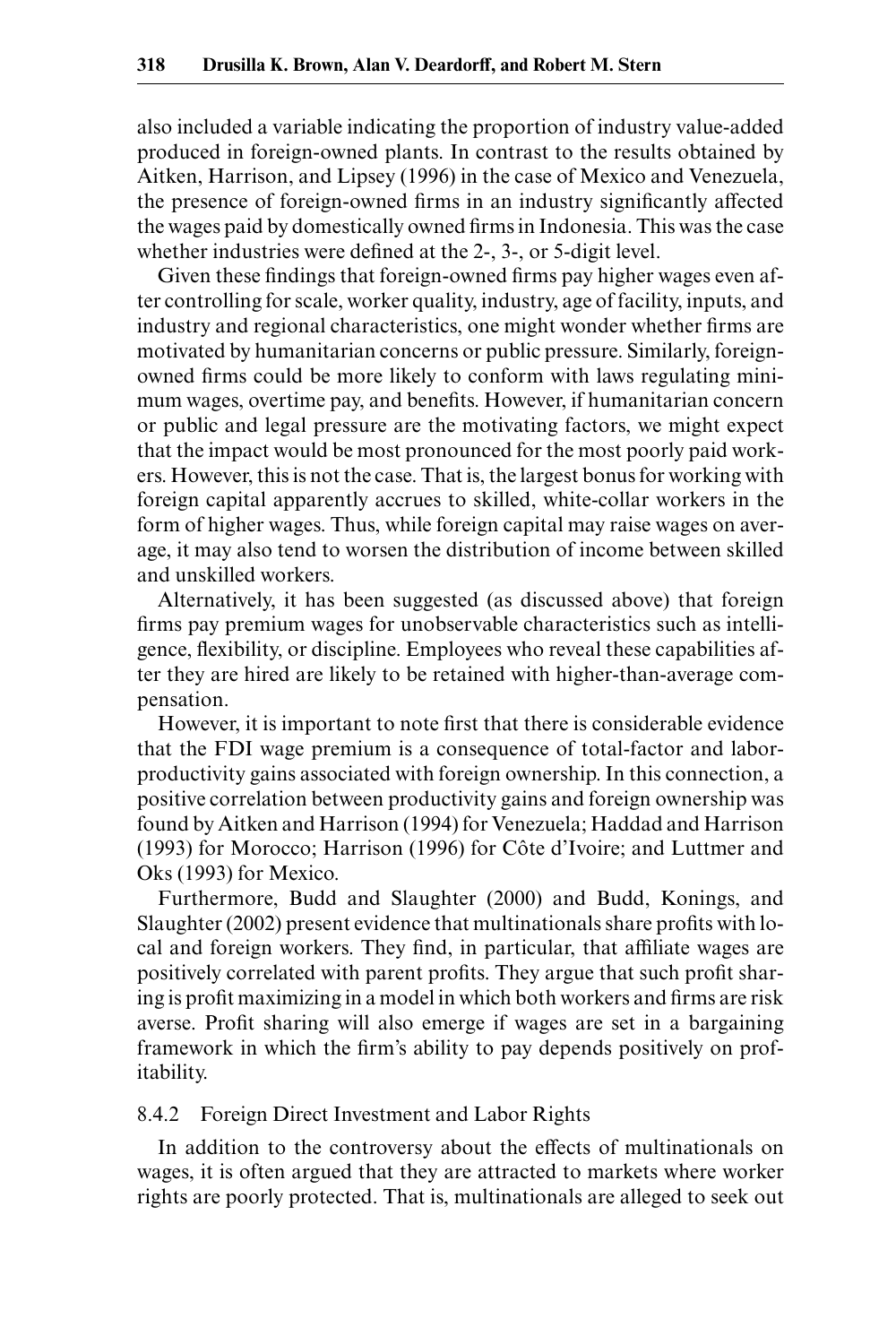also included a variable indicating the proportion of industry value-added produced in foreign-owned plants. In contrast to the results obtained by Aitken, Harrison, and Lipsey (1996) in the case of Mexico and Venezuela, the presence of foreign-owned firms in an industry significantly affected the wages paid by domestically owned firms in Indonesia. This was the case whether industries were defined at the 2-, 3-, or 5-digit level.

Given these findings that foreign-owned firms pay higher wages even after controlling for scale, worker quality, industry, age of facility, inputs, and industry and regional characteristics, one might wonder whether firms are motivated by humanitarian concerns or public pressure. Similarly, foreign-owned firms could be more likely to conform with laws regulating minimum wages, overtime pay, and benefits. However, if humanitarian concern or public and legal pressure are the motivating factors, we might expect that the impact would be most pronounced for the most poorly paid workers. However, this is not the case. That is, the largest bonus for working with foreign capital apparently accrues to skilled, white-collar workers in the form of higher wages. Thus, while foreign capital may raise wages on average, it may also tend to worsen the distribution of income between skilled and unskilled workers.

Alternatively, it has been suggested (as discussed above) that foreign firms pay premium wages for unobservable characteristics such as intelligence, flexibility, or discipline. Employees who reveal these capabilities after they are hired are likely to be retained with higher-than-average compensation.

However, it is important to note first that there is considerable evidence that the FDI wage premium is a consequence of total-factor and labor-productivity gains associated with foreign ownership. In this connection, a positive correlation between productivity gains and foreign ownership was found by Aitken and Harrison (1994) for Venezuela; Haddad and Harrison (1993) for Morocco; Harrison (1996) for Côte d'Ivoire; and Luttmer and Oks (1993) for Mexico.

Furthermore, Budd and Slaughter (2000) and Budd, Konings, and Slaughter (2002) present evidence that multinationals share profits with local and foreign workers. They find, in particular, that affiliate wages are positively correlated with parent profits. They argue that such profit sharing is profit maximizing in a model in which both workers and firms are risk averse. Profit sharing will also emerge if wages are set in a bargaining framework in which the firm's ability to pay depends positively on profitability.

### 8.4.2 Foreign Direct Investment and Labor Rights

In addition to the controversy about the effects of multinationals on wages, it is often argued that they are attracted to markets where worker rights are poorly protected. That is, multinationals are alleged to seek out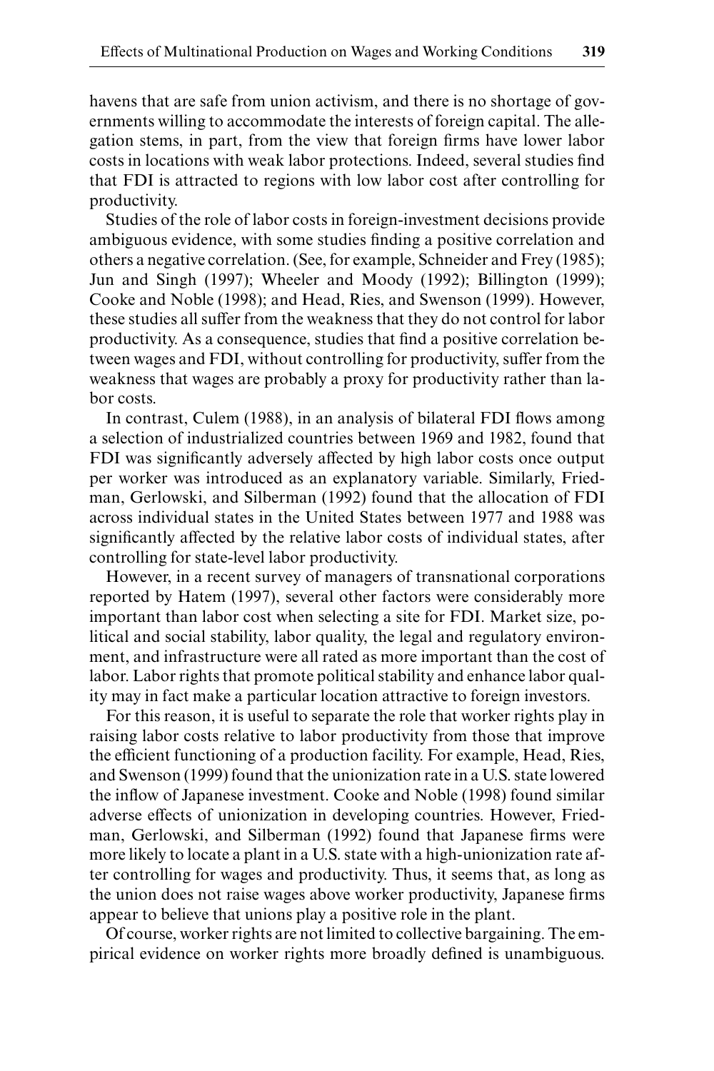havens that are safe from union activism, and there is no shortage of governments willing to accommodate the interests of foreign capital. The allegation stems, in part, from the view that foreign firms have lower labor costs in locations with weak labor protections. Indeed, several studies find that FDI is attracted to regions with low labor cost after controlling for productivity.

Studies of the role of labor costs in foreign-investment decisions provide ambiguous evidence, with some studies finding a positive correlation and others a negative correlation. (See, for example, Schneider and Frey (1985); Jun and Singh (1997); Wheeler and Moody (1992); Billington (1999); Cooke and Noble (1998); and Head, Ries, and Swenson (1999). However, these studies all suffer from the weakness that they do not control for labor productivity. As a consequence, studies that find a positive correlation between wages and FDI, without controlling for productivity, suffer from the weakness that wages are probably a proxy for productivity rather than labor costs.

In contrast, Culem (1988), in an analysis of bilateral FDI flows among a selection of industrialized countries between 1969 and 1982, found that FDI was significantly adversely affected by high labor costs once output per worker was introduced as an explanatory variable. Similarly, Friedman, Gerlowski, and Silberman (1992) found that the allocation of FDI across individual states in the United States between 1977 and 1988 was significantly affected by the relative labor costs of individual states, after controlling for state-level labor productivity.

However, in a recent survey of managers of transnational corporations reported by Hatem (1997), several other factors were considerably more important than labor cost when selecting a site for FDI. Market size, political and social stability, labor quality, the legal and regulatory environment, and infrastructure were all rated as more important than the cost of labor. Labor rights that promote political stability and enhance labor quality may in fact make a particular location attractive to foreign investors.

For this reason, it is useful to separate the role that worker rights play in raising labor costs relative to labor productivity from those that improve the efficient functioning of a production facility. For example, Head, Ries, and Swenson (1999) found that the unionization rate in a U.S. state lowered the inflow of Japanese investment. Cooke and Noble (1998) found similar adverse effects of unionization in developing countries. However, Friedman, Gerlowski, and Silberman (1992) found that Japanese firms were more likely to locate a plant in a U.S. state with a high-unionization rate after controlling for wages and productivity. Thus, it seems that, as long as the union does not raise wages above worker productivity, Japanese firms appear to believe that unions play a positive role in the plant.

Of course, worker rights are not limited to collective bargaining. The empirical evidence on worker rights more broadly defined is unambiguous.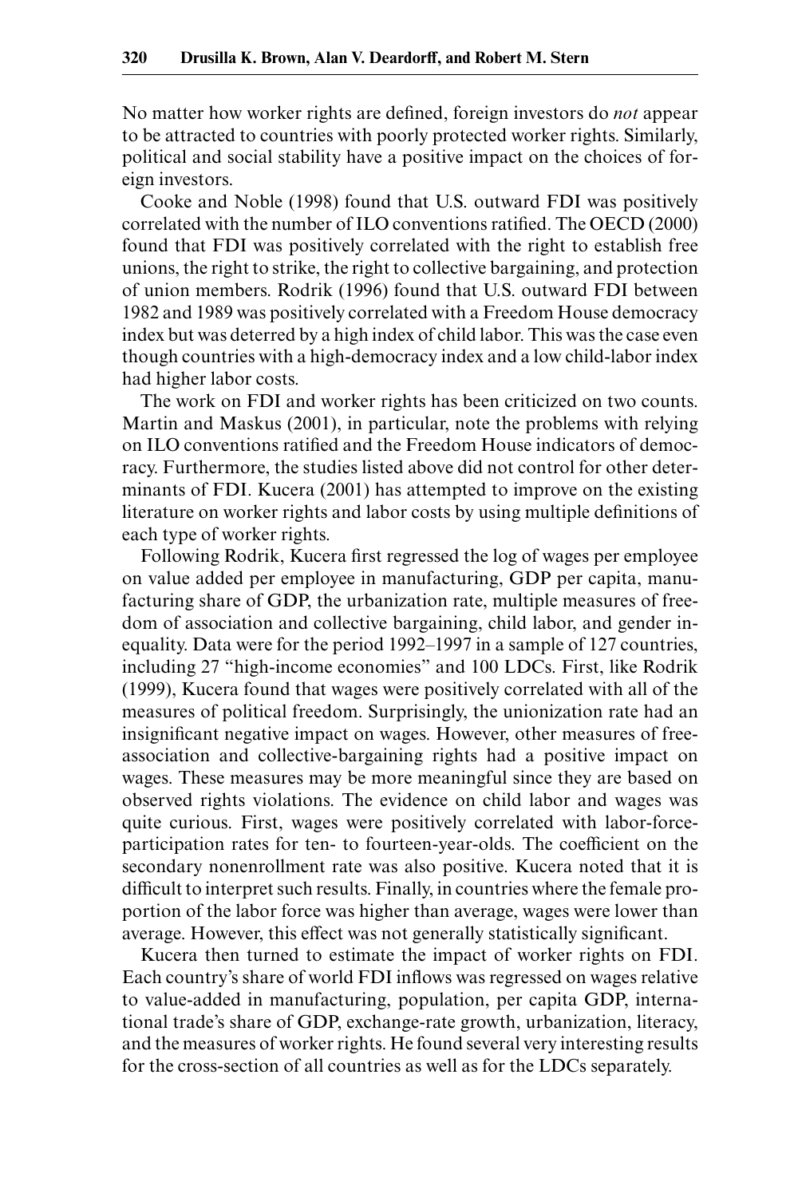No matter how worker rights are defined, foreign investors do *not* appear to be attracted to countries with poorly protected worker rights. Similarly, political and social stability have a positive impact on the choices of foreign investors.

Cooke and Noble (1998) found that U.S. outward FDI was positively correlated with the number of ILO conventions ratified. The OECD (2000) found that FDI was positively correlated with the right to establish free unions, the right to strike, the right to collective bargaining, and protection of union members. Rodrik (1996) found that U.S. outward FDI between 1982 and 1989 was positively correlated with a Freedom House democracy index but was deterred by a high index of child labor. This was the case even though countries with a high-democracy index and a low child-labor index had higher labor costs.

The work on FDI and worker rights has been criticized on two counts. Martin and Maskus (2001), in particular, note the problems with relying on ILO conventions ratified and the Freedom House indicators of democracy. Furthermore, the studies listed above did not control for other determinants of FDI. Kucera (2001) has attempted to improve on the existing literature on worker rights and labor costs by using multiple definitions of each type of worker rights.

Following Rodrik, Kucera first regressed the log of wages per employee on value added per employee in manufacturing, GDP per capita, manufacturing share of GDP, the urbanization rate, multiple measures of freedom of association and collective bargaining, child labor, and gender inequality. Data were for the period 1992–1997 in a sample of 127 countries, including 27 "high-income economies" and 100 LDCs. First, like Rodrik (1999), Kucera found that wages were positively correlated with all of the measures of political freedom. Surprisingly, the unionization rate had an insignificant negative impact on wages. However, other measures of free-association and collective-bargaining rights had a positive impact on wages. These measures may be more meaningful since they are based on observed rights violations. The evidence on child labor and wages was quite curious. First, wages were positively correlated with labor-force-participation rates for ten- to fourteen-year-olds. The coefficient on the secondary nonenrollment rate was also positive. Kucera noted that it is difficult to interpret such results. Finally, in countries where the female proportion of the labor force was higher than average, wages were lower than average. However, this effect was not generally statistically significant.

Kucera then turned to estimate the impact of worker rights on FDI. Each country's share of world FDI inflows was regressed on wages relative to value-added in manufacturing, population, per capita GDP, international trade's share of GDP, exchange-rate growth, urbanization, literacy, and the measures of worker rights. He found several very interesting results for the cross-section of all countries as well as for the LDCs separately.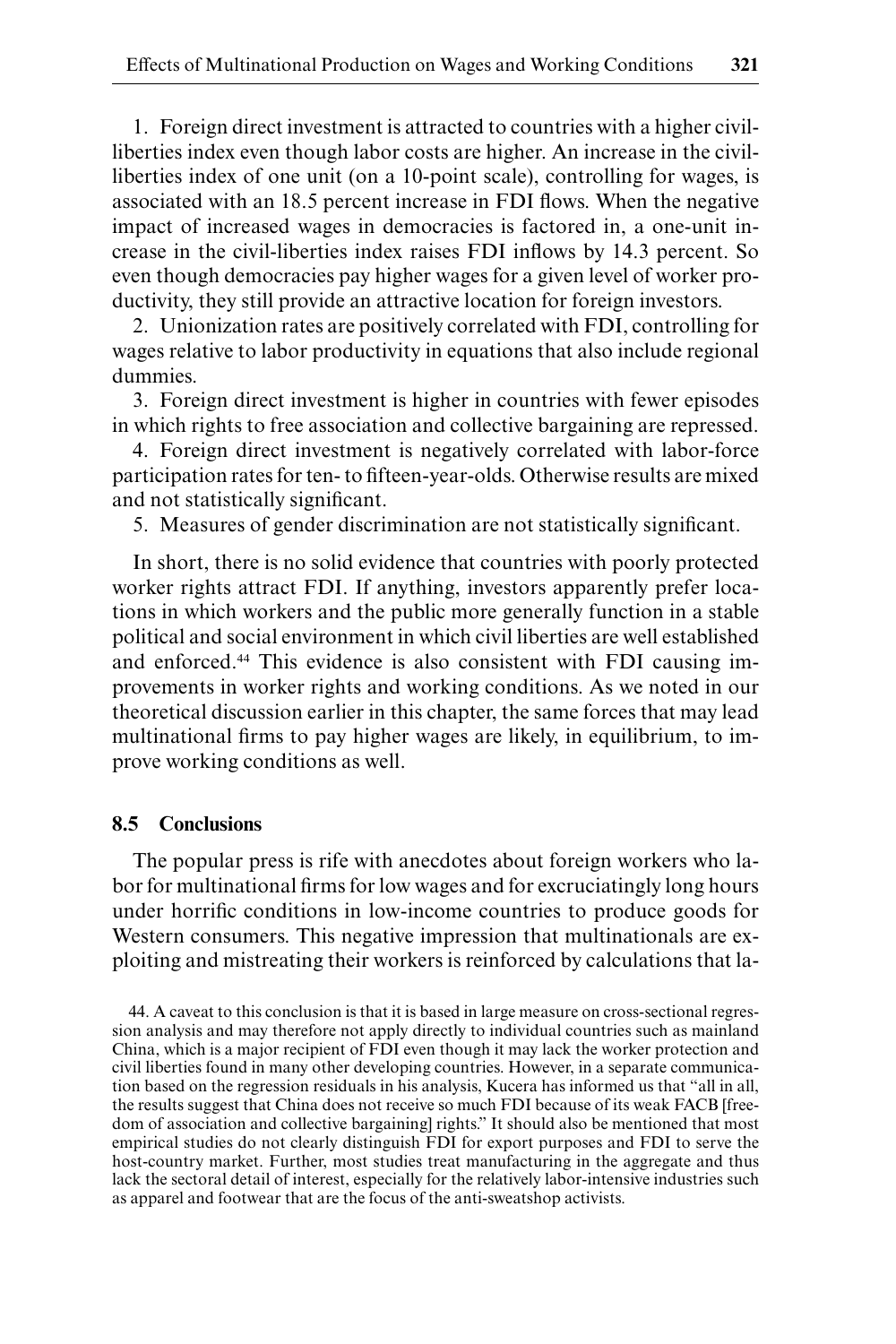1. Foreign direct investment is attracted to countries with a higher civil-liberties index even though labor costs are higher. An increase in the civil-liberties index of one unit (on a 10-point scale), controlling for wages, is associated with an 18.5 percent increase in FDI flows. When the negative impact of increased wages in democracies is factored in, a one-unit increase in the civil-liberties index raises FDI inflows by 14.3 percent. So even though democracies pay higher wages for a given level of worker productivity, they still provide an attractive location for foreign investors.

2. Unionization rates are positively correlated with FDI, controlling for wages relative to labor productivity in equations that also include regional dummies.

3. Foreign direct investment is higher in countries with fewer episodes in which rights to free association and collective bargaining are repressed.

4. Foreign direct investment is negatively correlated with labor-force participation rates for ten- to fifteen-year-olds. Otherwise results are mixed and not statistically significant.

5. Measures of gender discrimination are not statistically significant.

In short, there is no solid evidence that countries with poorly protected worker rights attract FDI. If anything, investors apparently prefer locations in which workers and the public more generally function in a stable political and social environment in which civil liberties are well established and enforced.[44] This evidence is also consistent with FDI causing improvements in worker rights and working conditions. As we noted in our theoretical discussion earlier in this chapter, the same forces that may lead multinational firms to pay higher wages are likely, in equilibrium, to improve working conditions as well.

## 8.5 Conclusions

The popular press is rife with anecdotes about foreign workers who labor for multinational firms for low wages and for excruciatingly long hours under horrific conditions in low-income countries to produce goods for Western consumers. This negative impression that multinationals are exploiting and mistreating their workers is reinforced by calculations that la-

44. A caveat to this conclusion is that it is based in large measure on cross-sectional regression analysis and may therefore not apply directly to individual countries such as mainland China, which is a major recipient of FDI even though it may lack the worker protection and civil liberties found in many other developing countries. However, in a separate communication based on the regression residuals in his analysis, Kucera has informed us that "all in all, the results suggest that China does not receive so much FDI because of its weak FACB [freedom of association and collective bargaining] rights." It should also be mentioned that most empirical studies do not clearly distinguish FDI for export purposes and FDI to serve the host-country market. Further, most studies treat manufacturing in the aggregate and thus lack the sectoral detail of interest, especially for the relatively labor-intensive industries such as apparel and footwear that are the focus of the anti-sweatshop activists.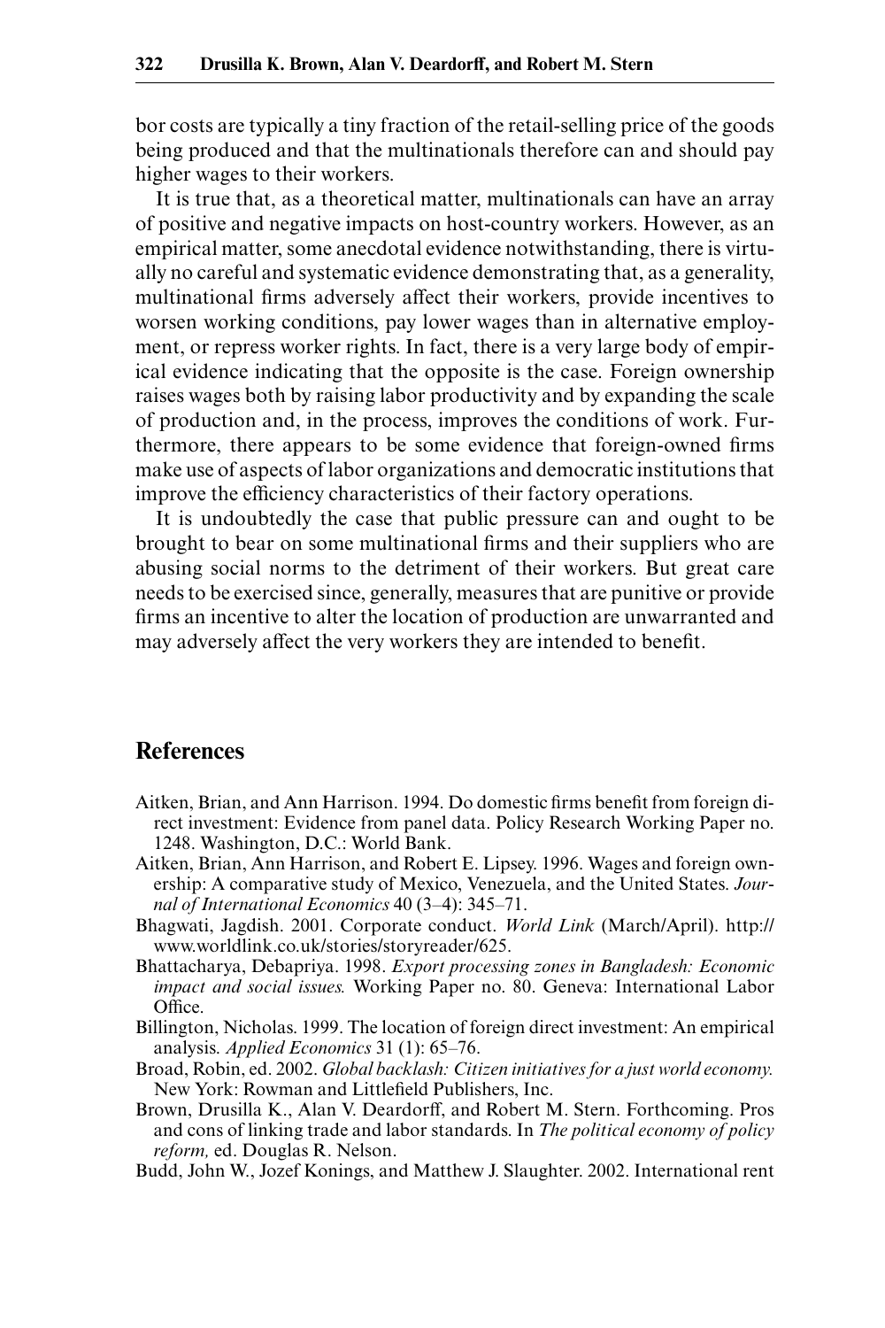bor costs are typically a tiny fraction of the retail-selling price of the goods being produced and that the multinationals therefore can and should pay higher wages to their workers.

It is true that, as a theoretical matter, multinationals can have an array of positive and negative impacts on host-country workers. However, as an empirical matter, some anecdotal evidence notwithstanding, there is virtually no careful and systematic evidence demonstrating that, as a generality, multinational firms adversely affect their workers, provide incentives to worsen working conditions, pay lower wages than in alternative employment, or repress worker rights. In fact, there is a very large body of empirical evidence indicating that the opposite is the case. Foreign ownership raises wages both by raising labor productivity and by expanding the scale of production and, in the process, improves the conditions of work. Furthermore, there appears to be some evidence that foreign-owned firms make use of aspects of labor organizations and democratic institutions that improve the efficiency characteristics of their factory operations.

It is undoubtedly the case that public pressure can and ought to be brought to bear on some multinational firms and their suppliers who are abusing social norms to the detriment of their workers. But great care needs to be exercised since, generally, measures that are punitive or provide firms an incentive to alter the location of production are unwarranted and may adversely affect the very workers they are intended to benefit.

## References

Aitken, Brian, and Ann Harrison. 1994. Do domestic firms benefit from foreign direct investment: Evidence from panel data. Policy Research Working Paper no. 1248. Washington, D.C.: World Bank.

Aitken, Brian, Ann Harrison, and Robert E. Lipsey. 1996. Wages and foreign ownership: A comparative study of Mexico, Venezuela, and the United States. *Journal of International Economics* 40 (3–4): 345–71.

Bhagwati, Jagdish. 2001. Corporate conduct. *World Link* (March/April). http://www.worldlink.co.uk/stories/storyreader/625.

Bhattacharya, Debapriya. 1998. *Export processing zones in Bangladesh: Economic impact and social issues.* Working Paper no. 80. Geneva: International Labor Office.

Billington, Nicholas. 1999. The location of foreign direct investment: An empirical analysis. *Applied Economics* 31 (1): 65–76.

Broad, Robin, ed. 2002. *Global backlash: Citizen initiatives for a just world economy.* New York: Rowman and Littlefield Publishers, Inc.

Brown, Drusilla K., Alan V. Deardorff, and Robert M. Stern. Forthcoming. Pros and cons of linking trade and labor standards. In *The political economy of policy reform,* ed. Douglas R. Nelson.

Budd, John W., Jozef Konings, and Matthew J. Slaughter. 2002. International rent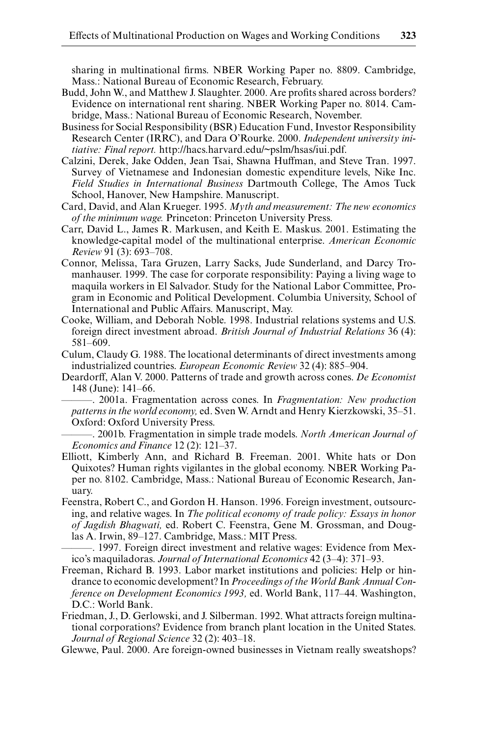sharing in multinational firms. NBER Working Paper no. 8809. Cambridge, Mass.: National Bureau of Economic Research, February.

Budd, John W., and Matthew J. Slaughter. 2000. Are profits shared across borders? Evidence on international rent sharing. NBER Working Paper no. 8014. Cambridge, Mass.: National Bureau of Economic Research, November.

Business for Social Responsibility (BSR) Education Fund, Investor Responsibility Research Center (IRRC), and Dara O'Rourke. 2000. *Independent university initiative: Final report.* http://hacs.harvard.edu/~pslm/hsas/iui.pdf.

Calzini, Derek, Jake Odden, Jean Tsai, Shawna Huffman, and Steve Tran. 1997. Survey of Vietnamese and Indonesian domestic expenditure levels, Nike Inc. *Field Studies in International Business* Dartmouth College, The Amos Tuck School, Hanover, New Hampshire. Manuscript.

Card, David, and Alan Krueger. 1995. *Myth and measurement: The new economics of the minimum wage.* Princeton: Princeton University Press.

Carr, David L., James R. Markusen, and Keith E. Maskus. 2001. Estimating the knowledge-capital model of the multinational enterprise. *American Economic Review* 91 (3): 693–708.

Connor, Melissa, Tara Gruzen, Larry Sacks, Jude Sunderland, and Darcy Tromanhauser. 1999. The case for corporate responsibility: Paying a living wage to maquila workers in El Salvador. Study for the National Labor Committee, Program in Economic and Political Development. Columbia University, School of International and Public Affairs. Manuscript, May.

Cooke, William, and Deborah Noble. 1998. Industrial relations systems and U.S. foreign direct investment abroad. *British Journal of Industrial Relations* 36 (4): 581–609.

Culum, Claudy G. 1988. The locational determinants of direct investments among industrialized countries. *European Economic Review* 32 (4): 885–904.

Deardorff, Alan V. 2000. Patterns of trade and growth across cones. *De Economist* 148 (June): 141–66.

———. 2001a. Fragmentation across cones. In *Fragmentation: New production patterns in the world economy,* ed. Sven W. Arndt and Henry Kierzkowski, 35–51. Oxford: Oxford University Press.

———. 2001b. Fragmentation in simple trade models. *North American Journal of Economics and Finance* 12 (2): 121–37.

Elliott, Kimberly Ann, and Richard B. Freeman. 2001. White hats or Don Quixotes? Human rights vigilantes in the global economy. NBER Working Paper no. 8102. Cambridge, Mass.: National Bureau of Economic Research, January.

Feenstra, Robert C., and Gordon H. Hanson. 1996. Foreign investment, outsourcing, and relative wages. In *The political economy of trade policy: Essays in honor of Jagdish Bhagwati,* ed. Robert C. Feenstra, Gene M. Grossman, and Douglas A. Irwin, 89–127. Cambridge, Mass.: MIT Press.

———. 1997. Foreign direct investment and relative wages: Evidence from Mexico's maquiladoras. *Journal of International Economics* 42 (3–4): 371–93.

Freeman, Richard B. 1993. Labor market institutions and policies: Help or hindrance to economic development? In *Proceedings of the World Bank Annual Conference on Development Economics 1993,* ed. World Bank, 117–44. Washington, D.C.: World Bank.

Friedman, J., D. Gerlowski, and J. Silberman. 1992. What attracts foreign multinational corporations? Evidence from branch plant location in the United States. *Journal of Regional Science* 32 (2): 403–18.

Glewwe, Paul. 2000. Are foreign-owned businesses in Vietnam really sweatshops?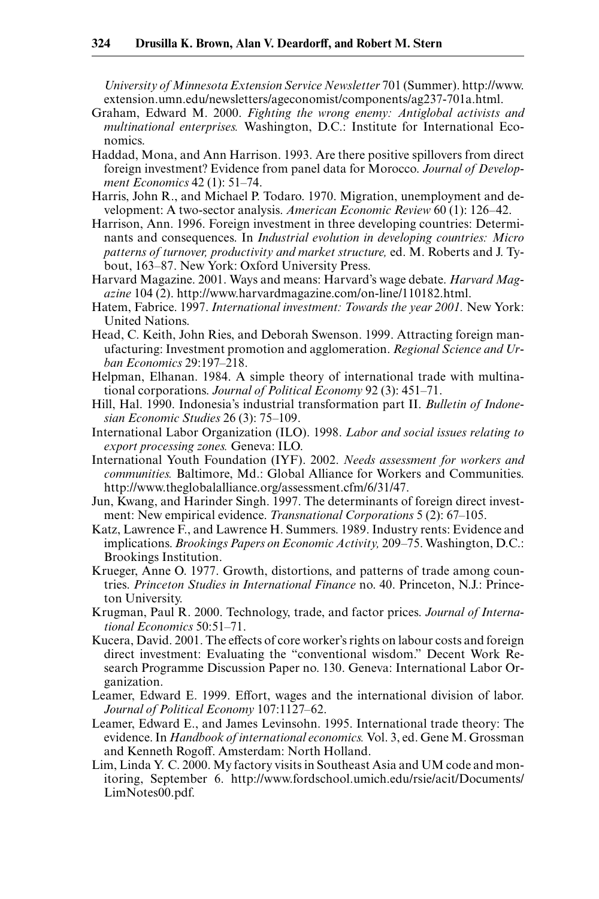*University of Minnesota Extension Service Newsletter* 701 (Summer). http://www.extension.umn.edu/newsletters/ageconomist/components/ag237-701a.html.

Graham, Edward M. 2000. *Fighting the wrong enemy: Antiglobal activists and multinational enterprises.* Washington, D.C.: Institute for International Economics.

Haddad, Mona, and Ann Harrison. 1993. Are there positive spillovers from direct foreign investment? Evidence from panel data for Morocco. *Journal of Development Economics* 42 (1): 51–74.

Harris, John R., and Michael P. Todaro. 1970. Migration, unemployment and development: A two-sector analysis. *American Economic Review* 60 (1): 126–42.

Harrison, Ann. 1996. Foreign investment in three developing countries: Determinants and consequences. In *Industrial evolution in developing countries: Micro patterns of turnover, productivity and market structure,* ed. M. Roberts and J. Tybout, 163–87. New York: Oxford University Press.

Harvard Magazine. 2001. Ways and means: Harvard's wage debate. *Harvard Magazine* 104 (2). http://www.harvardmagazine.com/on-line/110182.html.

Hatem, Fabrice. 1997. *International investment: Towards the year 2001.* New York: United Nations.

Head, C. Keith, John Ries, and Deborah Swenson. 1999. Attracting foreign manufacturing: Investment promotion and agglomeration. *Regional Science and Urban Economics* 29:197–218.

Helpman, Elhanan. 1984. A simple theory of international trade with multinational corporations. *Journal of Political Economy* 92 (3): 451–71.

Hill, Hal. 1990. Indonesia's industrial transformation part II. *Bulletin of Indonesian Economic Studies* 26 (3): 75–109.

International Labor Organization (ILO). 1998. *Labor and social issues relating to export processing zones.* Geneva: ILO.

International Youth Foundation (IYF). 2002. *Needs assessment for workers and communities.* Baltimore, Md.: Global Alliance for Workers and Communities. http://www.theglobalalliance.org/assessment.cfm/6/31/47.

Jun, Kwang, and Harinder Singh. 1997. The determinants of foreign direct investment: New empirical evidence. *Transnational Corporations* 5 (2): 67–105.

Katz, Lawrence F., and Lawrence H. Summers. 1989. Industry rents: Evidence and implications. *Brookings Papers on Economic Activity,* 209–75. Washington, D.C.: Brookings Institution.

Krueger, Anne O. 1977. Growth, distortions, and patterns of trade among countries. *Princeton Studies in International Finance* no. 40. Princeton, N.J.: Princeton University.

Krugman, Paul R. 2000. Technology, trade, and factor prices. *Journal of International Economics* 50:51–71.

Kucera, David. 2001. The effects of core worker's rights on labour costs and foreign direct investment: Evaluating the "conventional wisdom." Decent Work Research Programme Discussion Paper no. 130. Geneva: International Labor Organization.

Leamer, Edward E. 1999. Effort, wages and the international division of labor. *Journal of Political Economy* 107:1127–62.

Leamer, Edward E., and James Levinsohn. 1995. International trade theory: The evidence. In *Handbook of international economics.* Vol. 3, ed. Gene M. Grossman and Kenneth Rogoff. Amsterdam: North Holland.

Lim, Linda Y. C. 2000. My factory visits in Southeast Asia and UM code and monitoring, September 6. http://www.fordschool.umich.edu/rsie/acit/Documents/LimNotes00.pdf.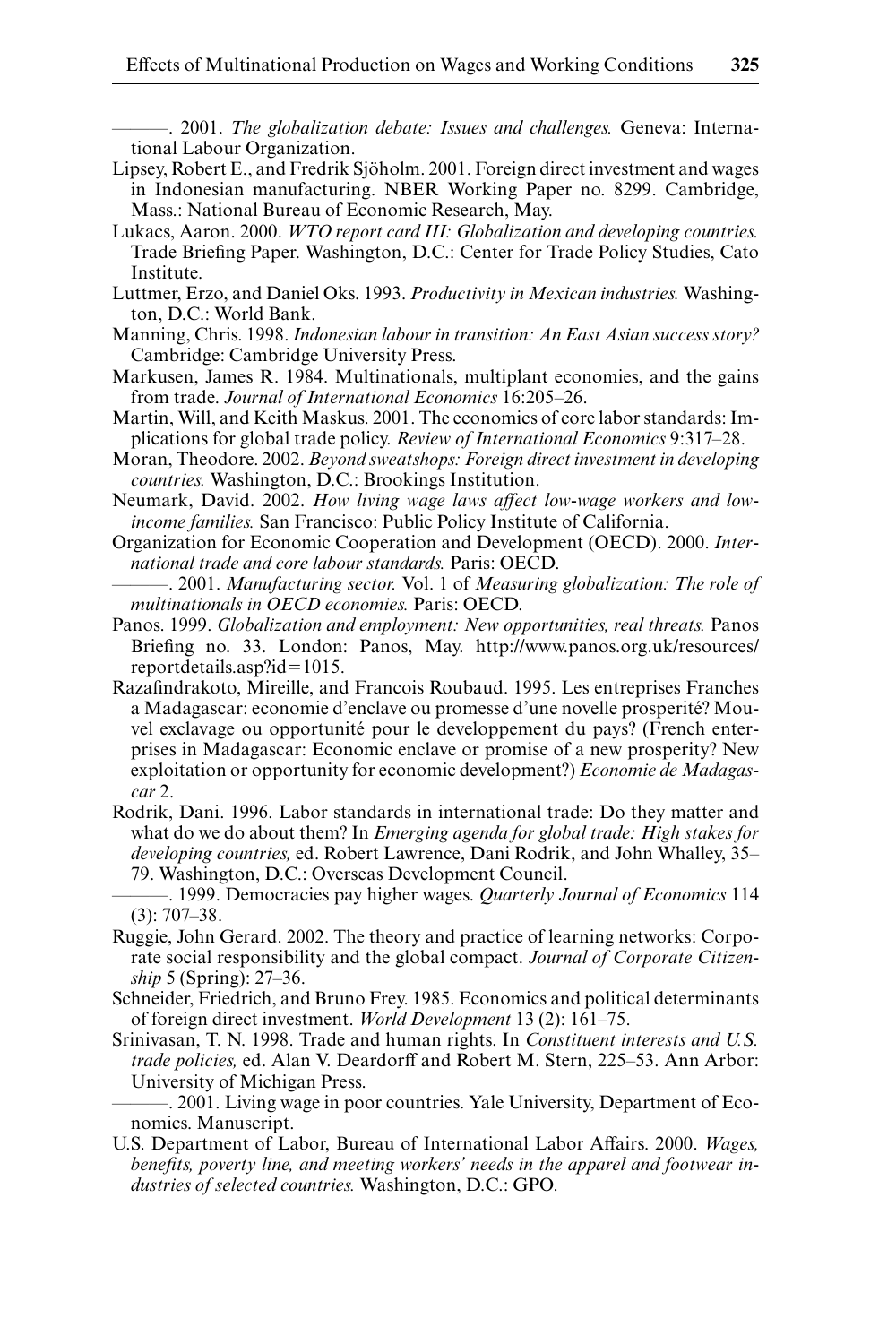———. 2001. *The globalization debate: Issues and challenges.* Geneva: International Labour Organization.

Lipsey, Robert E., and Fredrik Sjöholm. 2001. Foreign direct investment and wages in Indonesian manufacturing. NBER Working Paper no. 8299. Cambridge, Mass.: National Bureau of Economic Research, May.

Lukacs, Aaron. 2000. *WTO report card III: Globalization and developing countries.* Trade Briefing Paper. Washington, D.C.: Center for Trade Policy Studies, Cato Institute.

Luttmer, Erzo, and Daniel Oks. 1993. *Productivity in Mexican industries.* Washington, D.C.: World Bank.

Manning, Chris. 1998. *Indonesian labour in transition: An East Asian success story?* Cambridge: Cambridge University Press.

Markusen, James R. 1984. Multinationals, multiplant economies, and the gains from trade. *Journal of International Economics* 16:205–26.

Martin, Will, and Keith Maskus. 2001. The economics of core labor standards: Implications for global trade policy. *Review of International Economics* 9:317–28.

Moran, Theodore. 2002. *Beyond sweatshops: Foreign direct investment in developing countries.* Washington, D.C.: Brookings Institution.

Neumark, David. 2002. *How living wage laws affect low-wage workers and low-income families.* San Francisco: Public Policy Institute of California.

Organization for Economic Cooperation and Development (OECD). 2000. *International trade and core labour standards.* Paris: OECD.

———. 2001. *Manufacturing sector.* Vol. 1 of *Measuring globalization: The role of multinationals in OECD economies.* Paris: OECD.

Panos. 1999. *Globalization and employment: New opportunities, real threats.* Panos Briefing no. 33. London: Panos, May. http://www.panos.org.uk/resources/reportdetails.asp?id=1015.

Razafindrakoto, Mireille, and Francois Roubaud. 1995. Les entreprises Franches a Madagascar: economie d'enclave ou promesse d'une novelle prosperité? Mouvel exclavage ou opportunité pour le developpement du pays? (French enterprises in Madagascar: Economic enclave or promise of a new prosperity? New exploitation or opportunity for economic development?) *Economie de Madagascar* 2.

Rodrik, Dani. 1996. Labor standards in international trade: Do they matter and what do we do about them? In *Emerging agenda for global trade: High stakes for developing countries,* ed. Robert Lawrence, Dani Rodrik, and John Whalley, 35–79. Washington, D.C.: Overseas Development Council.

———. 1999. Democracies pay higher wages. *Quarterly Journal of Economics* 114 (3): 707–38.

Ruggie, John Gerard. 2002. The theory and practice of learning networks: Corporate social responsibility and the global compact. *Journal of Corporate Citizenship* 5 (Spring): 27–36.

Schneider, Friedrich, and Bruno Frey. 1985. Economics and political determinants of foreign direct investment. *World Development* 13 (2): 161–75.

Srinivasan, T. N. 1998. Trade and human rights. In *Constituent interests and U.S. trade policies,* ed. Alan V. Deardorff and Robert M. Stern, 225–53. Ann Arbor: University of Michigan Press.

———. 2001. Living wage in poor countries. Yale University, Department of Economics. Manuscript.

U.S. Department of Labor, Bureau of International Labor Affairs. 2000. *Wages, benefits, poverty line, and meeting workers' needs in the apparel and footwear industries of selected countries.* Washington, D.C.: GPO.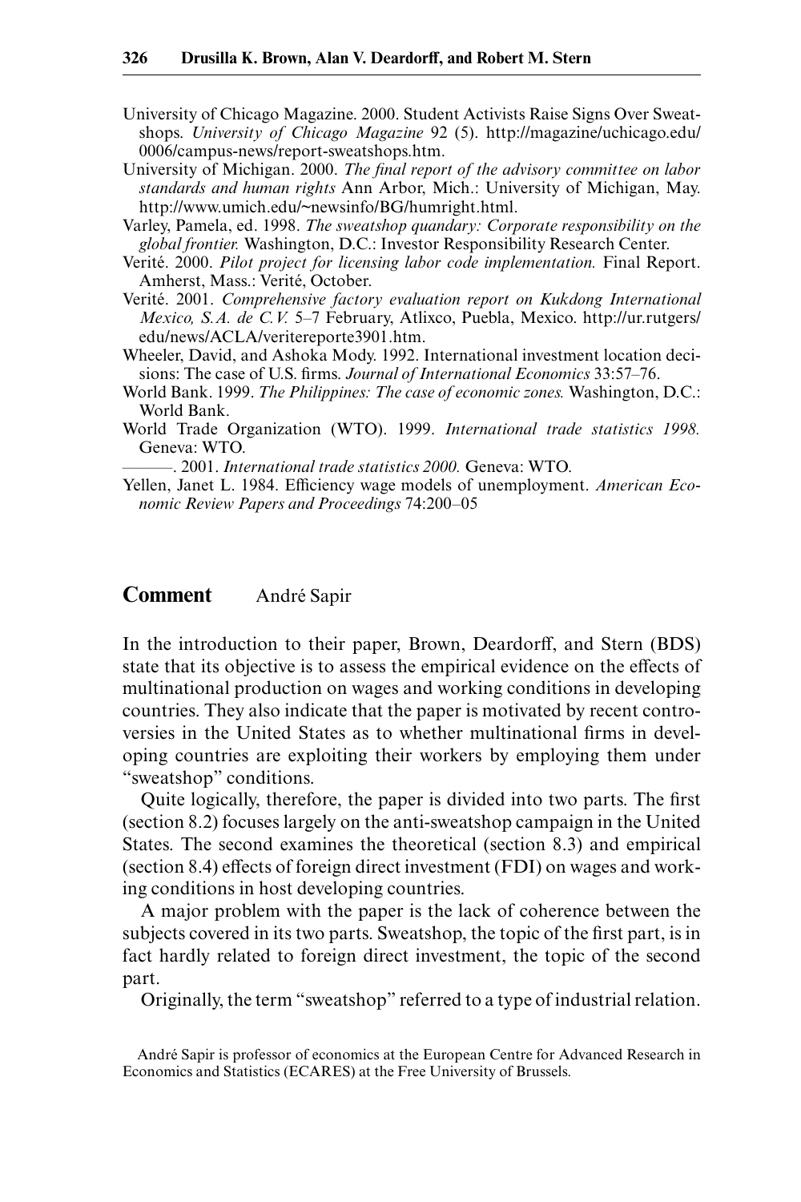University of Chicago Magazine. 2000. Student Activists Raise Signs Over Sweatshops. *University of Chicago Magazine* 92 (5). http://magazine/uchicago.edu/0006/campus-news/report-sweatshops.htm.

University of Michigan. 2000. *The final report of the advisory committee on labor standards and human rights* Ann Arbor, Mich.: University of Michigan, May. http://www.umich.edu/~newsinfo/BG/humright.html.

Varley, Pamela, ed. 1998. *The sweatshop quandary: Corporate responsibility on the global frontier.* Washington, D.C.: Investor Responsibility Research Center.

Verité. 2000. *Pilot project for licensing labor code implementation.* Final Report. Amherst, Mass.: Verité, October.

Verité. 2001. *Comprehensive factory evaluation report on Kukdong International Mexico, S.A. de C.V.* 5–7 February, Atlixco, Puebla, Mexico. http://ur.rutgers/edu/news/ACLA/veritereporte3901.htm.

Wheeler, David, and Ashoka Mody. 1992. International investment location decisions: The case of U.S. firms. *Journal of International Economics* 33:57–76.

World Bank. 1999. *The Philippines: The case of economic zones.* Washington, D.C.: World Bank.

World Trade Organization (WTO). 1999. *International trade statistics 1998.* Geneva: WTO.

———. 2001. *International trade statistics 2000.* Geneva: WTO.

Yellen, Janet L. 1984. Efficiency wage models of unemployment. *American Economic Review Papers and Proceedings* 74:200–05

## Comment André Sapir

In the introduction to their paper, Brown, Deardorff, and Stern (BDS) state that its objective is to assess the empirical evidence on the effects of multinational production on wages and working conditions in developing countries. They also indicate that the paper is motivated by recent controversies in the United States as to whether multinational firms in developing countries are exploiting their workers by employing them under "sweatshop" conditions.

Quite logically, therefore, the paper is divided into two parts. The first (section 8.2) focuses largely on the anti-sweatshop campaign in the United States. The second examines the theoretical (section 8.3) and empirical (section 8.4) effects of foreign direct investment (FDI) on wages and working conditions in host developing countries.

A major problem with the paper is the lack of coherence between the subjects covered in its two parts. Sweatshop, the topic of the first part, is in fact hardly related to foreign direct investment, the topic of the second part.

Originally, the term "sweatshop" referred to a type of industrial relation.

André Sapir is professor of economics at the European Centre for Advanced Research in Economics and Statistics (ECARES) at the Free University of Brussels.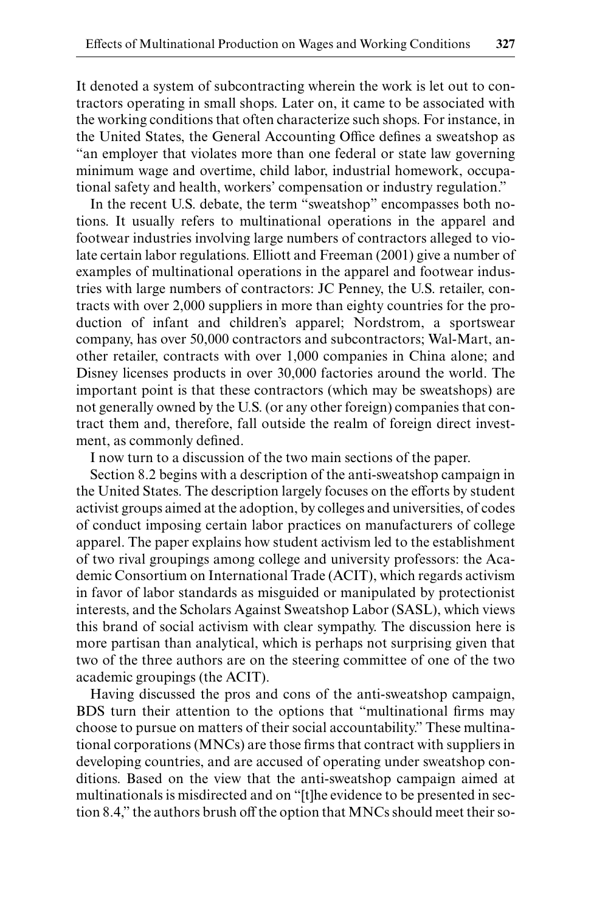It denoted a system of subcontracting wherein the work is let out to contractors operating in small shops. Later on, it came to be associated with the working conditions that often characterize such shops. For instance, in the United States, the General Accounting Office defines a sweatshop as "an employer that violates more than one federal or state law governing minimum wage and overtime, child labor, industrial homework, occupational safety and health, workers' compensation or industry regulation."

In the recent U.S. debate, the term "sweatshop" encompasses both notions. It usually refers to multinational operations in the apparel and footwear industries involving large numbers of contractors alleged to violate certain labor regulations. Elliott and Freeman (2001) give a number of examples of multinational operations in the apparel and footwear industries with large numbers of contractors: JC Penney, the U.S. retailer, contracts with over 2,000 suppliers in more than eighty countries for the production of infant and children's apparel; Nordstrom, a sportswear company, has over 50,000 contractors and subcontractors; Wal-Mart, another retailer, contracts with over 1,000 companies in China alone; and Disney licenses products in over 30,000 factories around the world. The important point is that these contractors (which may be sweatshops) are not generally owned by the U.S. (or any other foreign) companies that contract them and, therefore, fall outside the realm of foreign direct investment, as commonly defined.

I now turn to a discussion of the two main sections of the paper.

Section 8.2 begins with a description of the anti-sweatshop campaign in the United States. The description largely focuses on the efforts by student activist groups aimed at the adoption, by colleges and universities, of codes of conduct imposing certain labor practices on manufacturers of college apparel. The paper explains how student activism led to the establishment of two rival groupings among college and university professors: the Academic Consortium on International Trade (ACIT), which regards activism in favor of labor standards as misguided or manipulated by protectionist interests, and the Scholars Against Sweatshop Labor (SASL), which views this brand of social activism with clear sympathy. The discussion here is more partisan than analytical, which is perhaps not surprising given that two of the three authors are on the steering committee of one of the two academic groupings (the ACIT).

Having discussed the pros and cons of the anti-sweatshop campaign, BDS turn their attention to the options that "multinational firms may choose to pursue on matters of their social accountability." These multinational corporations (MNCs) are those firms that contract with suppliers in developing countries, and are accused of operating under sweatshop conditions. Based on the view that the anti-sweatshop campaign aimed at multinationals is misdirected and on "[t]he evidence to be presented in section 8.4," the authors brush off the option that MNCs should meet their so-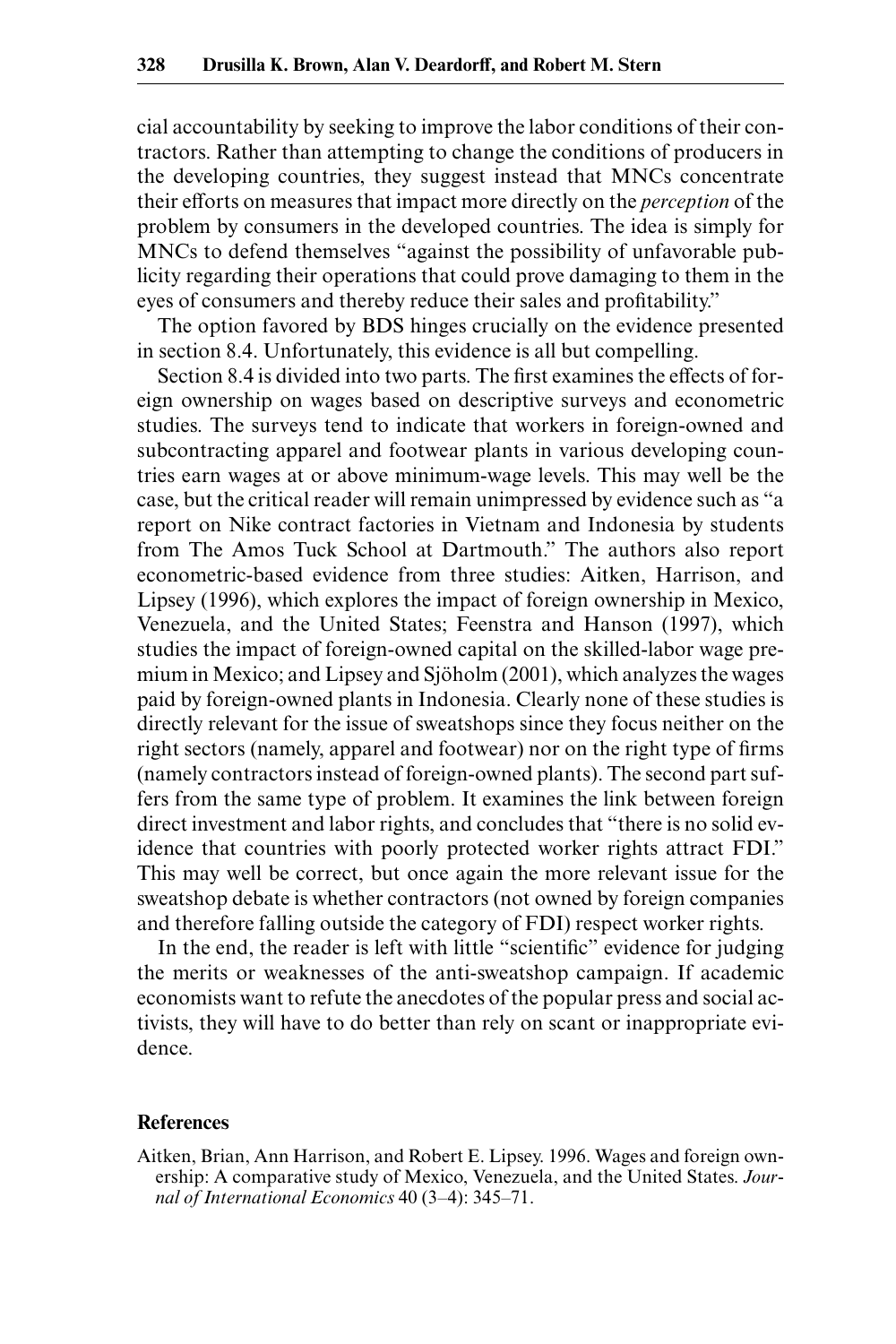cial accountability by seeking to improve the labor conditions of their contractors. Rather than attempting to change the conditions of producers in the developing countries, they suggest instead that MNCs concentrate their efforts on measures that impact more directly on the *perception* of the problem by consumers in the developed countries. The idea is simply for MNCs to defend themselves "against the possibility of unfavorable publicity regarding their operations that could prove damaging to them in the eyes of consumers and thereby reduce their sales and profitability."

The option favored by BDS hinges crucially on the evidence presented in section 8.4. Unfortunately, this evidence is all but compelling.

Section 8.4 is divided into two parts. The first examines the effects of foreign ownership on wages based on descriptive surveys and econometric studies. The surveys tend to indicate that workers in foreign-owned and subcontracting apparel and footwear plants in various developing countries earn wages at or above minimum-wage levels. This may well be the case, but the critical reader will remain unimpressed by evidence such as "a report on Nike contract factories in Vietnam and Indonesia by students from The Amos Tuck School at Dartmouth." The authors also report econometric-based evidence from three studies: Aitken, Harrison, and Lipsey (1996), which explores the impact of foreign ownership in Mexico, Venezuela, and the United States; Feenstra and Hanson (1997), which studies the impact of foreign-owned capital on the skilled-labor wage premium in Mexico; and Lipsey and Sjöholm (2001), which analyzes the wages paid by foreign-owned plants in Indonesia. Clearly none of these studies is directly relevant for the issue of sweatshops since they focus neither on the right sectors (namely, apparel and footwear) nor on the right type of firms (namely contractors instead of foreign-owned plants). The second part suffers from the same type of problem. It examines the link between foreign direct investment and labor rights, and concludes that "there is no solid evidence that countries with poorly protected worker rights attract FDI." This may well be correct, but once again the more relevant issue for the sweatshop debate is whether contractors (not owned by foreign companies and therefore falling outside the category of FDI) respect worker rights.

In the end, the reader is left with little "scientific" evidence for judging the merits or weaknesses of the anti-sweatshop campaign. If academic economists want to refute the anecdotes of the popular press and social activists, they will have to do better than rely on scant or inappropriate evidence.

## References

Aitken, Brian, Ann Harrison, and Robert E. Lipsey. 1996. Wages and foreign ownership: A comparative study of Mexico, Venezuela, and the United States. *Journal of International Economics* 40 (3–4): 345–71.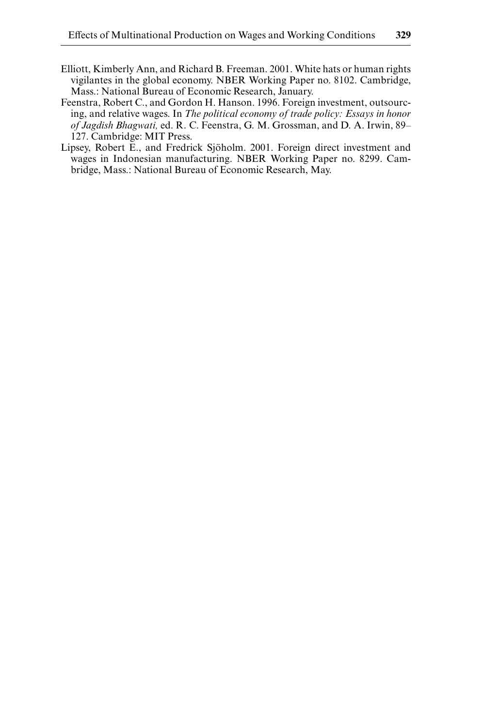Elliott, Kimberly Ann, and Richard B. Freeman. 2001. White hats or human rights vigilantes in the global economy. NBER Working Paper no. 8102. Cambridge, Mass.: National Bureau of Economic Research, January.

Feenstra, Robert C., and Gordon H. Hanson. 1996. Foreign investment, outsourcing, and relative wages. In *The political economy of trade policy: Essays in honor of Jagdish Bhagwati,* ed. R. C. Feenstra, G. M. Grossman, and D. A. Irwin, 89–127. Cambridge: MIT Press.

Lipsey, Robert E., and Fredrick Sjöholm. 2001. Foreign direct investment and wages in Indonesian manufacturing. NBER Working Paper no. 8299. Cambridge, Mass.: National Bureau of Economic Research, May.